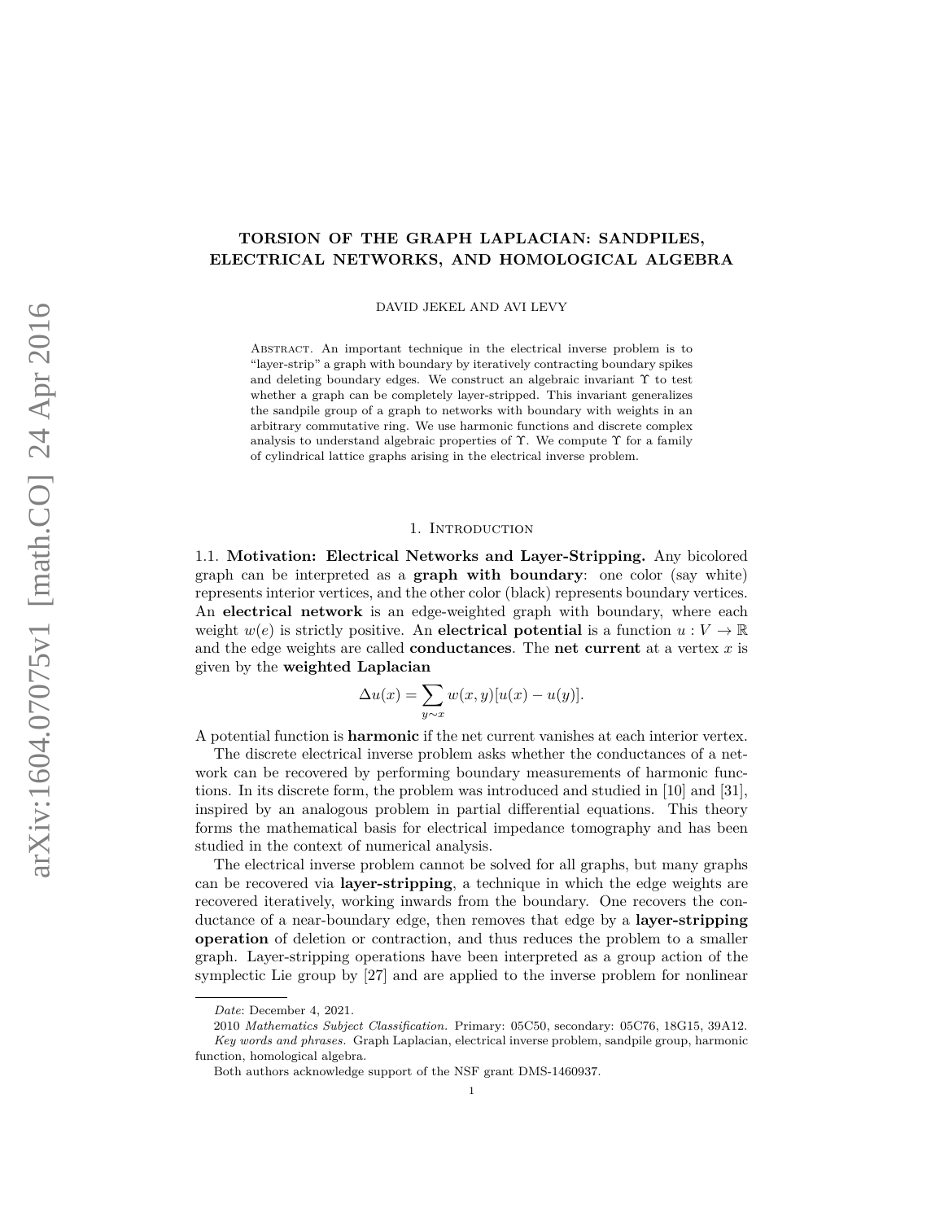# TORSION OF THE GRAPH LAPLACIAN: SANDPILES, ELECTRICAL NETWORKS, AND HOMOLOGICAL ALGEBRA

DAVID JEKEL AND AVI LEVY

Abstract. An important technique in the electrical inverse problem is to "layer-strip" a graph with boundary by iteratively contracting boundary spikes and deleting boundary edges. We construct an algebraic invariant $\Upsilon$ to test whether a graph can be completely layer-stripped. This invariant generalizes the sandpile group of a graph to networks with boundary with weights in an arbitrary commutative ring. We use harmonic functions and discrete complex analysis to understand algebraic properties of $\Upsilon$. We compute $\Upsilon$ for a family of cylindrical lattice graphs arising in the electrical inverse problem.

## 1. Introduction

### 1.1. Motivation: Electrical Networks and Layer-Stripping.

Any bicolored graph can be interpreted as a **graph with boundary**: one color (say white) represents interior vertices, and the other color (black) represents boundary vertices. An **electrical network** is an edge-weighted graph with boundary, where each weight $w(e)$ is strictly positive. An **electrical potential** is a function $u : V \to \mathbb{R}$ and the edge weights are called **conductances**. The **net current** at a vertex $x$ is given by the **weighted Laplacian**

$$\Delta u(x) = \sum_{y \sim x} w(x, y)[u(x) - u(y)].$$

A potential function is **harmonic** if the net current vanishes at each interior vertex.

The discrete electrical inverse problem asks whether the conductances of a network can be recovered by performing boundary measurements of harmonic functions. In its discrete form, the problem was introduced and studied in [10] and [31], inspired by an analogous problem in partial differential equations. This theory forms the mathematical basis for electrical impedance tomography and has been studied in the context of numerical analysis.

The electrical inverse problem cannot be solved for all graphs, but many graphs can be recovered via **layer-stripping**, a technique in which the edge weights are recovered iteratively, working inwards from the boundary. One recovers the conductance of a near-boundary edge, then removes that edge by a **layer-stripping operation** of deletion or contraction, and thus reduces the problem to a smaller graph. Layer-stripping operations have been interpreted as a group action of the symplectic Lie group by [27] and are applied to the inverse problem for nonlinear

*Date*: December 4, 2021.

2010 *Mathematics Subject Classification.* Primary: 05C50, secondary: 05C76, 18G15, 39A12.

*Key words and phrases.* Graph Laplacian, electrical inverse problem, sandpile group, harmonic function, homological algebra.

Both authors acknowledge support of the NSF grant DMS-1460937.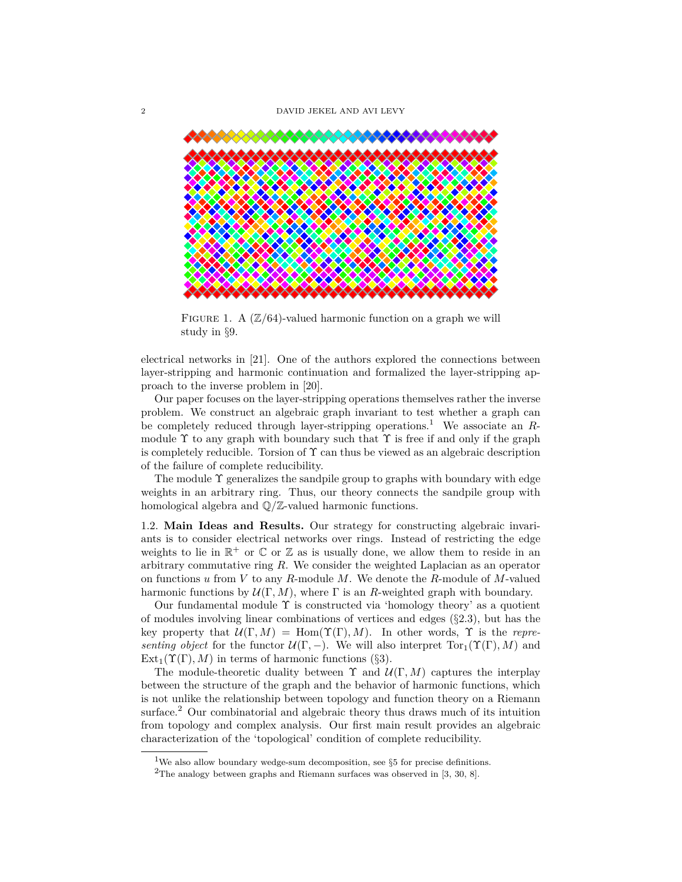FIGURE 1. A $(\mathbb{Z}/64)$-valued harmonic function on a graph we will study in §9.

electrical networks in [21]. One of the authors explored the connections between layer-stripping and harmonic continuation and formalized the layer-stripping approach to the inverse problem in [20].

Our paper focuses on the layer-stripping operations themselves rather the inverse problem. We construct an algebraic graph invariant to test whether a graph can be completely reduced through layer-stripping operations.[1] We associate an $R$-module $\Upsilon$ to any graph with boundary such that $\Upsilon$ is free if and only if the graph is completely reducible. Torsion of $\Upsilon$ can thus be viewed as an algebraic description of the failure of complete reducibility.

The module $\Upsilon$ generalizes the sandpile group to graphs with boundary with edge weights in an arbitrary ring. Thus, our theory connects the sandpile group with homological algebra and $\mathbb{Q}/\mathbb{Z}$-valued harmonic functions.

### 1.2. Main Ideas and Results.

Our strategy for constructing algebraic invariants is to consider electrical networks over rings. Instead of restricting the edge weights to lie in $\mathbb{R}^+$ or $\mathbb{C}$ or $\mathbb{Z}$ as is usually done, we allow them to reside in an arbitrary commutative ring $R$. We consider the weighted Laplacian as an operator on functions $u$ from $V$ to any $R$-module $M$. We denote the $R$-module of $M$-valued harmonic functions by $\mathcal{U}(\Gamma, M)$, where $\Gamma$ is an $R$-weighted graph with boundary.

Our fundamental module $\Upsilon$ is constructed via 'homology theory' as a quotient of modules involving linear combinations of vertices and edges (§2.3), but has the key property that $\mathcal{U}(\Gamma, M) = \mathrm{Hom}(\Upsilon(\Gamma), M)$. In other words, $\Upsilon$ is the *representing object* for the functor $\mathcal{U}(\Gamma, -)$. We will also interpret $\mathrm{Tor}_1(\Upsilon(\Gamma), M)$ and $\mathrm{Ext}_1(\Upsilon(\Gamma), M)$ in terms of harmonic functions (§3).

The module-theoretic duality between $\Upsilon$ and $\mathcal{U}(\Gamma, M)$ captures the interplay between the structure of the graph and the behavior of harmonic functions, which is not unlike the relationship between topology and function theory on a Riemann surface.[2] Our combinatorial and algebraic theory thus draws much of its intuition from topology and complex analysis. Our first main result provides an algebraic characterization of the 'topological' condition of complete reducibility.

[1] We also allow boundary wedge-sum decomposition, see §5 for precise definitions.

[2] The analogy between graphs and Riemann surfaces was observed in [3, 30, 8].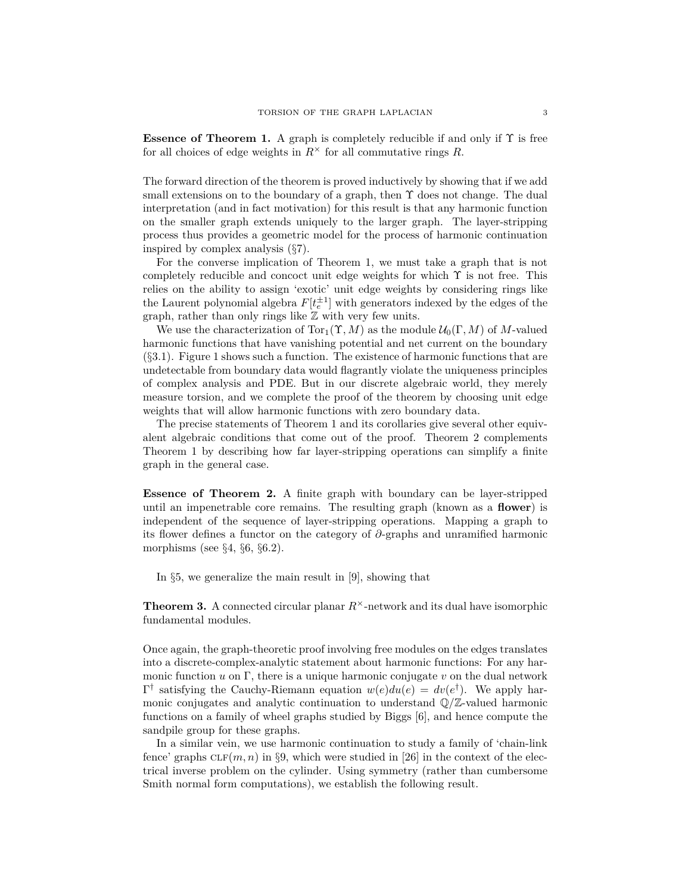**Essence of Theorem 1.** A graph is completely reducible if and only if $\Upsilon$ is free for all choices of edge weights in $R^\times$ for all commutative rings $R$.

The forward direction of the theorem is proved inductively by showing that if we add small extensions on to the boundary of a graph, then $\Upsilon$ does not change. The dual interpretation (and in fact motivation) for this result is that any harmonic function on the smaller graph extends uniquely to the larger graph. The layer-stripping process thus provides a geometric model for the process of harmonic continuation inspired by complex analysis (§7).

For the converse implication of Theorem 1, we must take a graph that is not completely reducible and concoct unit edge weights for which $\Upsilon$ is not free. This relies on the ability to assign 'exotic' unit edge weights by considering rings like the Laurent polynomial algebra $F[t_e^{\pm 1}]$ with generators indexed by the edges of the graph, rather than only rings like $\mathbb{Z}$ with very few units.

We use the characterization of $\operatorname{Tor}_1(\Upsilon, M)$ as the module $\mathcal{U}_0(\Gamma, M)$ of $M$-valued harmonic functions that have vanishing potential and net current on the boundary (§3.1). Figure 1 shows such a function. The existence of harmonic functions that are undetectable from boundary data would flagrantly violate the uniqueness principles of complex analysis and PDE. But in our discrete algebraic world, they merely measure torsion, and we complete the proof of the theorem by choosing unit edge weights that will allow harmonic functions with zero boundary data.

The precise statements of Theorem 1 and its corollaries give several other equivalent algebraic conditions that come out of the proof. Theorem 2 complements Theorem 1 by describing how far layer-stripping operations can simplify a finite graph in the general case.

**Essence of Theorem 2.** A finite graph with boundary can be layer-stripped until an impenetrable core remains. The resulting graph (known as a **flower**) is independent of the sequence of layer-stripping operations. Mapping a graph to its flower defines a functor on the category of $\partial$-graphs and unramified harmonic morphisms (see §4, §6, §6.2).

In §5, we generalize the main result in [9], showing that

**Theorem 3.** A connected circular planar $R^\times$-network and its dual have isomorphic fundamental modules.

Once again, the graph-theoretic proof involving free modules on the edges translates into a discrete-complex-analytic statement about harmonic functions: For any harmonic function $u$ on $\Gamma$, there is a unique harmonic conjugate $v$ on the dual network $\Gamma^\dagger$ satisfying the Cauchy-Riemann equation $w(e)du(e) = dv(e^\dagger)$. We apply harmonic conjugates and analytic continuation to understand $\mathbb{Q}/\mathbb{Z}$-valued harmonic functions on a family of wheel graphs studied by Biggs [6], and hence compute the sandpile group for these graphs.

In a similar vein, we use harmonic continuation to study a family of 'chain-link fence' graphs $\textsc{clf}(m, n)$ in §9, which were studied in [26] in the context of the electrical inverse problem on the cylinder. Using symmetry (rather than cumbersome Smith normal form computations), we establish the following result.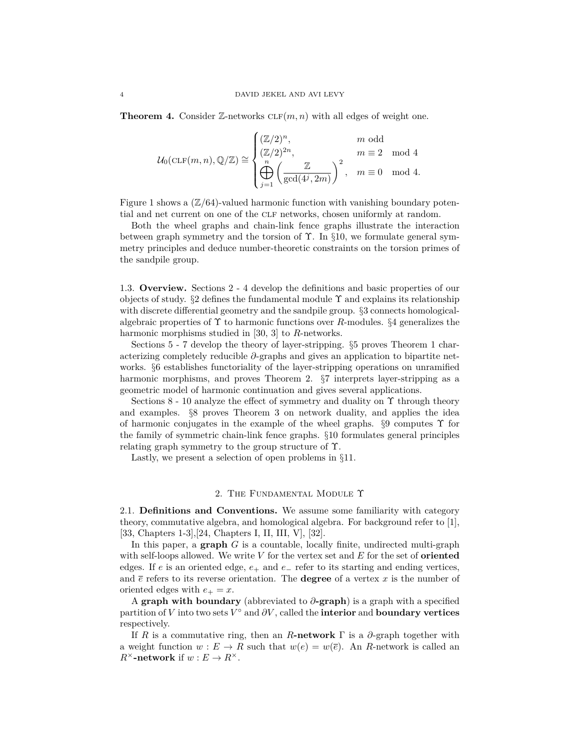**Theorem 4.** Consider $\mathbb{Z}$-networks $\textsc{clf}(m,n)$ with all edges of weight one.

$$\mathcal{U}_0(\textsc{clf}(m,n), \mathbb{Q}/\mathbb{Z}) \cong \begin{cases} (\mathbb{Z}/2)^n, & m \text{ odd} \\ (\mathbb{Z}/2)^{2n}, & m \equiv 2 \mod 4 \\ \displaystyle\bigoplus_{j=1}^{n} \left( \frac{\mathbb{Z}}{\gcd(4^j, 2m)} \right)^2, & m \equiv 0 \mod 4. \end{cases}$$

Figure 1 shows a $(\mathbb{Z}/64)$-valued harmonic function with vanishing boundary potential and net current on one of the $\textsc{clf}$ networks, chosen uniformly at random.

Both the wheel graphs and chain-link fence graphs illustrate the interaction between graph symmetry and the torsion of $\Upsilon$. In §10, we formulate general symmetry principles and deduce number-theoretic constraints on the torsion primes of the sandpile group.

### 1.3. Overview.

Sections 2 - 4 develop the definitions and basic properties of our objects of study. §2 defines the fundamental module $\Upsilon$ and explains its relationship with discrete differential geometry and the sandpile group. §3 connects homological-algebraic properties of $\Upsilon$ to harmonic functions over $R$-modules. §4 generalizes the harmonic morphisms studied in [30, 3] to $R$-networks.

Sections 5 - 7 develop the theory of layer-stripping. §5 proves Theorem 1 characterizing completely reducible $\partial$-graphs and gives an application to bipartite networks. §6 establishes functoriality of the layer-stripping operations on unramified harmonic morphisms, and proves Theorem 2. §7 interprets layer-stripping as a geometric model of harmonic continuation and gives several applications.

Sections 8 - 10 analyze the effect of symmetry and duality on $\Upsilon$ through theory and examples. §8 proves Theorem 3 on network duality, and applies the idea of harmonic conjugates in the example of the wheel graphs. §9 computes $\Upsilon$ for the family of symmetric chain-link fence graphs. §10 formulates general principles relating graph symmetry to the group structure of $\Upsilon$.

Lastly, we present a selection of open problems in §11.

## 2. The Fundamental Module $\Upsilon$

### 2.1. Definitions and Conventions.

We assume some familiarity with category theory, commutative algebra, and homological algebra. For background refer to [1], [33, Chapters 1-3],[24, Chapters I, II, III, V], [32].

In this paper, a **graph** $G$ is a countable, locally finite, undirected multi-graph with self-loops allowed. We write $V$ for the vertex set and $E$ for the set of **oriented** edges. If $e$ is an oriented edge, $e_+$ and $e_-$ refer to its starting and ending vertices, and $\overline{e}$ refers to its reverse orientation. The **degree** of a vertex $x$ is the number of oriented edges with $e_+ = x$.

A **graph with boundary** (abbreviated to **$\partial$-graph**) is a graph with a specified partition of $V$ into two sets $V^\circ$ and $\partial V$, called the **interior** and **boundary vertices** respectively.

If $R$ is a commutative ring, then an **$R$-network** $\Gamma$ is a $\partial$-graph together with a weight function $w : E \to R$ such that $w(e) = w(\overline{e})$. An $R$-network is called an **$R^\times$-network** if $w : E \to R^\times$.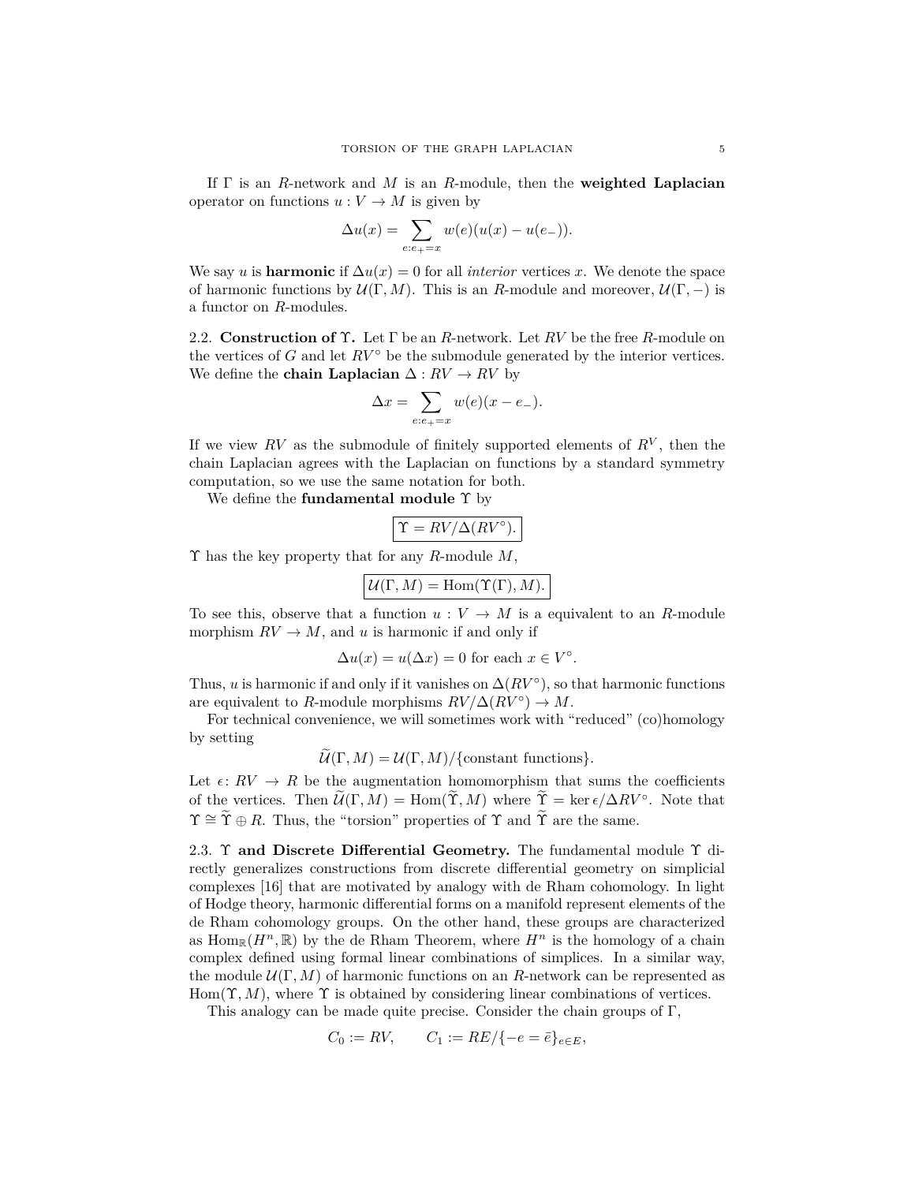If $\Gamma$ is an $R$-network and $M$ is an $R$-module, then the **weighted Laplacian** operator on functions $u : V \to M$ is given by

$$\Delta u(x) = \sum_{e: e_+ = x} w(e)(u(x) - u(e_-)).$$

We say $u$ is **harmonic** if $\Delta u(x) = 0$ for all *interior* vertices $x$. We denote the space of harmonic functions by $\mathcal{U}(\Gamma, M)$. This is an $R$-module and moreover, $\mathcal{U}(\Gamma, -)$ is a functor on $R$-modules.

### 2.2. Construction of $\Upsilon$.

Let $\Gamma$ be an $R$-network. Let $RV$ be the free $R$-module on the vertices of $G$ and let $RV^\circ$ be the submodule generated by the interior vertices. We define the **chain Laplacian** $\Delta : RV \to RV$ by

$$\Delta x = \sum_{e: e_+ = x} w(e)(x - e_-).$$

If we view $RV$ as the submodule of finitely supported elements of $R^V$, then the chain Laplacian agrees with the Laplacian on functions by a standard symmetry computation, so we use the same notation for both.

We define the **fundamental module** $\Upsilon$ by

$$\boxed{\Upsilon = RV/\Delta(RV^\circ).}$$

$\Upsilon$ has the key property that for any $R$-module $M$,

$$\boxed{\mathcal{U}(\Gamma, M) = \operatorname{Hom}(\Upsilon(\Gamma), M).}$$

To see this, observe that a function $u : V \to M$ is a equivalent to an $R$-module morphism $RV \to M$, and $u$ is harmonic if and only if

$$\Delta u(x) = u(\Delta x) = 0 \text{ for each } x \in V^\circ.$$

Thus, $u$ is harmonic if and only if it vanishes on $\Delta(RV^\circ)$, so that harmonic functions are equivalent to $R$-module morphisms $RV/\Delta(RV^\circ) \to M$.

For technical convenience, we will sometimes work with "reduced" (co)homology by setting

$$\widetilde{\mathcal{U}}(\Gamma, M) = \mathcal{U}(\Gamma, M)/\{\text{constant functions}\}.$$

Let $\epsilon \colon RV \to R$ be the augmentation homomorphism that sums the coefficients of the vertices. Then $\widetilde{\mathcal{U}}(\Gamma, M) = \operatorname{Hom}(\widetilde{\Upsilon}, M)$ where $\widetilde{\Upsilon} = \ker \epsilon / \Delta RV^\circ$. Note that $\Upsilon \cong \widetilde{\Upsilon} \oplus R$. Thus, the "torsion" properties of $\Upsilon$ and $\widetilde{\Upsilon}$ are the same.

### 2.3. $\Upsilon$ and Discrete Differential Geometry.

The fundamental module $\Upsilon$ directly generalizes constructions from discrete differential geometry on simplicial complexes [16] that are motivated by analogy with de Rham cohomology. In light of Hodge theory, harmonic differential forms on a manifold represent elements of the de Rham cohomology groups. On the other hand, these groups are characterized as $\operatorname{Hom}_{\mathbb{R}}(H^n, \mathbb{R})$ by the de Rham Theorem, where $H^n$ is the homology of a chain complex defined using formal linear combinations of simplices. In a similar way, the module $\mathcal{U}(\Gamma, M)$ of harmonic functions on an $R$-network can be represented as $\operatorname{Hom}(\Upsilon, M)$, where $\Upsilon$ is obtained by considering linear combinations of vertices.

This analogy can be made quite precise. Consider the chain groups of $\Gamma$,

$$C_0 := RV, \qquad C_1 := RE/\{-e = \bar{e}\}_{e \in E},$$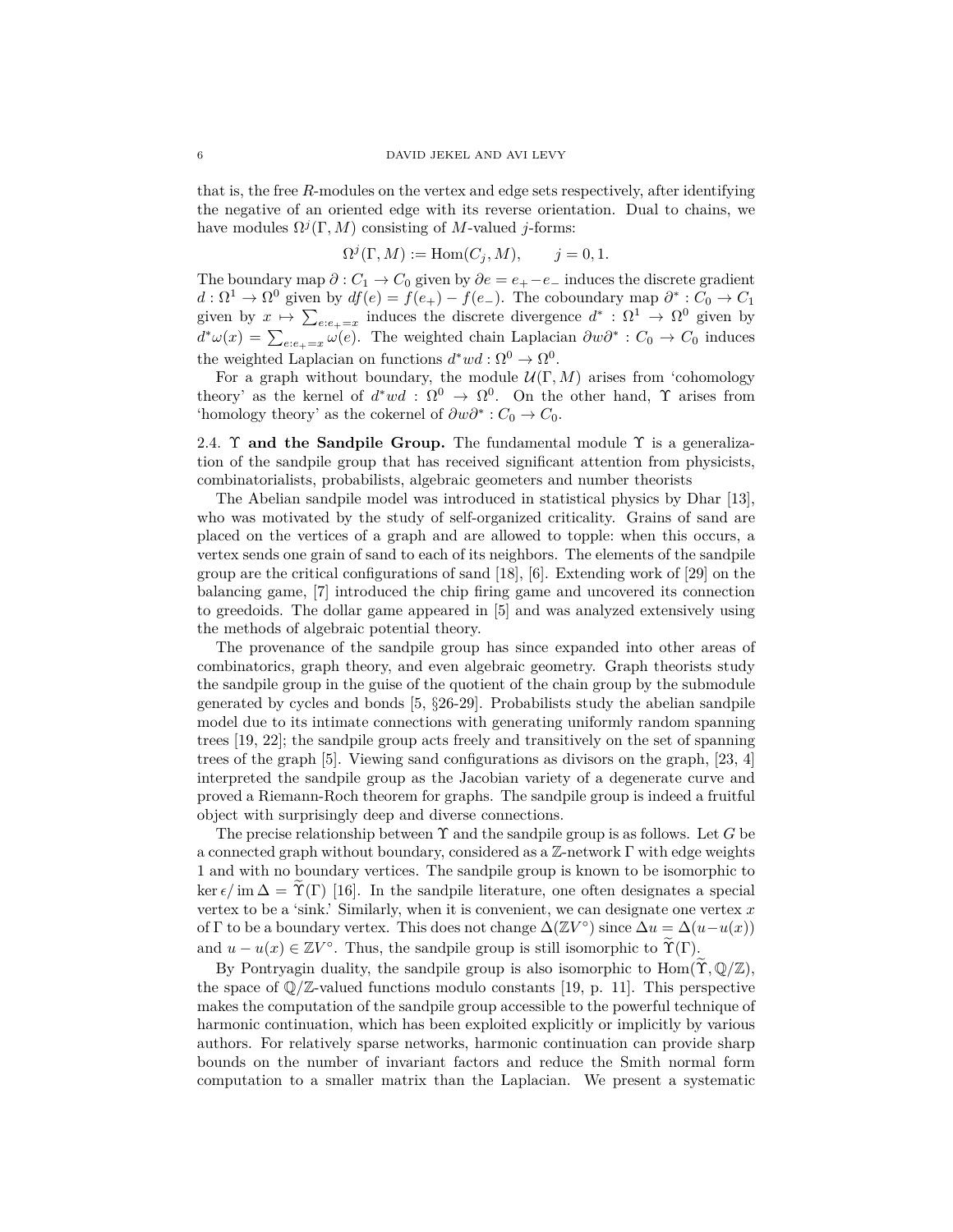that is, the free $R$-modules on the vertex and edge sets respectively, after identifying the negative of an oriented edge with its reverse orientation. Dual to chains, we have modules $\Omega^j(\Gamma, M)$ consisting of $M$-valued $j$-forms:

$$\Omega^j(\Gamma, M) := \operatorname{Hom}(C_j, M), \qquad j = 0, 1.$$

The boundary map $\partial : C_1 \to C_0$ given by $\partial e = e_+ - e_-$ induces the discrete gradient $d : \Omega^1 \to \Omega^0$ given by $df(e) = f(e_+) - f(e_-)$. The coboundary map $\partial^* : C_0 \to C_1$ given by $x \mapsto \sum_{e : e_+ = x}$ induces the discrete divergence $d^* : \Omega^1 \to \Omega^0$ given by $d^*\omega(x) = \sum_{e: e_+ = x} \omega(e)$. The weighted chain Laplacian $\partial w \partial^* : C_0 \to C_0$ induces the weighted Laplacian on functions $d^* w d : \Omega^0 \to \Omega^0$.

For a graph without boundary, the module $\mathcal{U}(\Gamma, M)$ arises from 'cohomology theory' as the kernel of $d^* w d : \Omega^0 \to \Omega^0$. On the other hand, $\Upsilon$ arises from 'homology theory' as the cokernel of $\partial w \partial^* : C_0 \to C_0$.

## 2.4. $\Upsilon$ and the Sandpile Group.

The fundamental module $\Upsilon$ is a generalization of the sandpile group that has received significant attention from physicists, combinatorialists, probabilists, algebraic geometers and number theorists

The Abelian sandpile model was introduced in statistical physics by Dhar [13], who was motivated by the study of self-organized criticality. Grains of sand are placed on the vertices of a graph and are allowed to topple: when this occurs, a vertex sends one grain of sand to each of its neighbors. The elements of the sandpile group are the critical configurations of sand [18], [6]. Extending work of [29] on the balancing game, [7] introduced the chip firing game and uncovered its connection to greedoids. The dollar game appeared in [5] and was analyzed extensively using the methods of algebraic potential theory.

The provenance of the sandpile group has since expanded into other areas of combinatorics, graph theory, and even algebraic geometry. Graph theorists study the sandpile group in the guise of the quotient of the chain group by the submodule generated by cycles and bonds [5, §26-29]. Probabilists study the abelian sandpile model due to its intimate connections with generating uniformly random spanning trees [19, 22]; the sandpile group acts freely and transitively on the set of spanning trees of the graph [5]. Viewing sand configurations as divisors on the graph, [23, 4] interpreted the sandpile group as the Jacobian variety of a degenerate curve and proved a Riemann-Roch theorem for graphs. The sandpile group is indeed a fruitful object with surprisingly deep and diverse connections.

The precise relationship between $\Upsilon$ and the sandpile group is as follows. Let $G$ be a connected graph without boundary, considered as a $\mathbb{Z}$-network $\Gamma$ with edge weights 1 and with no boundary vertices. The sandpile group is known to be isomorphic to $\ker \epsilon / \operatorname{im} \Delta = \widetilde{\Upsilon}(\Gamma)$ [16]. In the sandpile literature, one often designates a special vertex to be a 'sink.' Similarly, when it is convenient, we can designate one vertex $x$ of $\Gamma$ to be a boundary vertex. This does not change $\Delta(\mathbb{Z}V^\circ)$ since $\Delta u = \Delta(u - u(x))$ and $u - u(x) \in \mathbb{Z}V^\circ$. Thus, the sandpile group is still isomorphic to $\widetilde{\Upsilon}(\Gamma)$.

By Pontryagin duality, the sandpile group is also isomorphic to $\operatorname{Hom}(\widetilde{\Upsilon}, \mathbb{Q}/\mathbb{Z})$, the space of $\mathbb{Q}/\mathbb{Z}$-valued functions modulo constants [19, p. 11]. This perspective makes the computation of the sandpile group accessible to the powerful technique of harmonic continuation, which has been exploited explicitly or implicitly by various authors. For relatively sparse networks, harmonic continuation can provide sharp bounds on the number of invariant factors and reduce the Smith normal form computation to a smaller matrix than the Laplacian. We present a systematic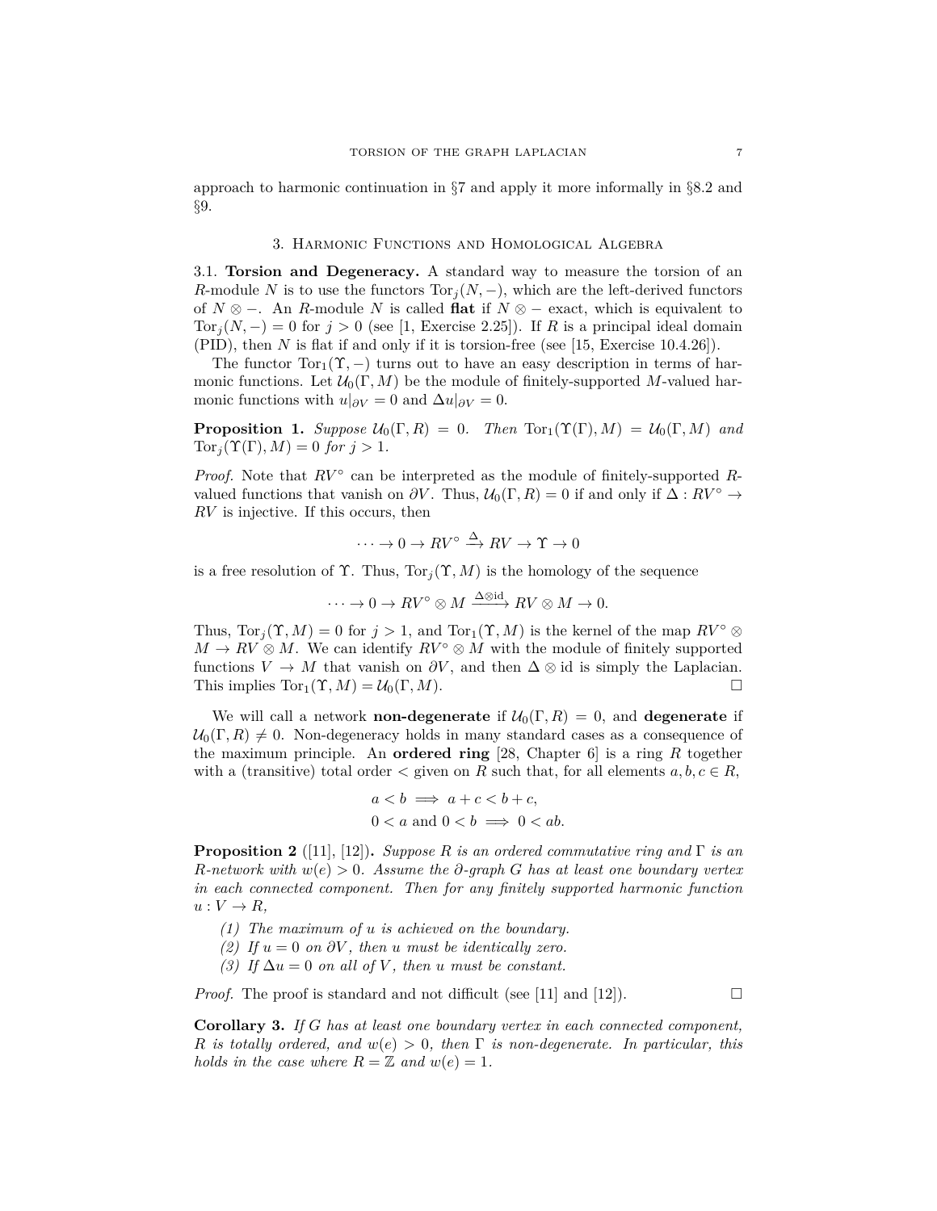approach to harmonic continuation in §7 and apply it more informally in §8.2 and §9.

## 3. Harmonic Functions and Homological Algebra

3.1. **Torsion and Degeneracy.** A standard way to measure the torsion of an $R$-module $N$ is to use the functors $\operatorname{Tor}_j(N, -)$, which are the left-derived functors of $N \otimes -$. An $R$-module $N$ is called **flat** if $N \otimes -$ exact, which is equivalent to $\operatorname{Tor}_j(N, -) = 0$ for $j > 0$ (see [1, Exercise 2.25]). If $R$ is a principal ideal domain (PID), then $N$ is flat if and only if it is torsion-free (see [15, Exercise 10.4.26]).

The functor $\operatorname{Tor}_1(\Upsilon, -)$ turns out to have an easy description in terms of harmonic functions. Let $\mathcal{U}_0(\Gamma, M)$ be the module of finitely-supported $M$-valued harmonic functions with $u|_{\partial V} = 0$ and $\Delta u|_{\partial V} = 0$.

**Proposition 1.** *Suppose $\mathcal{U}_0(\Gamma, R) = 0$. Then $\operatorname{Tor}_1(\Upsilon(\Gamma), M) = \mathcal{U}_0(\Gamma, M)$ and $\operatorname{Tor}_j(\Upsilon(\Gamma), M) = 0$ for $j > 1$.*

*Proof.* Note that $RV^\circ$ can be interpreted as the module of finitely-supported $R$-valued functions that vanish on $\partial V$. Thus, $\mathcal{U}_0(\Gamma, R) = 0$ if and only if $\Delta : RV^\circ \to RV$ is injective. If this occurs, then

$$\cdots \to 0 \to RV^\circ \xrightarrow{\Delta} RV \to \Upsilon \to 0$$

is a free resolution of $\Upsilon$. Thus, $\operatorname{Tor}_j(\Upsilon, M)$ is the homology of the sequence

$$\cdots \to 0 \to RV^\circ \otimes M \xrightarrow{\Delta \otimes \mathrm{id}} RV \otimes M \to 0.$$

Thus, $\operatorname{Tor}_j(\Upsilon, M) = 0$ for $j > 1$, and $\operatorname{Tor}_1(\Upsilon, M)$ is the kernel of the map $RV^\circ \otimes M \to RV \otimes M$. We can identify $RV^\circ \otimes M$ with the module of finitely supported functions $V \to M$ that vanish on $\partial V$, and then $\Delta \otimes \mathrm{id}$ is simply the Laplacian. This implies $\operatorname{Tor}_1(\Upsilon, M) = \mathcal{U}_0(\Gamma, M)$. □

We will call a network **non-degenerate** if $\mathcal{U}_0(\Gamma, R) = 0$, and **degenerate** if $\mathcal{U}_0(\Gamma, R) \neq 0$. Non-degeneracy holds in many standard cases as a consequence of the maximum principle. An **ordered ring** [28, Chapter 6] is a ring $R$ together with a (transitive) total order $<$ given on $R$ such that, for all elements $a, b, c \in R$,

$$a < b \implies a + c < b + c,$$
$$0 < a \text{ and } 0 < b \implies 0 < ab.$$

**Proposition 2** ([11], [12])**.** *Suppose $R$ is an ordered commutative ring and $\Gamma$ is an $R$-network with $w(e) > 0$. Assume the $\partial$-graph $G$ has at least one boundary vertex in each connected component. Then for any finitely supported harmonic function $u : V \to R$,*

1. *The maximum of $u$ is achieved on the boundary.*
2. *If $u = 0$ on $\partial V$, then $u$ must be identically zero.*
3. *If $\Delta u = 0$ on all of $V$, then $u$ must be constant.*

*Proof.* The proof is standard and not difficult (see [11] and [12]). □

**Corollary 3.** *If $G$ has at least one boundary vertex in each connected component, $R$ is totally ordered, and $w(e) > 0$, then $\Gamma$ is non-degenerate. In particular, this holds in the case where $R = \mathbb{Z}$ and $w(e) = 1$.*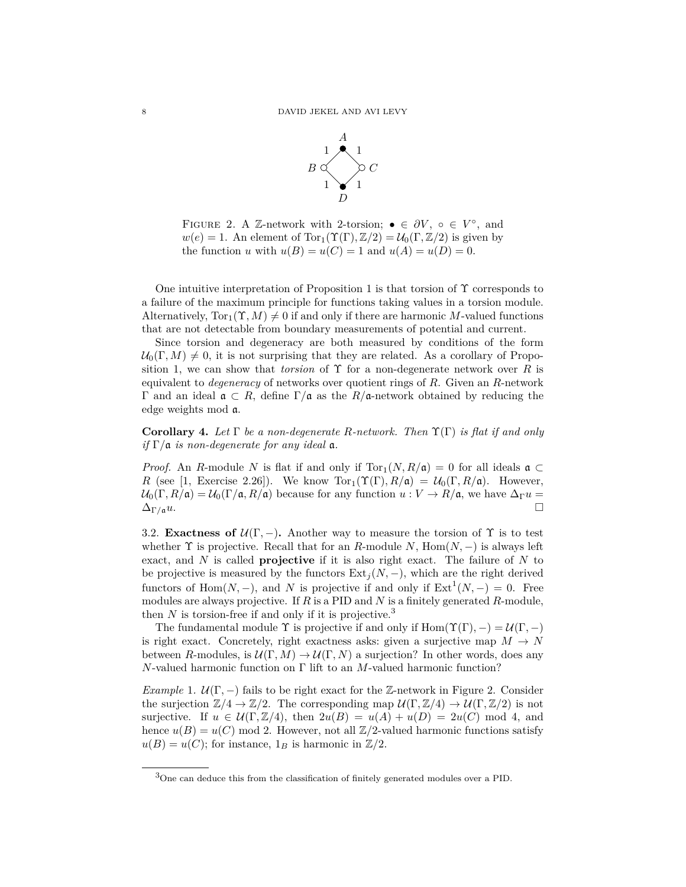FIGURE 2. A $\mathbb{Z}$-network with 2-torsion; $\bullet \in \partial V$, $\circ \in V^\circ$, and $w(e) = 1$. An element of $\mathrm{Tor}_1(\Upsilon(\Gamma), \mathbb{Z}/2) = \mathcal{U}_0(\Gamma, \mathbb{Z}/2)$ is given by the function $u$ with $u(B) = u(C) = 1$ and $u(A) = u(D) = 0$.

One intuitive interpretation of Proposition 1 is that torsion of $\Upsilon$ corresponds to a failure of the maximum principle for functions taking values in a torsion module. Alternatively, $\mathrm{Tor}_1(\Upsilon, M) \neq 0$ if and only if there are harmonic $M$-valued functions that are not detectable from boundary measurements of potential and current.

Since torsion and degeneracy are both measured by conditions of the form $\mathcal{U}_0(\Gamma, M) \neq 0$, it is not surprising that they are related. As a corollary of Proposition 1, we can show that *torsion* of $\Upsilon$ for a non-degenerate network over $R$ is equivalent to *degeneracy* of networks over quotient rings of $R$. Given an $R$-network $\Gamma$ and an ideal $\mathfrak{a} \subset R$, define $\Gamma/\mathfrak{a}$ as the $R/\mathfrak{a}$-network obtained by reducing the edge weights mod $\mathfrak{a}$.

**Corollary 4.** *Let $\Gamma$ be a non-degenerate $R$-network. Then $\Upsilon(\Gamma)$ is flat if and only if $\Gamma/\mathfrak{a}$ is non-degenerate for any ideal $\mathfrak{a}$.*

*Proof.* An $R$-module $N$ is flat if and only if $\mathrm{Tor}_1(N, R/\mathfrak{a}) = 0$ for all ideals $\mathfrak{a} \subset R$ (see [1, Exercise 2.26]). We know $\mathrm{Tor}_1(\Upsilon(\Gamma), R/\mathfrak{a}) = \mathcal{U}_0(\Gamma, R/\mathfrak{a})$. However, $\mathcal{U}_0(\Gamma, R/\mathfrak{a}) = \mathcal{U}_0(\Gamma/\mathfrak{a}, R/\mathfrak{a})$ because for any function $u : V \to R/\mathfrak{a}$, we have $\Delta_\Gamma u = \Delta_{\Gamma/\mathfrak{a}} u$. □

3.2. **Exactness of $\mathcal{U}(\Gamma, -)$.** Another way to measure the torsion of $\Upsilon$ is to test whether $\Upsilon$ is projective. Recall that for an $R$-module $N$, $\mathrm{Hom}(N, -)$ is always left exact, and $N$ is called **projective** if it is also right exact. The failure of $N$ to be projective is measured by the functors $\mathrm{Ext}_j(N, -)$, which are the right derived functors of $\mathrm{Hom}(N, -)$, and $N$ is projective if and only if $\mathrm{Ext}^1(N, -) = 0$. Free modules are always projective. If $R$ is a PID and $N$ is a finitely generated $R$-module, then $N$ is torsion-free if and only if it is projective.[3]

The fundamental module $\Upsilon$ is projective if and only if $\mathrm{Hom}(\Upsilon(\Gamma), -) = \mathcal{U}(\Gamma, -)$ is right exact. Concretely, right exactness asks: given a surjective map $M \to N$ between $R$-modules, is $\mathcal{U}(\Gamma, M) \to \mathcal{U}(\Gamma, N)$ a surjection? In other words, does any $N$-valued harmonic function on $\Gamma$ lift to an $M$-valued harmonic function?

*Example* 1. $\mathcal{U}(\Gamma, -)$ fails to be right exact for the $\mathbb{Z}$-network in Figure 2. Consider the surjection $\mathbb{Z}/4 \to \mathbb{Z}/2$. The corresponding map $\mathcal{U}(\Gamma, \mathbb{Z}/4) \to \mathcal{U}(\Gamma, \mathbb{Z}/2)$ is not surjective. If $u \in \mathcal{U}(\Gamma, \mathbb{Z}/4)$, then $2u(B) = u(A) + u(D) = 2u(C) \bmod 4$, and hence $u(B) = u(C) \bmod 2$. However, not all $\mathbb{Z}/2$-valued harmonic functions satisfy $u(B) = u(C)$; for instance, $1_B$ is harmonic in $\mathbb{Z}/2$.

[3] One can deduce this from the classification of finitely generated modules over a PID.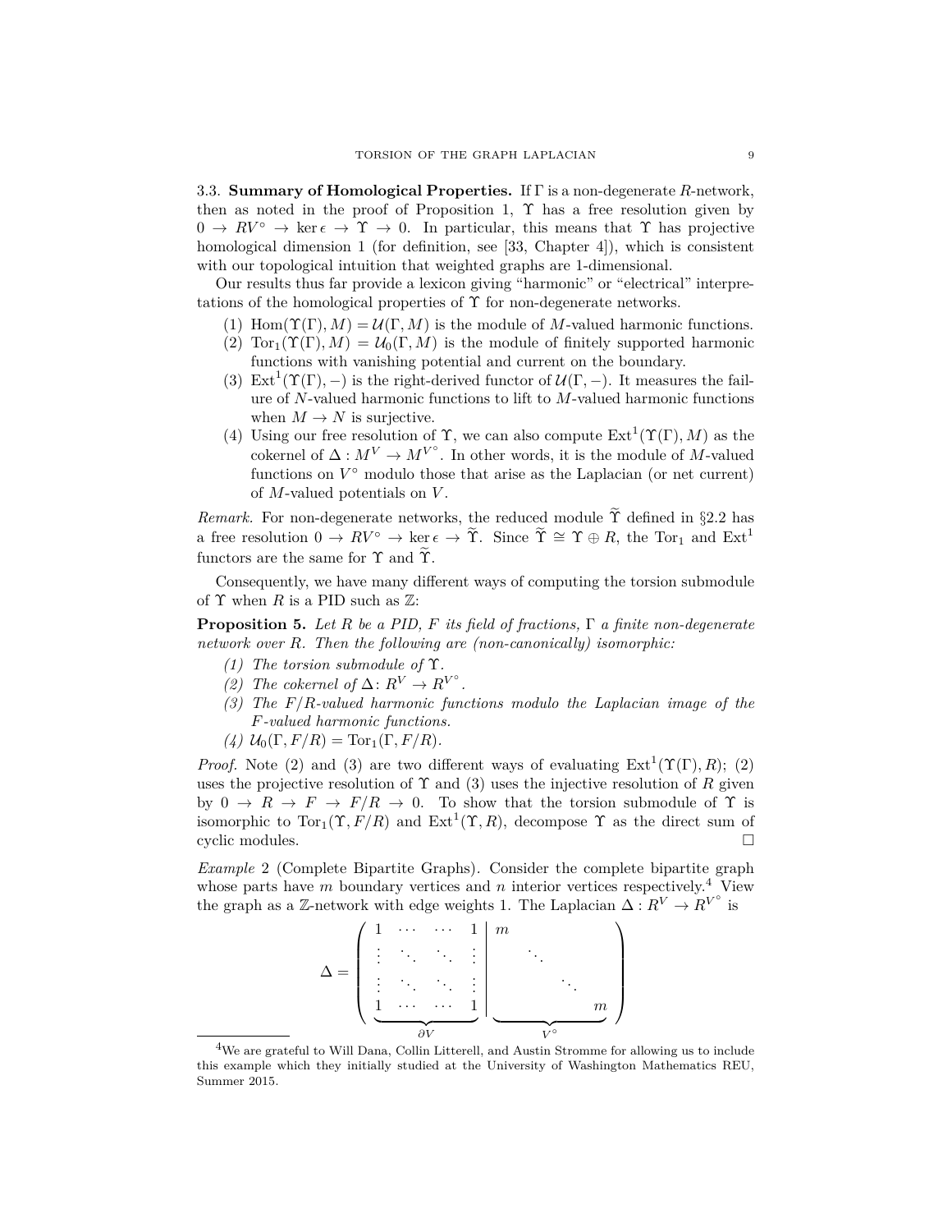### 3.3. **Summary of Homological Properties.**

If $\Gamma$ is a non-degenerate $R$-network, then as noted in the proof of Proposition 1, $\Upsilon$ has a free resolution given by $0 \to RV^\circ \to \ker \epsilon \to \Upsilon \to 0$. In particular, this means that $\Upsilon$ has projective homological dimension 1 (for definition, see [33, Chapter 4]), which is consistent with our topological intuition that weighted graphs are 1-dimensional.

Our results thus far provide a lexicon giving "harmonic" or "electrical" interpretations of the homological properties of $\Upsilon$ for non-degenerate networks.

1. $\operatorname{Hom}(\Upsilon(\Gamma), M) = \mathcal{U}(\Gamma, M)$ is the module of $M$-valued harmonic functions.
2. $\operatorname{Tor}_1(\Upsilon(\Gamma), M) = \mathcal{U}_0(\Gamma, M)$ is the module of finitely supported harmonic functions with vanishing potential and current on the boundary.
3. $\operatorname{Ext}^1(\Upsilon(\Gamma), -)$ is the right-derived functor of $\mathcal{U}(\Gamma, -)$. It measures the failure of $N$-valued harmonic functions to lift to $M$-valued harmonic functions when $M \to N$ is surjective.
4. Using our free resolution of $\Upsilon$, we can also compute $\operatorname{Ext}^1(\Upsilon(\Gamma), M)$ as the cokernel of $\Delta : M^V \to M^{V^\circ}$. In other words, it is the module of $M$-valued functions on $V^\circ$ modulo those that arise as the Laplacian (or net current) of $M$-valued potentials on $V$.

*Remark.* For non-degenerate networks, the reduced module $\widetilde{\Upsilon}$ defined in §2.2 has a free resolution $0 \to RV^\circ \to \ker \epsilon \to \widetilde{\Upsilon}$. Since $\widetilde{\Upsilon} \cong \Upsilon \oplus R$, the $\operatorname{Tor}_1$ and $\operatorname{Ext}^1$ functors are the same for $\Upsilon$ and $\widetilde{\Upsilon}$.

Consequently, we have many different ways of computing the torsion submodule of $\Upsilon$ when $R$ is a PID such as $\mathbb{Z}$:

**Proposition 5.** *Let $R$ be a PID, $F$ its field of fractions, $\Gamma$ a finite non-degenerate network over $R$. Then the following are (non-canonically) isomorphic:*

1. *The torsion submodule of $\Upsilon$.*
2. *The cokernel of $\Delta \colon R^V \to R^{V^\circ}$.*
3. *The $F/R$-valued harmonic functions modulo the Laplacian image of the $F$-valued harmonic functions.*
4. *$\mathcal{U}_0(\Gamma, F/R) = \operatorname{Tor}_1(\Gamma, F/R)$.*

*Proof.* Note (2) and (3) are two different ways of evaluating $\operatorname{Ext}^1(\Upsilon(\Gamma), R)$; (2) uses the projective resolution of $\Upsilon$ and (3) uses the injective resolution of $R$ given by $0 \to R \to F \to F/R \to 0$. To show that the torsion submodule of $\Upsilon$ is isomorphic to $\operatorname{Tor}_1(\Upsilon, F/R)$ and $\operatorname{Ext}^1(\Upsilon, R)$, decompose $\Upsilon$ as the direct sum of cyclic modules. $\square$

*Example* 2 (Complete Bipartite Graphs). Consider the complete bipartite graph whose parts have $m$ boundary vertices and $n$ interior vertices respectively.[4] View the graph as a $\mathbb{Z}$-network with edge weights 1. The Laplacian $\Delta : R^V \to R^{V^\circ}$ is

$$\Delta = \left( \underbrace{\begin{matrix} 1 & \cdots & \cdots & 1 \\ \vdots & \ddots & \ddots & \vdots \\ \vdots & \ddots & \ddots & \vdots \\ 1 & \cdots & \cdots & 1 \end{matrix}}_{\partial V} \left| \underbrace{\begin{matrix} m & & & \\ & \ddots & & \\ & & \ddots & \\ & & & m \end{matrix}}_{V^\circ} \right. \right)$$

[4] We are grateful to Will Dana, Collin Litterell, and Austin Stromme for allowing us to include this example which they initially studied at the University of Washington Mathematics REU, Summer 2015.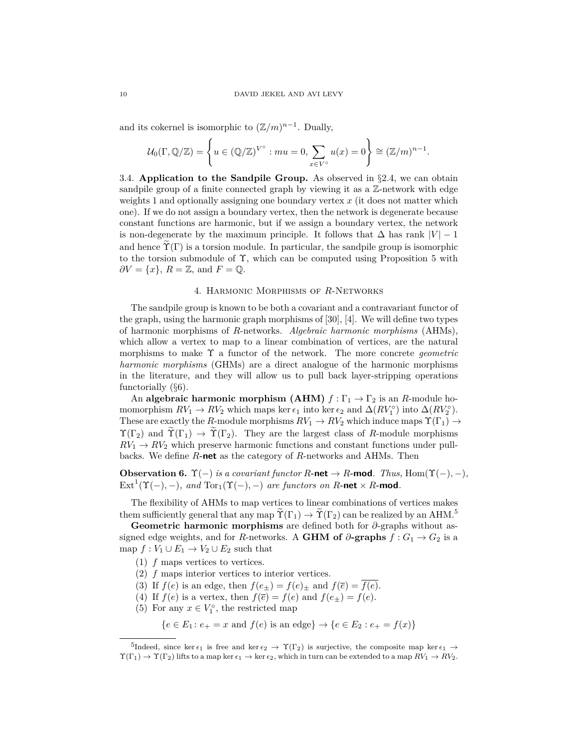and its cokernel is isomorphic to $(\mathbb{Z}/m)^{n-1}$. Dually,

$$\mathcal{U}_0(\Gamma, \mathbb{Q}/\mathbb{Z}) = \left\{ u \in (\mathbb{Q}/\mathbb{Z})^{V^\circ} : mu = 0, \sum_{x \in V^\circ} u(x) = 0 \right\} \cong (\mathbb{Z}/m)^{n-1}.$$

3.4. **Application to the Sandpile Group.** As observed in §2.4, we can obtain sandpile group of a finite connected graph by viewing it as a $\mathbb{Z}$-network with edge weights 1 and optionally assigning one boundary vertex $x$ (it does not matter which one). If we do not assign a boundary vertex, then the network is degenerate because constant functions are harmonic, but if we assign a boundary vertex, the network is non-degenerate by the maximum principle. It follows that $\Delta$ has rank $|V| - 1$ and hence $\widetilde{\Upsilon}(\Gamma)$ is a torsion module. In particular, the sandpile group is isomorphic to the torsion submodule of $\Upsilon$, which can be computed using Proposition 5 with $\partial V = \{x\}$, $R = \mathbb{Z}$, and $F = \mathbb{Q}$.

## 4. Harmonic Morphisms of $R$-Networks

The sandpile group is known to be both a covariant and a contravariant functor of the graph, using the harmonic graph morphisms of [30], [4]. We will define two types of harmonic morphisms of $R$-networks. *Algebraic harmonic morphisms* (AHMs), which allow a vertex to map to a linear combination of vertices, are the natural morphisms to make $\Upsilon$ a functor of the network. The more concrete *geometric harmonic morphisms* (GHMs) are a direct analogue of the harmonic morphisms in the literature, and they will allow us to pull back layer-stripping operations functorially (§6).

An **algebraic harmonic morphism (AHM)** $f : \Gamma_1 \to \Gamma_2$ is an $R$-module homomorphism $RV_1 \to RV_2$ which maps $\ker \epsilon_1$ into $\ker \epsilon_2$ and $\Delta(RV_1^\circ)$ into $\Delta(RV_2^\circ)$. These are exactly the $R$-module morphisms $RV_1 \to RV_2$ which induce maps $\Upsilon(\Gamma_1) \to \Upsilon(\Gamma_2)$ and $\widetilde{\Upsilon}(\Gamma_1) \to \widetilde{\Upsilon}(\Gamma_2)$. They are the largest class of $R$-module morphisms $RV_1 \to RV_2$ which preserve harmonic functions and constant functions under pullbacks. We define $R$-**net** as the category of $R$-networks and AHMs. Then

**Observation 6.** *$\Upsilon(-)$ is a covariant functor $R$-**net** $\to R$-**mod**. Thus, $\operatorname{Hom}(\Upsilon(-), -)$, $\operatorname{Ext}^1(\Upsilon(-), -)$, and $\operatorname{Tor}_1(\Upsilon(-), -)$ are functors on $R$-**net** $\times$ $R$-**mod**.*

The flexibility of AHMs to map vertices to linear combinations of vertices makes them sufficiently general that any map $\widetilde{\Upsilon}(\Gamma_1) \to \widetilde{\Upsilon}(\Gamma_2)$ can be realized by an AHM.[5]

**Geometric harmonic morphisms** are defined both for $\partial$-graphs without assigned edge weights, and for $R$-networks. A **GHM of $\partial$-graphs** $f : G_1 \to G_2$ is a map $f : V_1 \cup E_1 \to V_2 \cup E_2$ such that

1. $f$ maps vertices to vertices.
2. $f$ maps interior vertices to interior vertices.
3. If $f(e)$ is an edge, then $f(e_\pm) = f(e)_\pm$ and $f(\overline{e}) = \overline{f(e)}$.
4. If $f(e)$ is a vertex, then $f(\overline{e}) = f(e)$ and $f(e_\pm) = f(e)$.
5. For any $x \in V_1^\circ$, the restricted map

$$\{e \in E_1 \colon e_+ = x \text{ and } f(e) \text{ is an edge}\} \to \{e \in E_2 : e_+ = f(x)\}$$

[5] Indeed, since $\ker \epsilon_1$ is free and $\ker \epsilon_2 \to \Upsilon(\Gamma_2)$ is surjective, the composite map $\ker \epsilon_1 \to \Upsilon(\Gamma_1) \to \Upsilon(\Gamma_2)$ lifts to a map $\ker \epsilon_1 \to \ker \epsilon_2$, which in turn can be extended to a map $RV_1 \to RV_2$.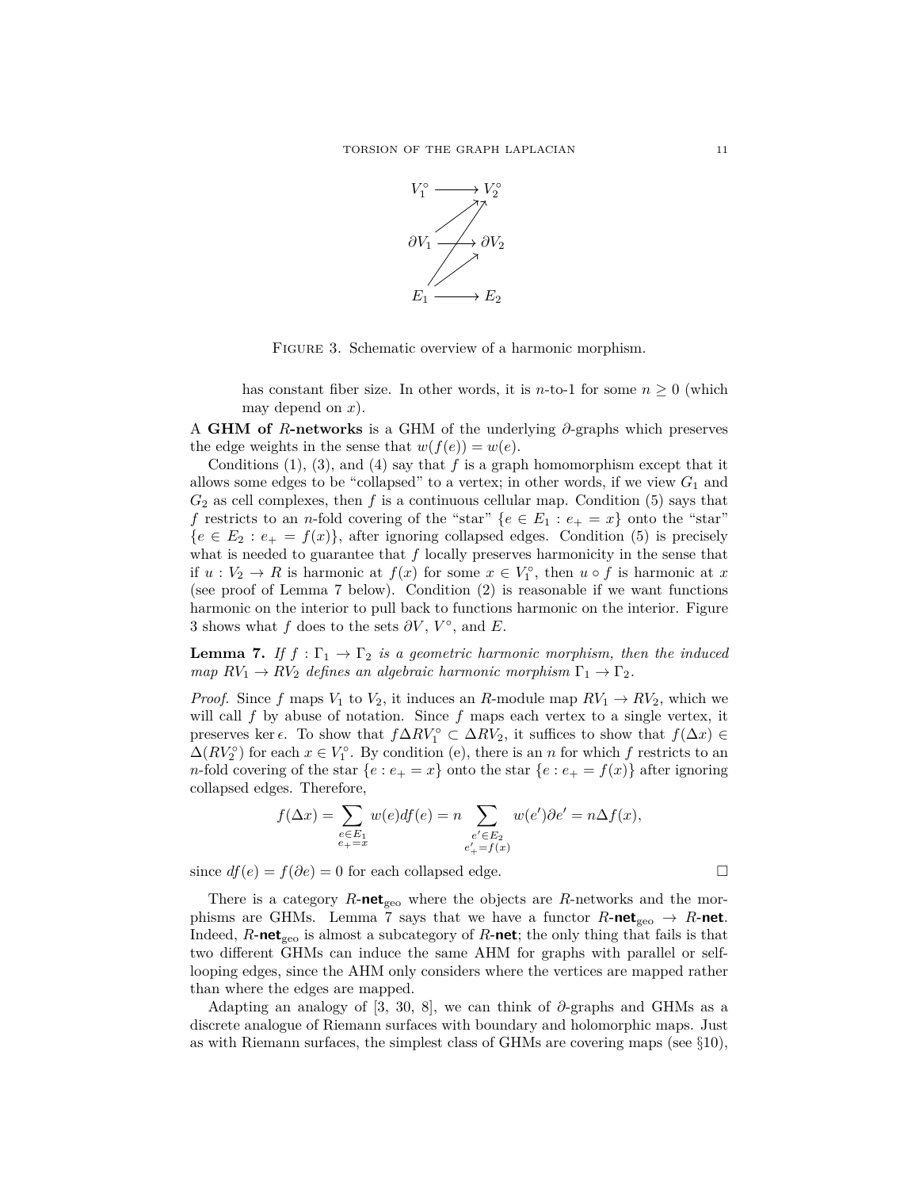$$
\begin{array}{ccc}
V_1^\circ & \longrightarrow & V_2^\circ \\
\partial V_1 & \longrightarrow & \partial V_2 \\
E_1 & \longrightarrow & E_2
\end{array}
$$

Figure 3. Schematic overview of a harmonic morphism.

has constant fiber size. In other words, it is $n$-to-1 for some $n \geq 0$ (which may depend on $x$).

A **GHM of $R$-networks** is a GHM of the underlying $\partial$-graphs which preserves the edge weights in the sense that $w(f(e)) = w(e)$.

Conditions (1), (3), and (4) say that $f$ is a graph homomorphism except that it allows some edges to be "collapsed" to a vertex; in other words, if we view $G_1$ and $G_2$ as cell complexes, then $f$ is a continuous cellular map. Condition (5) says that $f$ restricts to an $n$-fold covering of the "star" $\{e \in E_1 : e_+ = x\}$ onto the "star" $\{e \in E_2 : e_+ = f(x)\}$, after ignoring collapsed edges. Condition (5) is precisely what is needed to guarantee that $f$ locally preserves harmonicity in the sense that if $u : V_2 \to R$ is harmonic at $f(x)$ for some $x \in V_1^\circ$, then $u \circ f$ is harmonic at $x$ (see proof of Lemma 7 below). Condition (2) is reasonable if we want functions harmonic on the interior to pull back to functions harmonic on the interior. Figure 3 shows what $f$ does to the sets $\partial V$, $V^\circ$, and $E$.

**Lemma 7.** *If $f : \Gamma_1 \to \Gamma_2$ is a geometric harmonic morphism, then the induced map $RV_1 \to RV_2$ defines an algebraic harmonic morphism $\Gamma_1 \to \Gamma_2$.*

*Proof.* Since $f$ maps $V_1$ to $V_2$, it induces an $R$-module map $RV_1 \to RV_2$, which we will call $f$ by abuse of notation. Since $f$ maps each vertex to a single vertex, it preserves $\ker \epsilon$. To show that $f \Delta RV_1^\circ \subset \Delta RV_2$, it suffices to show that $f(\Delta x) \in \Delta(RV_2^\circ)$ for each $x \in V_1^\circ$. By condition (e), there is an $n$ for which $f$ restricts to an $n$-fold covering of the star $\{e : e_+ = x\}$ onto the star $\{e : e_+ = f(x)\}$ after ignoring collapsed edges. Therefore,

$$
f(\Delta x) = \sum_{\substack{e \in E_1 \\ e_+ = x}} w(e) df(e) = n \sum_{\substack{e' \in E_2 \\ e'_+ = f(x)}} w(e') \partial e' = n \Delta f(x),
$$

since $df(e) = f(\partial e) = 0$ for each collapsed edge. $\square$

There is a category $R$-$\mathbf{net}_{\text{geo}}$ where the objects are $R$-networks and the morphisms are GHMs. Lemma 7 says that we have a functor $R$-$\mathbf{net}_{\text{geo}} \to R$-$\mathbf{net}$. Indeed, $R$-$\mathbf{net}_{\text{geo}}$ is almost a subcategory of $R$-$\mathbf{net}$; the only thing that fails is that two different GHMs can induce the same AHM for graphs with parallel or self-looping edges, since the AHM only considers where the vertices are mapped rather than where the edges are mapped.

Adapting an analogy of [3, 30, 8], we can think of $\partial$-graphs and GHMs as a discrete analogue of Riemann surfaces with boundary and holomorphic maps. Just as with Riemann surfaces, the simplest class of GHMs are covering maps (see §10),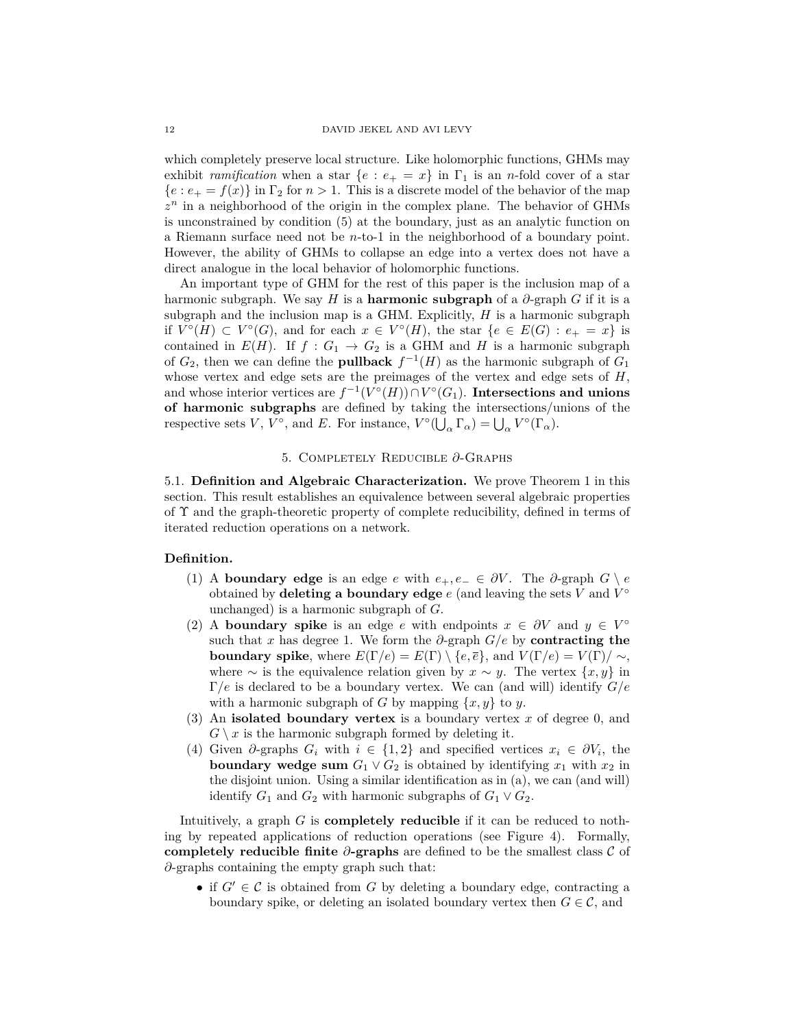which completely preserve local structure. Like holomorphic functions, GHMs may exhibit *ramification* when a star $\{e : e_+ = x\}$ in $\Gamma_1$ is an $n$-fold cover of a star $\{e : e_+ = f(x)\}$ in $\Gamma_2$ for $n > 1$. This is a discrete model of the behavior of the map $z^n$ in a neighborhood of the origin in the complex plane. The behavior of GHMs is unconstrained by condition (5) at the boundary, just as an analytic function on a Riemann surface need not be $n$-to-1 in the neighborhood of a boundary point. However, the ability of GHMs to collapse an edge into a vertex does not have a direct analogue in the local behavior of holomorphic functions.

An important type of GHM for the rest of this paper is the inclusion map of a harmonic subgraph. We say $H$ is a **harmonic subgraph** of a $\partial$-graph $G$ if it is a subgraph and the inclusion map is a GHM. Explicitly, $H$ is a harmonic subgraph if $V^\circ(H) \subset V^\circ(G)$, and for each $x \in V^\circ(H)$, the star $\{e \in E(G) : e_+ = x\}$ is contained in $E(H)$. If $f : G_1 \to G_2$ is a GHM and $H$ is a harmonic subgraph of $G_2$, then we can define the **pullback** $f^{-1}(H)$ as the harmonic subgraph of $G_1$ whose vertex and edge sets are the preimages of the vertex and edge sets of $H$, and whose interior vertices are $f^{-1}(V^\circ(H)) \cap V^\circ(G_1)$. **Intersections and unions of harmonic subgraphs** are defined by taking the intersections/unions of the respective sets $V$, $V^\circ$, and $E$. For instance, $V^\circ(\bigcup_\alpha \Gamma_\alpha) = \bigcup_\alpha V^\circ(\Gamma_\alpha)$.

## 5. Completely Reducible $\partial$-Graphs

**5.1. Definition and Algebraic Characterization.** We prove Theorem 1 in this section. This result establishes an equivalence between several algebraic properties of $\Upsilon$ and the graph-theoretic property of complete reducibility, defined in terms of iterated reduction operations on a network.

**Definition.**

1. A **boundary edge** is an edge $e$ with $e_+, e_- \in \partial V$. The $\partial$-graph $G \setminus e$ obtained by **deleting a boundary edge** $e$ (and leaving the sets $V$ and $V^\circ$ unchanged) is a harmonic subgraph of $G$.
2. A **boundary spike** is an edge $e$ with endpoints $x \in \partial V$ and $y \in V^\circ$ such that $x$ has degree 1. We form the $\partial$-graph $G/e$ by **contracting the boundary spike**, where $E(\Gamma/e) = E(\Gamma) \setminus \{e, \overline{e}\}$, and $V(\Gamma/e) = V(\Gamma)/\sim$, where $\sim$ is the equivalence relation given by $x \sim y$. The vertex $\{x, y\}$ in $\Gamma/e$ is declared to be a boundary vertex. We can (and will) identify $G/e$ with a harmonic subgraph of $G$ by mapping $\{x, y\}$ to $y$.
3. An **isolated boundary vertex** is a boundary vertex $x$ of degree 0, and $G \setminus x$ is the harmonic subgraph formed by deleting it.
4. Given $\partial$-graphs $G_i$ with $i \in \{1, 2\}$ and specified vertices $x_i \in \partial V_i$, the **boundary wedge sum** $G_1 \vee G_2$ is obtained by identifying $x_1$ with $x_2$ in the disjoint union. Using a similar identification as in (a), we can (and will) identify $G_1$ and $G_2$ with harmonic subgraphs of $G_1 \vee G_2$.

Intuitively, a graph $G$ is **completely reducible** if it can be reduced to nothing by repeated applications of reduction operations (see Figure 4). Formally, **completely reducible finite $\partial$-graphs** are defined to be the smallest class $\mathcal{C}$ of $\partial$-graphs containing the empty graph such that:

- if $G' \in \mathcal{C}$ is obtained from $G$ by deleting a boundary edge, contracting a boundary spike, or deleting an isolated boundary vertex then $G \in \mathcal{C}$, and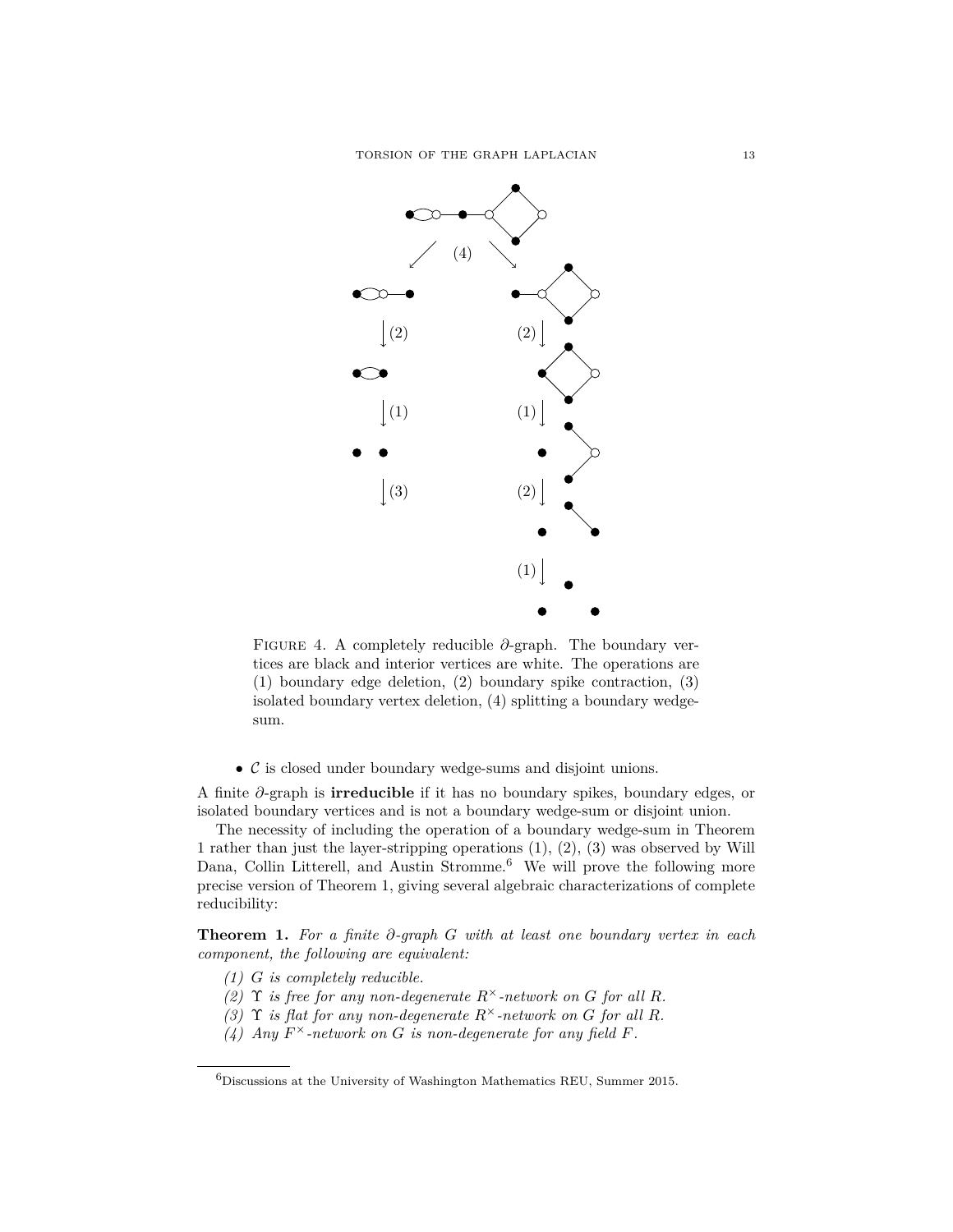FIGURE 4. A completely reducible $\partial$-graph. The boundary vertices are black and interior vertices are white. The operations are (1) boundary edge deletion, (2) boundary spike contraction, (3) isolated boundary vertex deletion, (4) splitting a boundary wedge-sum.

- $\mathcal{C}$ is closed under boundary wedge-sums and disjoint unions.

A finite $\partial$-graph is **irreducible** if it has no boundary spikes, boundary edges, or isolated boundary vertices and is not a boundary wedge-sum or disjoint union.

The necessity of including the operation of a boundary wedge-sum in Theorem 1 rather than just the layer-stripping operations (1), (2), (3) was observed by Will Dana, Collin Litterell, and Austin Stromme.[6] We will prove the following more precise version of Theorem 1, giving several algebraic characterizations of complete reducibility:

**Theorem 1.** *For a finite $\partial$-graph $G$ with at least one boundary vertex in each component, the following are equivalent:*

*(1) $G$ is completely reducible.*
*(2) $\Upsilon$ is free for any non-degenerate $R^\times$-network on $G$ for all $R$.*
*(3) $\Upsilon$ is flat for any non-degenerate $R^\times$-network on $G$ for all $R$.*
*(4) Any $F^\times$-network on $G$ is non-degenerate for any field $F$.*

[6] Discussions at the University of Washington Mathematics REU, Summer 2015.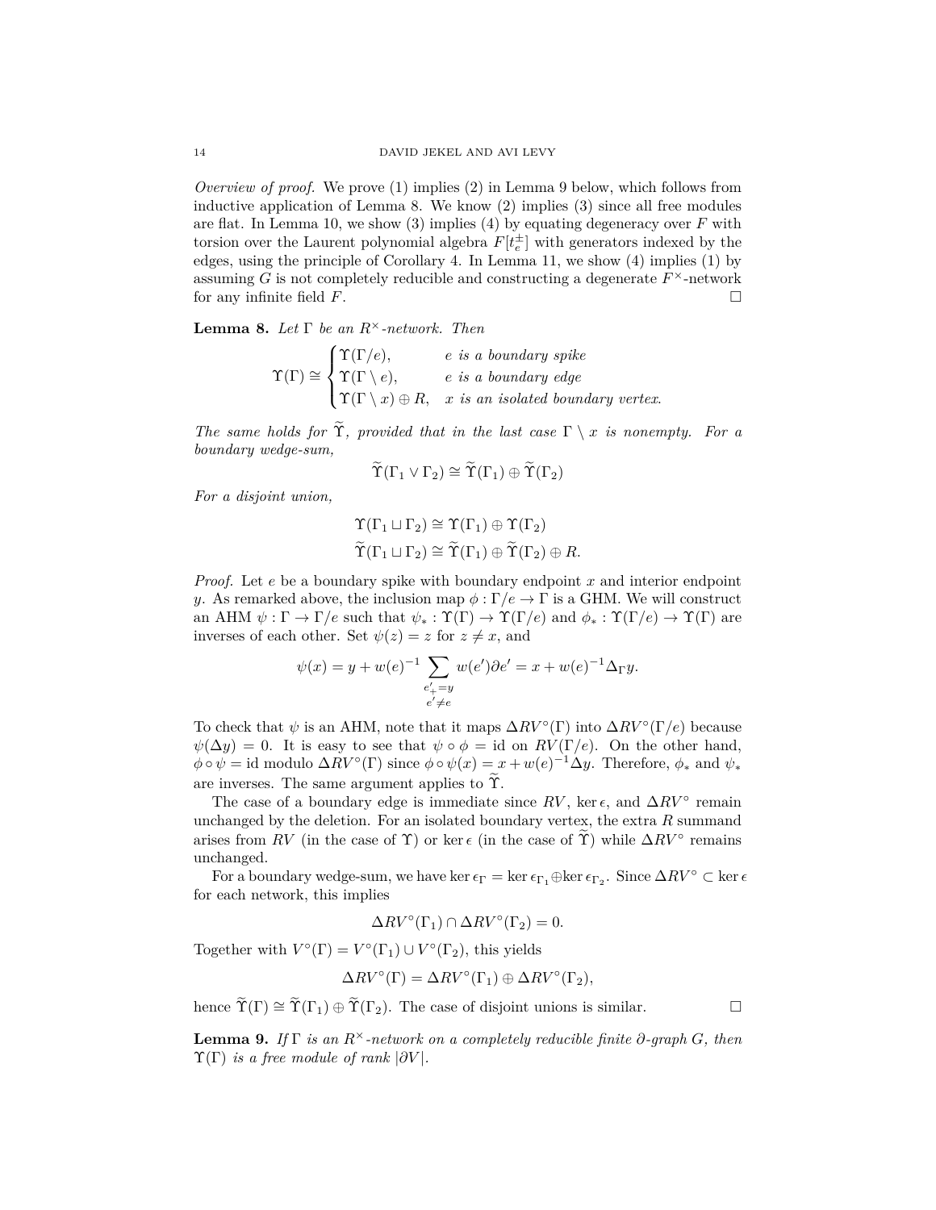*Overview of proof.* We prove (1) implies (2) in Lemma 9 below, which follows from inductive application of Lemma 8. We know (2) implies (3) since all free modules are flat. In Lemma 10, we show (3) implies (4) by equating degeneracy over $F$ with torsion over the Laurent polynomial algebra $F[t_e^{\pm}]$ with generators indexed by the edges, using the principle of Corollary 4. In Lemma 11, we show (4) implies (1) by assuming $G$ is not completely reducible and constructing a degenerate $F^\times$-network for any infinite field $F$. $\square$

**Lemma 8.** *Let $\Gamma$ be an $R^\times$-network. Then*

$$\Upsilon(\Gamma) \cong \begin{cases} \Upsilon(\Gamma/e), & e \text{ is a boundary spike} \\ \Upsilon(\Gamma \setminus e), & e \text{ is a boundary edge} \\ \Upsilon(\Gamma \setminus x) \oplus R, & x \text{ is an isolated boundary vertex.} \end{cases}$$

*The same holds for $\widetilde{\Upsilon}$, provided that in the last case $\Gamma \setminus x$ is nonempty. For a boundary wedge-sum,*

$$\widetilde{\Upsilon}(\Gamma_1 \vee \Gamma_2) \cong \widetilde{\Upsilon}(\Gamma_1) \oplus \widetilde{\Upsilon}(\Gamma_2)$$

*For a disjoint union,*

$$\Upsilon(\Gamma_1 \sqcup \Gamma_2) \cong \Upsilon(\Gamma_1) \oplus \Upsilon(\Gamma_2)$$
$$\widetilde{\Upsilon}(\Gamma_1 \sqcup \Gamma_2) \cong \widetilde{\Upsilon}(\Gamma_1) \oplus \widetilde{\Upsilon}(\Gamma_2) \oplus R.$$

*Proof.* Let $e$ be a boundary spike with boundary endpoint $x$ and interior endpoint $y$. As remarked above, the inclusion map $\phi : \Gamma/e \to \Gamma$ is a GHM. We will construct an AHM $\psi : \Gamma \to \Gamma/e$ such that $\psi_* : \Upsilon(\Gamma) \to \Upsilon(\Gamma/e)$ and $\phi_* : \Upsilon(\Gamma/e) \to \Upsilon(\Gamma)$ are inverses of each other. Set $\psi(z) = z$ for $z \neq x$, and

$$\psi(x) = y + w(e)^{-1} \sum_{\substack{e'_+ = y \\ e' \neq e}} w(e') \partial e' = x + w(e)^{-1} \Delta_\Gamma y.$$

To check that $\psi$ is an AHM, note that it maps $\Delta RV^\circ(\Gamma)$ into $\Delta RV^\circ(\Gamma/e)$ because $\psi(\Delta y) = 0$. It is easy to see that $\psi \circ \phi = \text{id}$ on $RV(\Gamma/e)$. On the other hand, $\phi \circ \psi = \text{id}$ modulo $\Delta RV^\circ(\Gamma)$ since $\phi \circ \psi(x) = x + w(e)^{-1} \Delta y$. Therefore, $\phi_*$ and $\psi_*$ are inverses. The same argument applies to $\widetilde{\Upsilon}$.

The case of a boundary edge is immediate since $RV$, $\ker \epsilon$, and $\Delta RV^\circ$ remain unchanged by the deletion. For an isolated boundary vertex, the extra $R$ summand arises from $RV$ (in the case of $\Upsilon$) or $\ker \epsilon$ (in the case of $\widetilde{\Upsilon}$) while $\Delta RV^\circ$ remains unchanged.

For a boundary wedge-sum, we have $\ker \epsilon_\Gamma = \ker \epsilon_{\Gamma_1} \oplus \ker \epsilon_{\Gamma_2}$. Since $\Delta RV^\circ \subset \ker \epsilon$ for each network, this implies

$$\Delta RV^\circ(\Gamma_1) \cap \Delta RV^\circ(\Gamma_2) = 0.$$

Together with $V^\circ(\Gamma) = V^\circ(\Gamma_1) \cup V^\circ(\Gamma_2)$, this yields

$$\Delta RV^\circ(\Gamma) = \Delta RV^\circ(\Gamma_1) \oplus \Delta RV^\circ(\Gamma_2),$$

hence $\widetilde{\Upsilon}(\Gamma) \cong \widetilde{\Upsilon}(\Gamma_1) \oplus \widetilde{\Upsilon}(\Gamma_2)$. The case of disjoint unions is similar. $\square$

**Lemma 9.** *If $\Gamma$ is an $R^\times$-network on a completely reducible finite $\partial$-graph $G$, then $\Upsilon(\Gamma)$ is a free module of rank $|\partial V|$.*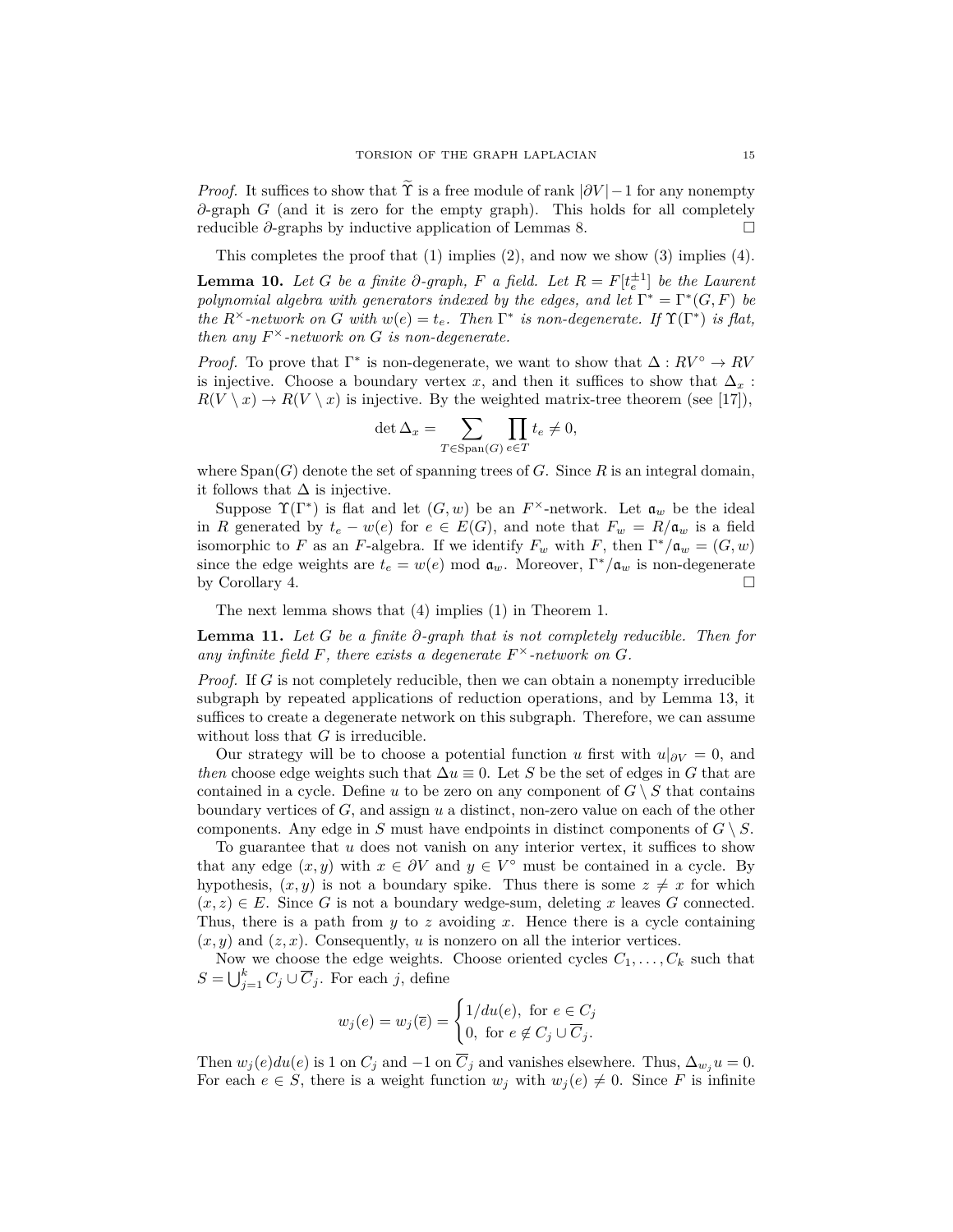*Proof.* It suffices to show that $\widetilde{\Upsilon}$ is a free module of rank $|\partial V| - 1$ for any nonempty $\partial$-graph $G$ (and it is zero for the empty graph). This holds for all completely reducible $\partial$-graphs by inductive application of Lemmas 8. □

This completes the proof that (1) implies (2), and now we show (3) implies (4).

**Lemma 10.** *Let $G$ be a finite $\partial$-graph, $F$ a field. Let $R = F[t_e^{\pm 1}]$ be the Laurent polynomial algebra with generators indexed by the edges, and let $\Gamma^* = \Gamma^*(G, F)$ be the $R^\times$-network on $G$ with $w(e) = t_e$. Then $\Gamma^*$ is non-degenerate. If $\Upsilon(\Gamma^*)$ is flat, then any $F^\times$-network on $G$ is non-degenerate.*

*Proof.* To prove that $\Gamma^*$ is non-degenerate, we want to show that $\Delta : RV^\circ \to RV$ is injective. Choose a boundary vertex $x$, and then it suffices to show that $\Delta_x : R(V \setminus x) \to R(V \setminus x)$ is injective. By the weighted matrix-tree theorem (see [17]),

$$\det \Delta_x = \sum_{T \in \mathrm{Span}(G)} \prod_{e \in T} t_e \neq 0,$$

where $\mathrm{Span}(G)$ denote the set of spanning trees of $G$. Since $R$ is an integral domain, it follows that $\Delta$ is injective.

Suppose $\Upsilon(\Gamma^*)$ is flat and let $(G, w)$ be an $F^\times$-network. Let $\mathfrak{a}_w$ be the ideal in $R$ generated by $t_e - w(e)$ for $e \in E(G)$, and note that $F_w = R/\mathfrak{a}_w$ is a field isomorphic to $F$ as an $F$-algebra. If we identify $F_w$ with $F$, then $\Gamma^*/\mathfrak{a}_w = (G, w)$ since the edge weights are $t_e = w(e) \bmod \mathfrak{a}_w$. Moreover, $\Gamma^*/\mathfrak{a}_w$ is non-degenerate by Corollary 4. □

The next lemma shows that (4) implies (1) in Theorem 1.

**Lemma 11.** *Let $G$ be a finite $\partial$-graph that is not completely reducible. Then for any infinite field $F$, there exists a degenerate $F^\times$-network on $G$.*

*Proof.* If $G$ is not completely reducible, then we can obtain a nonempty irreducible subgraph by repeated applications of reduction operations, and by Lemma 13, it suffices to create a degenerate network on this subgraph. Therefore, we can assume without loss that $G$ is irreducible.

Our strategy will be to choose a potential function $u$ first with $u|_{\partial V} = 0$, and *then* choose edge weights such that $\Delta u \equiv 0$. Let $S$ be the set of edges in $G$ that are contained in a cycle. Define $u$ to be zero on any component of $G \setminus S$ that contains boundary vertices of $G$, and assign $u$ a distinct, non-zero value on each of the other components. Any edge in $S$ must have endpoints in distinct components of $G \setminus S$.

To guarantee that $u$ does not vanish on any interior vertex, it suffices to show that any edge $(x, y)$ with $x \in \partial V$ and $y \in V^\circ$ must be contained in a cycle. By hypothesis, $(x, y)$ is not a boundary spike. Thus there is some $z \neq x$ for which $(x, z) \in E$. Since $G$ is not a boundary wedge-sum, deleting $x$ leaves $G$ connected. Thus, there is a path from $y$ to $z$ avoiding $x$. Hence there is a cycle containing $(x, y)$ and $(z, x)$. Consequently, $u$ is nonzero on all the interior vertices.

Now we choose the edge weights. Choose oriented cycles $C_1, \dots, C_k$ such that $S = \bigcup_{j=1}^k C_j \cup \overline{C}_j$. For each $j$, define

$$w_j(e) = w_j(\overline{e}) = \begin{cases} 1/du(e), & \text{for } e \in C_j \\ 0, & \text{for } e \notin C_j \cup \overline{C}_j. \end{cases}$$

Then $w_j(e) du(e)$ is 1 on $C_j$ and $-1$ on $\overline{C}_j$ and vanishes elsewhere. Thus, $\Delta_{w_j} u = 0$. For each $e \in S$, there is a weight function $w_j$ with $w_j(e) \neq 0$. Since $F$ is infinite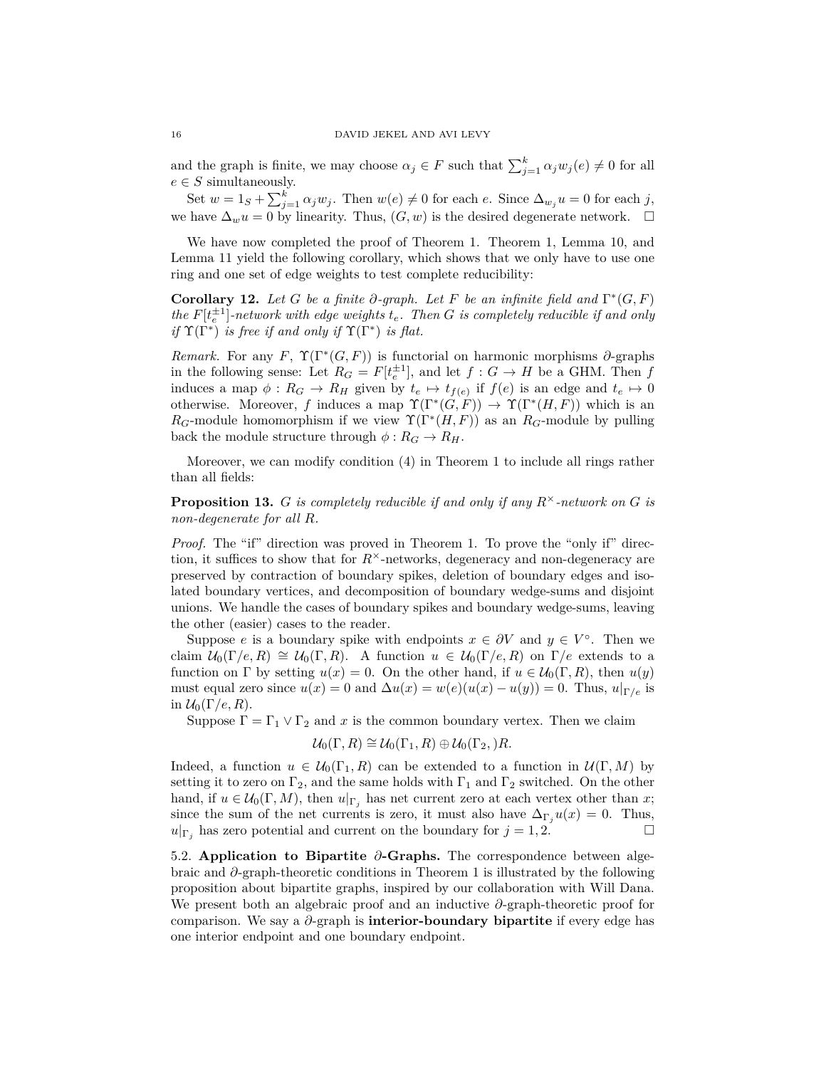and the graph is finite, we may choose $\alpha_j \in F$ such that $\sum_{j=1}^k \alpha_j w_j(e) \neq 0$ for all $e \in S$ simultaneously.

Set $w = 1_S + \sum_{j=1}^k \alpha_j w_j$. Then $w(e) \neq 0$ for each $e$. Since $\Delta_{w_j} u = 0$ for each $j$, we have $\Delta_w u = 0$ by linearity. Thus, $(G, w)$ is the desired degenerate network. $\square$

We have now completed the proof of Theorem 1. Theorem 1, Lemma 10, and Lemma 11 yield the following corollary, which shows that we only have to use one ring and one set of edge weights to test complete reducibility:

**Corollary 12.** *Let $G$ be a finite $\partial$-graph. Let $F$ be an infinite field and $\Gamma^*(G, F)$ the $F[t_e^{\pm 1}]$-network with edge weights $t_e$. Then $G$ is completely reducible if and only if $\Upsilon(\Gamma^*)$ is free if and only if $\Upsilon(\Gamma^*)$ is flat.*

*Remark.* For any $F$, $\Upsilon(\Gamma^*(G, F))$ is functorial on harmonic morphisms $\partial$-graphs in the following sense: Let $R_G = F[t_e^{\pm 1}]$, and let $f : G \to H$ be a GHM. Then $f$ induces a map $\phi : R_G \to R_H$ given by $t_e \mapsto t_{f(e)}$ if $f(e)$ is an edge and $t_e \mapsto 0$ otherwise. Moreover, $f$ induces a map $\Upsilon(\Gamma^*(G, F)) \to \Upsilon(\Gamma^*(H, F))$ which is an $R_G$-module homomorphism if we view $\Upsilon(\Gamma^*(H, F))$ as an $R_G$-module by pulling back the module structure through $\phi : R_G \to R_H$.

Moreover, we can modify condition (4) in Theorem 1 to include all rings rather than all fields:

**Proposition 13.** *$G$ is completely reducible if and only if any $R^\times$-network on $G$ is non-degenerate for all $R$.*

*Proof.* The "if" direction was proved in Theorem 1. To prove the "only if" direction, it suffices to show that for $R^\times$-networks, degeneracy and non-degeneracy are preserved by contraction of boundary spikes, deletion of boundary edges and isolated boundary vertices, and decomposition of boundary wedge-sums and disjoint unions. We handle the cases of boundary spikes and boundary wedge-sums, leaving the other (easier) cases to the reader.

Suppose $e$ is a boundary spike with endpoints $x \in \partial V$ and $y \in V^\circ$. Then we claim $\mathcal{U}_0(\Gamma/e, R) \cong \mathcal{U}_0(\Gamma, R)$. A function $u \in \mathcal{U}_0(\Gamma/e, R)$ on $\Gamma/e$ extends to a function on $\Gamma$ by setting $u(x) = 0$. On the other hand, if $u \in \mathcal{U}_0(\Gamma, R)$, then $u(y)$ must equal zero since $u(x) = 0$ and $\Delta u(x) = w(e)(u(x) - u(y)) = 0$. Thus, $u|_{\Gamma/e}$ is in $\mathcal{U}_0(\Gamma/e, R)$.

Suppose $\Gamma = \Gamma_1 \vee \Gamma_2$ and $x$ is the common boundary vertex. Then we claim

$$\mathcal{U}_0(\Gamma, R) \cong \mathcal{U}_0(\Gamma_1, R) \oplus \mathcal{U}_0(\Gamma_2, )R.$$

Indeed, a function $u \in \mathcal{U}_0(\Gamma_1, R)$ can be extended to a function in $\mathcal{U}(\Gamma, M)$ by setting it to zero on $\Gamma_2$, and the same holds with $\Gamma_1$ and $\Gamma_2$ switched. On the other hand, if $u \in \mathcal{U}_0(\Gamma, M)$, then $u|_{\Gamma_j}$ has net current zero at each vertex other than $x$; since the sum of the net currents is zero, it must also have $\Delta_{\Gamma_j} u(x) = 0$. Thus, $u|_{\Gamma_j}$ has zero potential and current on the boundary for $j = 1, 2$. $\square$

5.2. **Application to Bipartite $\partial$-Graphs.** The correspondence between algebraic and $\partial$-graph-theoretic conditions in Theorem 1 is illustrated by the following proposition about bipartite graphs, inspired by our collaboration with Will Dana. We present both an algebraic proof and an inductive $\partial$-graph-theoretic proof for comparison. We say a $\partial$-graph is **interior-boundary bipartite** if every edge has one interior endpoint and one boundary endpoint.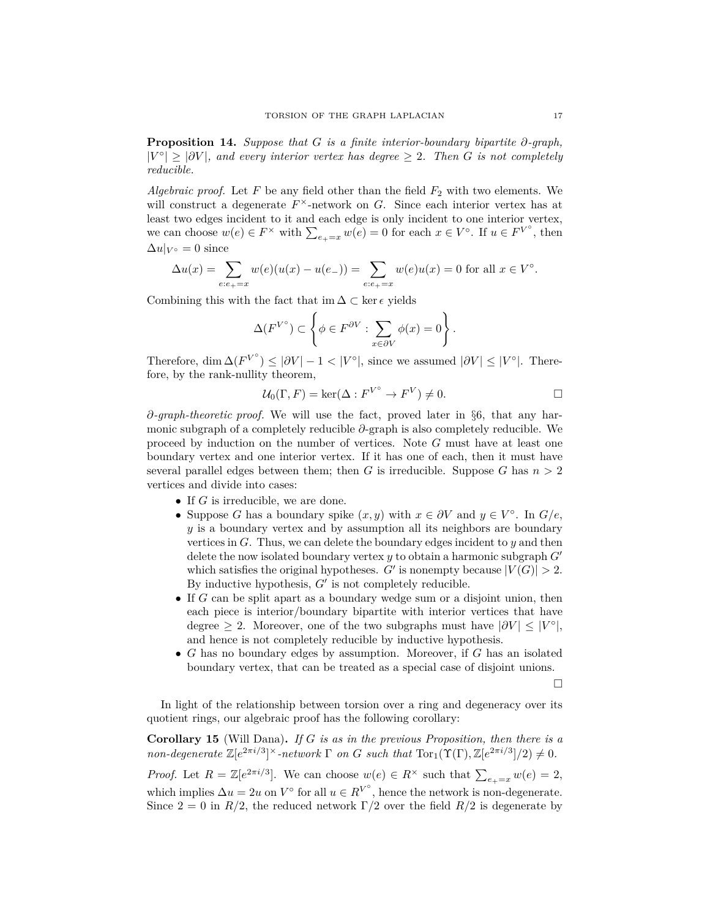**Proposition 14.** *Suppose that $G$ is a finite interior-boundary bipartite $\partial$-graph, $|V^\circ| \geq |\partial V|$, and every interior vertex has degree $\geq 2$. Then $G$ is not completely reducible.*

*Algebraic proof.* Let $F$ be any field other than the field $F_2$ with two elements. We will construct a degenerate $F^\times$-network on $G$. Since each interior vertex has at least two edges incident to it and each edge is only incident to one interior vertex, we can choose $w(e) \in F^\times$ with $\sum_{e_+ = x} w(e) = 0$ for each $x \in V^\circ$. If $u \in F^{V^\circ}$, then $\Delta u|_{V^\circ} = 0$ since

$$\Delta u(x) = \sum_{e : e_+ = x} w(e)(u(x) - u(e_-)) = \sum_{e : e_+ = x} w(e) u(x) = 0 \text{ for all } x \in V^\circ.$$

Combining this with the fact that $\operatorname{im} \Delta \subset \ker \epsilon$ yields

$$\Delta(F^{V^\circ}) \subset \left\{ \phi \in F^{\partial V} : \sum_{x \in \partial V} \phi(x) = 0 \right\}.$$

Therefore, $\dim \Delta(F^{V^\circ}) \leq |\partial V| - 1 < |V^\circ|$, since we assumed $|\partial V| \leq |V^\circ|$. Therefore, by the rank-nullity theorem,

$$\mathcal{U}_0(\Gamma, F) = \ker(\Delta : F^{V^\circ} \to F^V) \neq 0.$$

□

*$\partial$-graph-theoretic proof.* We will use the fact, proved later in §6, that any harmonic subgraph of a completely reducible $\partial$-graph is also completely reducible. We proceed by induction on the number of vertices. Note $G$ must have at least one boundary vertex and one interior vertex. If it has one of each, then it must have several parallel edges between them; then $G$ is irreducible. Suppose $G$ has $n > 2$ vertices and divide into cases:

- If $G$ is irreducible, we are done.
- Suppose $G$ has a boundary spike $(x, y)$ with $x \in \partial V$ and $y \in V^\circ$. In $G/e$, $y$ is a boundary vertex and by assumption all its neighbors are boundary vertices in $G$. Thus, we can delete the boundary edges incident to $y$ and then delete the now isolated boundary vertex $y$ to obtain a harmonic subgraph $G'$ which satisfies the original hypotheses. $G'$ is nonempty because $|V(G)| > 2$. By inductive hypothesis, $G'$ is not completely reducible.
- If $G$ can be split apart as a boundary wedge sum or a disjoint union, then each piece is interior/boundary bipartite with interior vertices that have degree $\geq 2$. Moreover, one of the two subgraphs must have $|\partial V| \leq |V^\circ|$, and hence is not completely reducible by inductive hypothesis.
- $G$ has no boundary edges by assumption. Moreover, if $G$ has an isolated boundary vertex, that can be treated as a special case of disjoint unions.

□

In light of the relationship between torsion over a ring and degeneracy over its quotient rings, our algebraic proof has the following corollary:

**Corollary 15** (Will Dana)**.** *If $G$ is as in the previous Proposition, then there is a non-degenerate $\mathbb{Z}[e^{2\pi i/3}]^\times$-network $\Gamma$ on $G$ such that $\operatorname{Tor}_1(\Upsilon(\Gamma), \mathbb{Z}[e^{2\pi i/3}]/2) \neq 0$.*

*Proof.* Let $R = \mathbb{Z}[e^{2\pi i/3}]$. We can choose $w(e) \in R^\times$ such that $\sum_{e_+ = x} w(e) = 2$, which implies $\Delta u = 2u$ on $V^\circ$ for all $u \in R^{V^\circ}$, hence the network is non-degenerate. Since $2 = 0$ in $R/2$, the reduced network $\Gamma/2$ over the field $R/2$ is degenerate by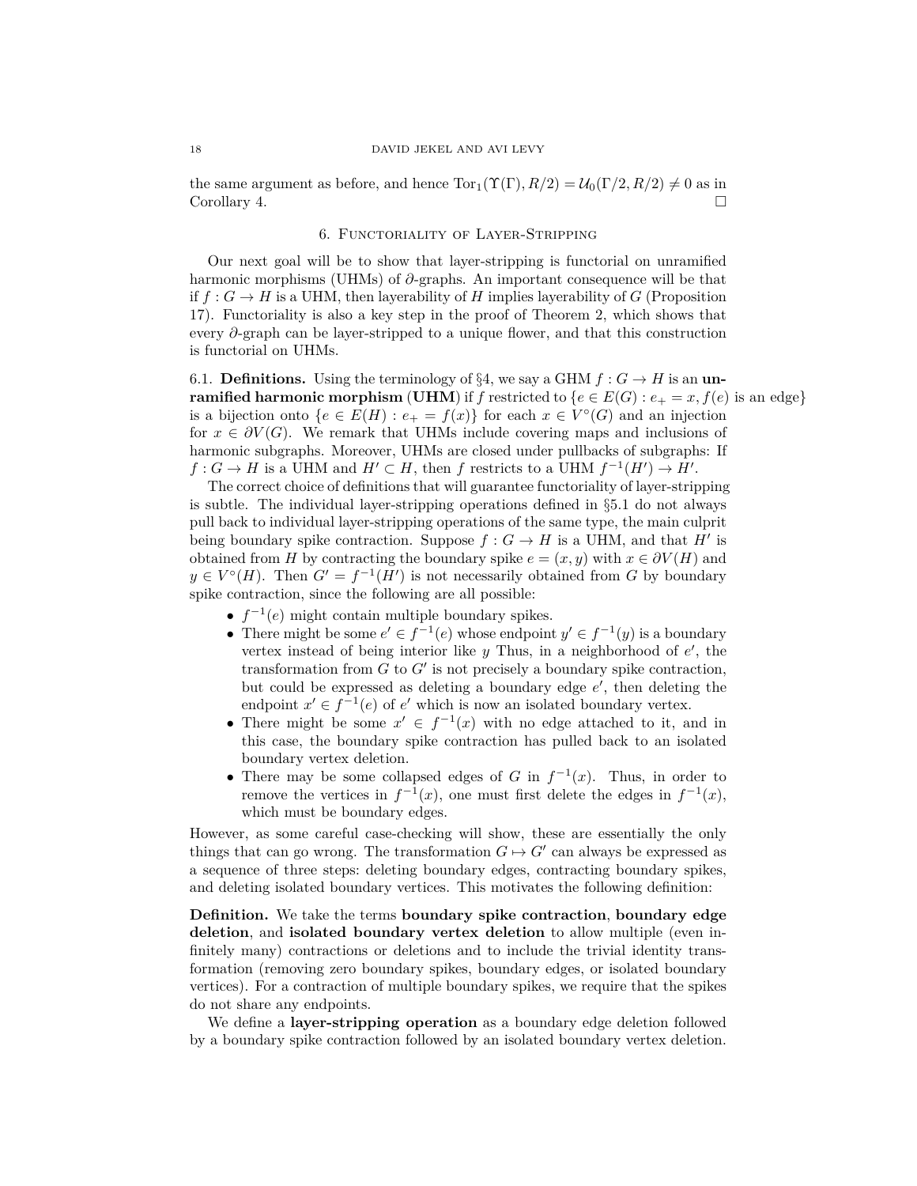the same argument as before, and hence $\operatorname{Tor}_1(\Upsilon(\Gamma), R/2) = \mathcal{U}_0(\Gamma/2, R/2) \neq 0$ as in Corollary 4. □

## 6. Functoriality of Layer-Stripping

Our next goal will be to show that layer-stripping is functorial on unramified harmonic morphisms (UHMs) of $\partial$-graphs. An important consequence will be that if $f : G \to H$ is a UHM, then layerability of $H$ implies layerability of $G$ (Proposition 17). Functoriality is also a key step in the proof of Theorem 2, which shows that every $\partial$-graph can be layer-stripped to a unique flower, and that this construction is functorial on UHMs.

### 6.1. Definitions.

Using the terminology of §4, we say a GHM $f : G \to H$ is an **unramified harmonic morphism** (**UHM**) if $f$ restricted to $\{e \in E(G) : e_+ = x, f(e) \text{ is an edge}\}$ is a bijection onto $\{e \in E(H) : e_+ = f(x)\}$ for each $x \in V^\circ(G)$ and an injection for $x \in \partial V(G)$. We remark that UHMs include covering maps and inclusions of harmonic subgraphs. Moreover, UHMs are closed under pullbacks of subgraphs: If $f : G \to H$ is a UHM and $H' \subset H$, then $f$ restricts to a UHM $f^{-1}(H') \to H'$.

The correct choice of definitions that will guarantee functoriality of layer-stripping is subtle. The individual layer-stripping operations defined in §5.1 do not always pull back to individual layer-stripping operations of the same type, the main culprit being boundary spike contraction. Suppose $f : G \to H$ is a UHM, and that $H'$ is obtained from $H$ by contracting the boundary spike $e = (x, y)$ with $x \in \partial V(H)$ and $y \in V^\circ(H)$. Then $G' = f^{-1}(H')$ is not necessarily obtained from $G$ by boundary spike contraction, since the following are all possible:

- $f^{-1}(e)$ might contain multiple boundary spikes.
- There might be some $e' \in f^{-1}(e)$ whose endpoint $y' \in f^{-1}(y)$ is a boundary vertex instead of being interior like $y$ Thus, in a neighborhood of $e'$, the transformation from $G$ to $G'$ is not precisely a boundary spike contraction, but could be expressed as deleting a boundary edge $e'$, then deleting the endpoint $x' \in f^{-1}(e)$ of $e'$ which is now an isolated boundary vertex.
- There might be some $x' \in f^{-1}(x)$ with no edge attached to it, and in this case, the boundary spike contraction has pulled back to an isolated boundary vertex deletion.
- There may be some collapsed edges of $G$ in $f^{-1}(x)$. Thus, in order to remove the vertices in $f^{-1}(x)$, one must first delete the edges in $f^{-1}(x)$, which must be boundary edges.

However, as some careful case-checking will show, these are essentially the only things that can go wrong. The transformation $G \mapsto G'$ can always be expressed as a sequence of three steps: deleting boundary edges, contracting boundary spikes, and deleting isolated boundary vertices. This motivates the following definition:

**Definition.** We take the terms **boundary spike contraction**, **boundary edge deletion**, and **isolated boundary vertex deletion** to allow multiple (even infinitely many) contractions or deletions and to include the trivial identity transformation (removing zero boundary spikes, boundary edges, or isolated boundary vertices). For a contraction of multiple boundary spikes, we require that the spikes do not share any endpoints.

We define a **layer-stripping operation** as a boundary edge deletion followed by a boundary spike contraction followed by an isolated boundary vertex deletion.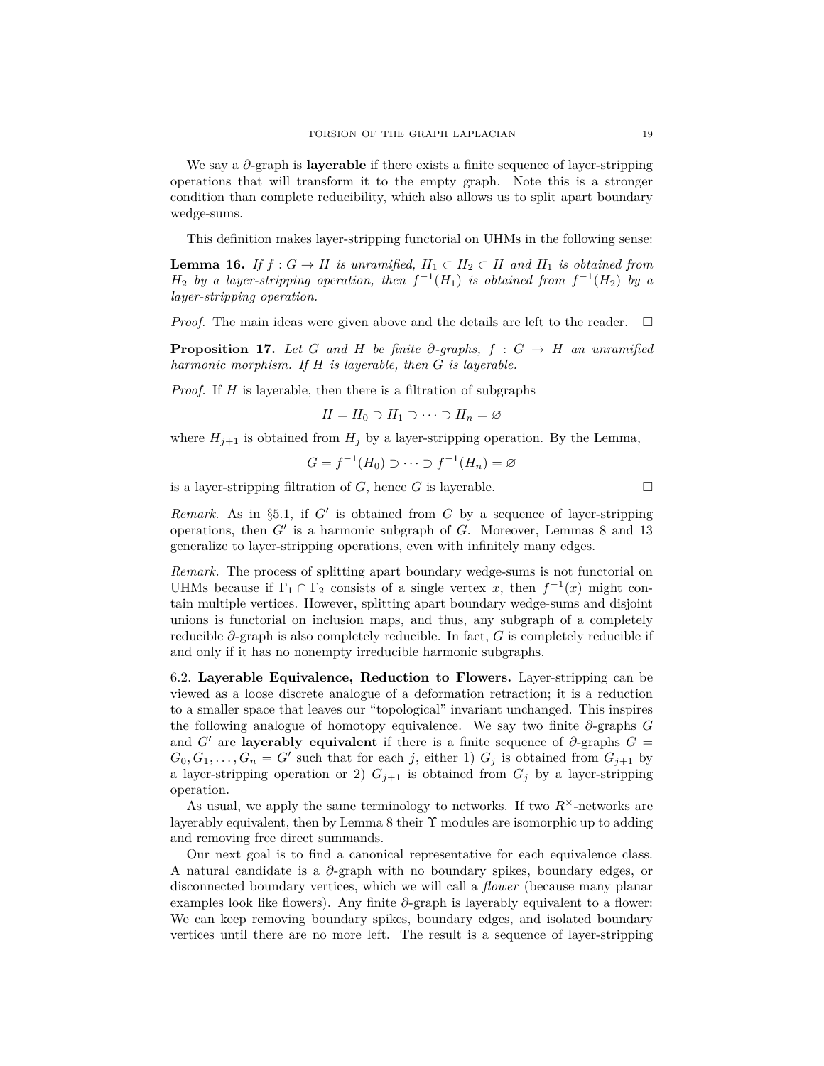We say a $\partial$-graph is **layerable** if there exists a finite sequence of layer-stripping operations that will transform it to the empty graph. Note this is a stronger condition than complete reducibility, which also allows us to split apart boundary wedge-sums.

This definition makes layer-stripping functorial on UHMs in the following sense:

**Lemma 16.** *If $f : G \to H$ is unramified, $H_1 \subset H_2 \subset H$ and $H_1$ is obtained from $H_2$ by a layer-stripping operation, then $f^{-1}(H_1)$ is obtained from $f^{-1}(H_2)$ by a layer-stripping operation.*

*Proof.* The main ideas were given above and the details are left to the reader. $\square$

**Proposition 17.** *Let $G$ and $H$ be finite $\partial$-graphs, $f : G \to H$ an unramified harmonic morphism. If $H$ is layerable, then $G$ is layerable.*

*Proof.* If $H$ is layerable, then there is a filtration of subgraphs

$$H = H_0 \supset H_1 \supset \cdots \supset H_n = \varnothing$$

where $H_{j+1}$ is obtained from $H_j$ by a layer-stripping operation. By the Lemma,

$$G = f^{-1}(H_0) \supset \cdots \supset f^{-1}(H_n) = \varnothing$$

is a layer-stripping filtration of $G$, hence $G$ is layerable. $\square$

*Remark.* As in §5.1, if $G'$ is obtained from $G$ by a sequence of layer-stripping operations, then $G'$ is a harmonic subgraph of $G$. Moreover, Lemmas 8 and 13 generalize to layer-stripping operations, even with infinitely many edges.

*Remark.* The process of splitting apart boundary wedge-sums is not functorial on UHMs because if $\Gamma_1 \cap \Gamma_2$ consists of a single vertex $x$, then $f^{-1}(x)$ might contain multiple vertices. However, splitting apart boundary wedge-sums and disjoint unions is functorial on inclusion maps, and thus, any subgraph of a completely reducible $\partial$-graph is also completely reducible. In fact, $G$ is completely reducible if and only if it has no nonempty irreducible harmonic subgraphs.

6.2. **Layerable Equivalence, Reduction to Flowers.** Layer-stripping can be viewed as a loose discrete analogue of a deformation retraction; it is a reduction to a smaller space that leaves our "topological" invariant unchanged. This inspires the following analogue of homotopy equivalence. We say two finite $\partial$-graphs $G$ and $G'$ are **layerably equivalent** if there is a finite sequence of $\partial$-graphs $G = G_0, G_1, \ldots, G_n = G'$ such that for each $j$, either 1) $G_j$ is obtained from $G_{j+1}$ by a layer-stripping operation or 2) $G_{j+1}$ is obtained from $G_j$ by a layer-stripping operation.

As usual, we apply the same terminology to networks. If two $R^\times$-networks are layerably equivalent, then by Lemma 8 their $\Upsilon$ modules are isomorphic up to adding and removing free direct summands.

Our next goal is to find a canonical representative for each equivalence class. A natural candidate is a $\partial$-graph with no boundary spikes, boundary edges, or disconnected boundary vertices, which we will call a *flower* (because many planar examples look like flowers). Any finite $\partial$-graph is layerably equivalent to a flower: We can keep removing boundary spikes, boundary edges, and isolated boundary vertices until there are no more left. The result is a sequence of layer-stripping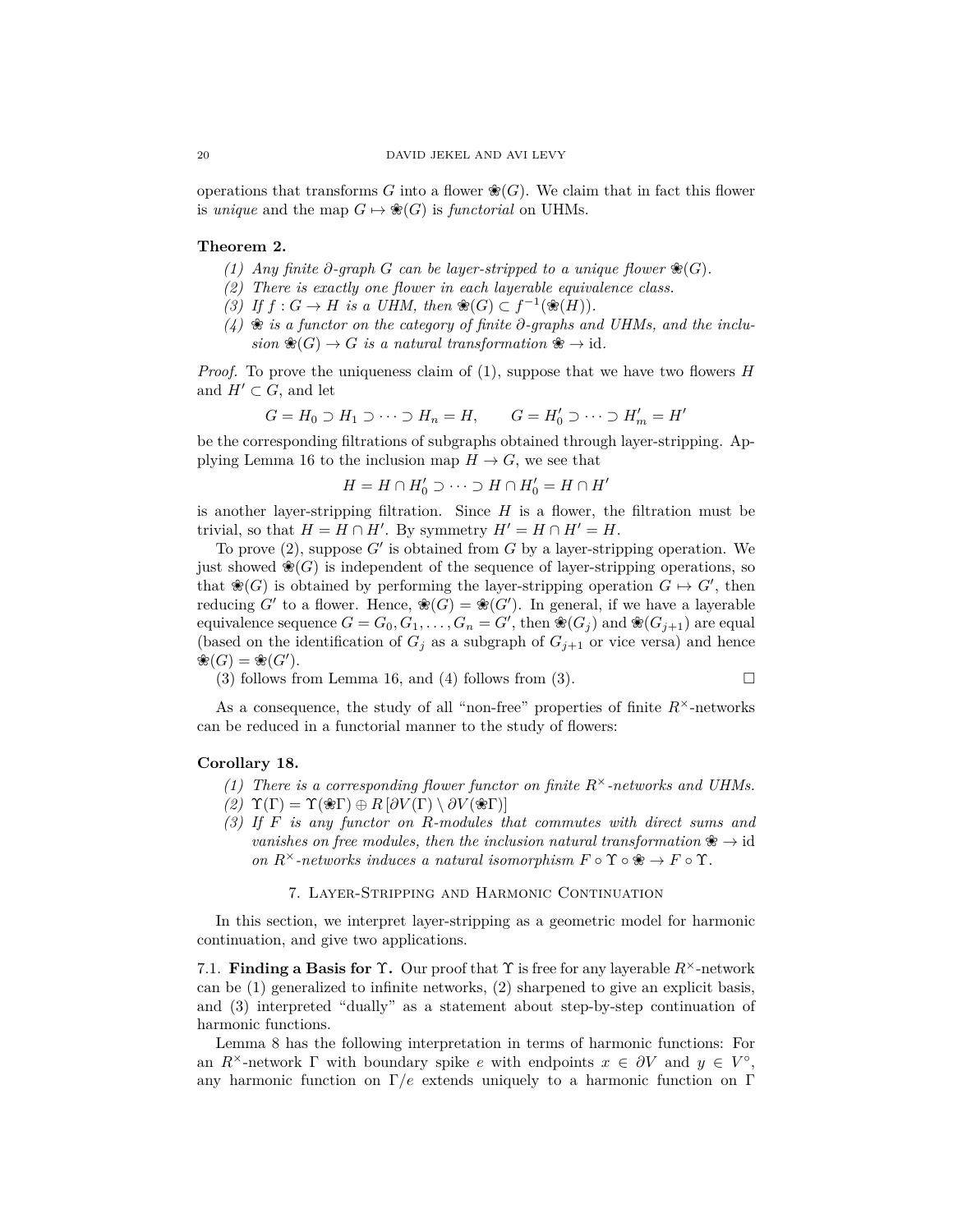operations that transforms $G$ into a flower ❀$(G)$. We claim that in fact this flower is *unique* and the map $G \mapsto$ ❀$(G)$ is *functorial* on UHMs.

**Theorem 2.**

1. *Any finite $\partial$-graph $G$ can be layer-stripped to a unique flower ❀$(G)$.*
2. *There is exactly one flower in each layerable equivalence class.*
3. *If $f : G \to H$ is a UHM, then ❀$(G) \subset f^{-1}($❀$(H))$.*
4. *❀ is a functor on the category of finite $\partial$-graphs and UHMs, and the inclusion ❀$(G) \to G$ is a natural transformation ❀ $\to \mathrm{id}$.*

*Proof.* To prove the uniqueness claim of (1), suppose that we have two flowers $H$ and $H' \subset G$, and let

$$G = H_0 \supset H_1 \supset \cdots \supset H_n = H, \qquad G = H_0' \supset \cdots \supset H_m' = H'$$

be the corresponding filtrations of subgraphs obtained through layer-stripping. Applying Lemma 16 to the inclusion map $H \to G$, we see that

$$H = H \cap H_0' \supset \cdots \supset H \cap H_0' = H \cap H'$$

is another layer-stripping filtration. Since $H$ is a flower, the filtration must be trivial, so that $H = H \cap H'$. By symmetry $H' = H \cap H' = H$.

To prove (2), suppose $G'$ is obtained from $G$ by a layer-stripping operation. We just showed ❀$(G)$ is independent of the sequence of layer-stripping operations, so that ❀$(G)$ is obtained by performing the layer-stripping operation $G \mapsto G'$, then reducing $G'$ to a flower. Hence, ❀$(G) =$ ❀$(G')$. In general, if we have a layerable equivalence sequence $G = G_0, G_1, \ldots, G_n = G'$, then ❀$(G_j)$ and ❀$(G_{j+1})$ are equal (based on the identification of $G_j$ as a subgraph of $G_{j+1}$ or vice versa) and hence ❀$(G) =$ ❀$(G')$.

(3) follows from Lemma 16, and (4) follows from (3). □

As a consequence, the study of all "non-free" properties of finite $R^\times$-networks can be reduced in a functorial manner to the study of flowers:

**Corollary 18.**

1. *There is a corresponding flower functor on finite $R^\times$-networks and UHMs.*
2. $\Upsilon(\Gamma) = \Upsilon($❀$\Gamma) \oplus R\,[\partial V(\Gamma) \setminus \partial V($❀$\Gamma)]$
3. *If $F$ is any functor on $R$-modules that commutes with direct sums and vanishes on free modules, then the inclusion natural transformation ❀ $\to \mathrm{id}$ on $R^\times$-networks induces a natural isomorphism $F \circ \Upsilon \circ$ ❀ $\to F \circ \Upsilon$.*

## 7. Layer-Stripping and Harmonic Continuation

In this section, we interpret layer-stripping as a geometric model for harmonic continuation, and give two applications.

### 7.1. Finding a Basis for $\Upsilon$.

Our proof that $\Upsilon$ is free for any layerable $R^\times$-network can be (1) generalized to infinite networks, (2) sharpened to give an explicit basis, and (3) interpreted "dually" as a statement about step-by-step continuation of harmonic functions.

Lemma 8 has the following interpretation in terms of harmonic functions: For an $R^\times$-network $\Gamma$ with boundary spike $e$ with endpoints $x \in \partial V$ and $y \in V^\circ$, any harmonic function on $\Gamma/e$ extends uniquely to a harmonic function on $\Gamma$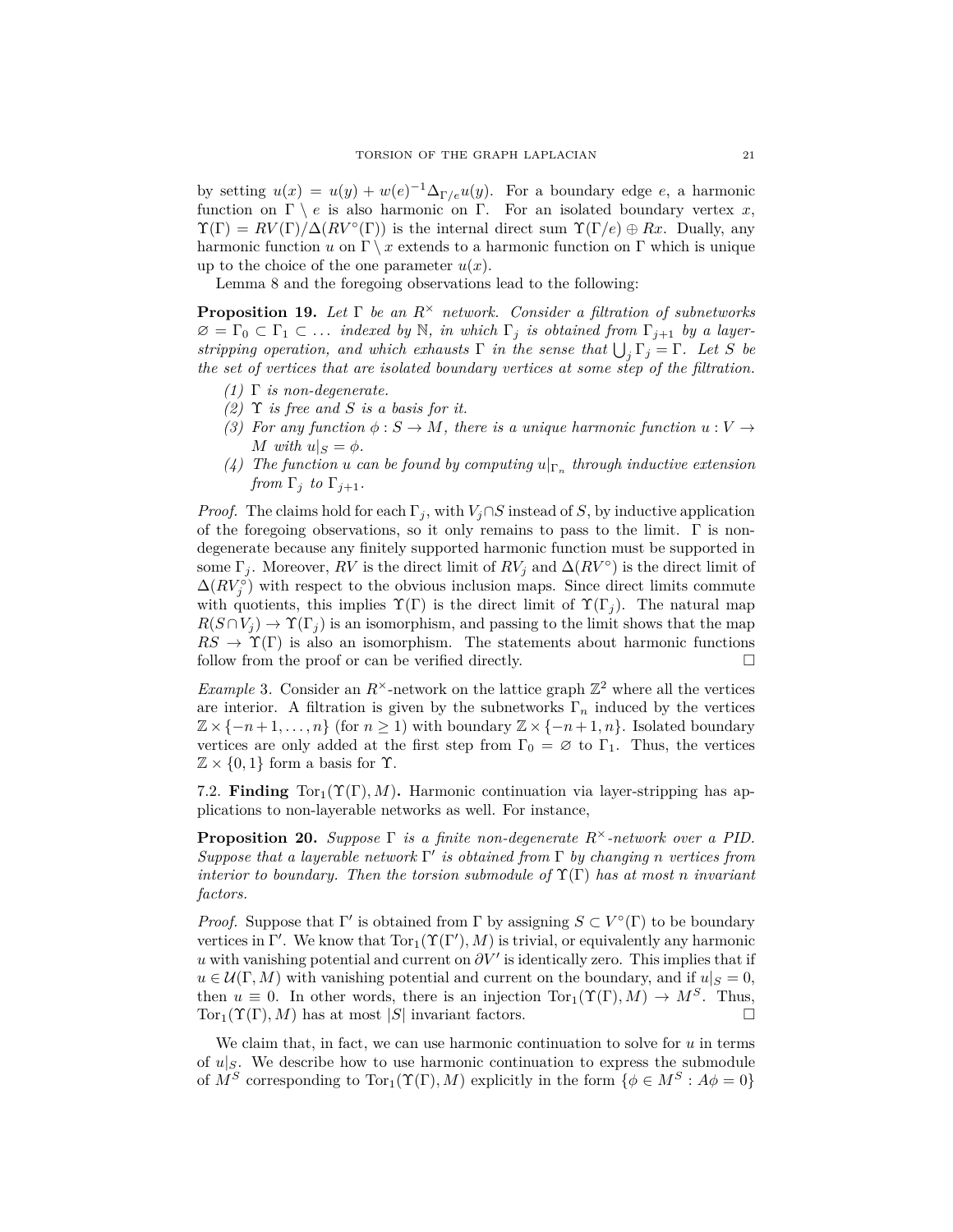by setting $u(x) = u(y) + w(e)^{-1}\Delta_{\Gamma/e}u(y)$. For a boundary edge $e$, a harmonic function on $\Gamma \setminus e$ is also harmonic on $\Gamma$. For an isolated boundary vertex $x$, $\Upsilon(\Gamma) = RV(\Gamma)/\Delta(RV^\circ(\Gamma))$ is the internal direct sum $\Upsilon(\Gamma/e) \oplus Rx$. Dually, any harmonic function $u$ on $\Gamma \setminus x$ extends to a harmonic function on $\Gamma$ which is unique up to the choice of the one parameter $u(x)$.

Lemma 8 and the foregoing observations lead to the following:

**Proposition 19.** *Let $\Gamma$ be an $R^\times$ network. Consider a filtration of subnetworks $\varnothing = \Gamma_0 \subset \Gamma_1 \subset \dots$ indexed by $\mathbb{N}$, in which $\Gamma_j$ is obtained from $\Gamma_{j+1}$ by a layer-stripping operation, and which exhausts $\Gamma$ in the sense that $\bigcup_j \Gamma_j = \Gamma$. Let $S$ be the set of vertices that are isolated boundary vertices at some step of the filtration.*

1. *$\Gamma$ is non-degenerate.*
2. *$\Upsilon$ is free and $S$ is a basis for it.*
3. *For any function $\phi : S \to M$, there is a unique harmonic function $u : V \to M$ with $u|_S = \phi$.*
4. *The function $u$ can be found by computing $u|_{\Gamma_n}$ through inductive extension from $\Gamma_j$ to $\Gamma_{j+1}$.*

*Proof.* The claims hold for each $\Gamma_j$, with $V_j \cap S$ instead of $S$, by inductive application of the foregoing observations, so it only remains to pass to the limit. $\Gamma$ is non-degenerate because any finitely supported harmonic function must be supported in some $\Gamma_j$. Moreover, $RV$ is the direct limit of $RV_j$ and $\Delta(RV^\circ)$ is the direct limit of $\Delta(RV_j^\circ)$ with respect to the obvious inclusion maps. Since direct limits commute with quotients, this implies $\Upsilon(\Gamma)$ is the direct limit of $\Upsilon(\Gamma_j)$. The natural map $R(S \cap V_j) \to \Upsilon(\Gamma_j)$ is an isomorphism, and passing to the limit shows that the map $RS \to \Upsilon(\Gamma)$ is also an isomorphism. The statements about harmonic functions follow from the proof or can be verified directly. $\square$

*Example* 3. Consider an $R^\times$-network on the lattice graph $\mathbb{Z}^2$ where all the vertices are interior. A filtration is given by the subnetworks $\Gamma_n$ induced by the vertices $\mathbb{Z} \times \{-n+1, \dots, n\}$ (for $n \geq 1$) with boundary $\mathbb{Z} \times \{-n+1, n\}$. Isolated boundary vertices are only added at the first step from $\Gamma_0 = \varnothing$ to $\Gamma_1$. Thus, the vertices $\mathbb{Z} \times \{0, 1\}$ form a basis for $\Upsilon$.

7.2. **Finding $\mathrm{Tor}_1(\Upsilon(\Gamma), M)$.** Harmonic continuation via layer-stripping has applications to non-layerable networks as well. For instance,

**Proposition 20.** *Suppose $\Gamma$ is a finite non-degenerate $R^\times$-network over a PID. Suppose that a layerable network $\Gamma'$ is obtained from $\Gamma$ by changing $n$ vertices from interior to boundary. Then the torsion submodule of $\Upsilon(\Gamma)$ has at most $n$ invariant factors.*

*Proof.* Suppose that $\Gamma'$ is obtained from $\Gamma$ by assigning $S \subset V^\circ(\Gamma)$ to be boundary vertices in $\Gamma'$. We know that $\mathrm{Tor}_1(\Upsilon(\Gamma'), M)$ is trivial, or equivalently any harmonic $u$ with vanishing potential and current on $\partial V'$ is identically zero. This implies that if $u \in \mathcal{U}(\Gamma, M)$ with vanishing potential and current on the boundary, and if $u|_S = 0$, then $u \equiv 0$. In other words, there is an injection $\mathrm{Tor}_1(\Upsilon(\Gamma), M) \to M^S$. Thus, $\mathrm{Tor}_1(\Upsilon(\Gamma), M)$ has at most $|S|$ invariant factors. $\square$

We claim that, in fact, we can use harmonic continuation to solve for $u$ in terms of $u|_S$. We describe how to use harmonic continuation to express the submodule of $M^S$ corresponding to $\mathrm{Tor}_1(\Upsilon(\Gamma), M)$ explicitly in the form $\{\phi \in M^S : A\phi = 0\}$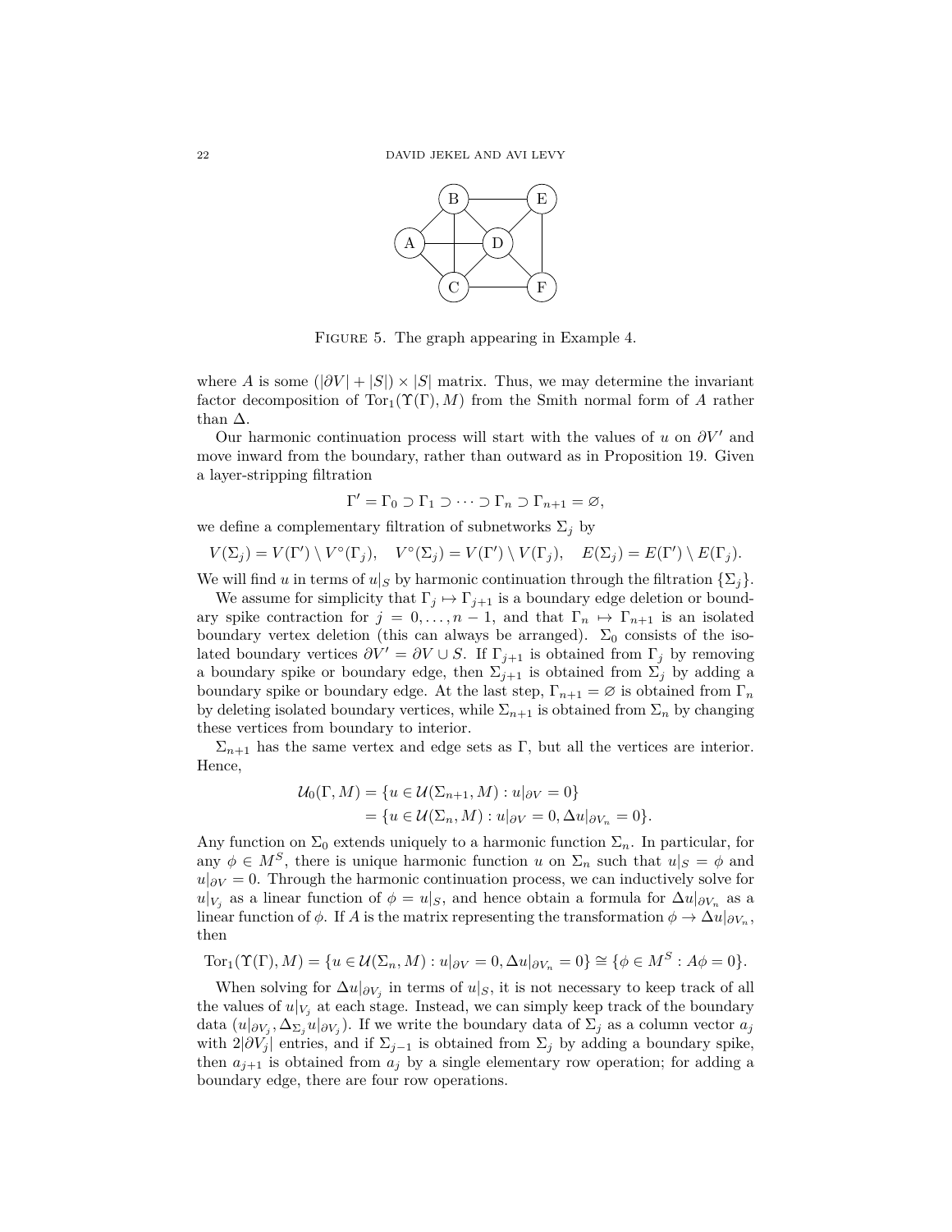FIGURE 5. The graph appearing in Example 4.

where $A$ is some $(|\partial V| + |S|) \times |S|$ matrix. Thus, we may determine the invariant factor decomposition of $\mathrm{Tor}_1(\Upsilon(\Gamma), M)$ from the Smith normal form of $A$ rather than $\Delta$.

Our harmonic continuation process will start with the values of $u$ on $\partial V'$ and move inward from the boundary, rather than outward as in Proposition 19. Given a layer-stripping filtration

$$\Gamma' = \Gamma_0 \supset \Gamma_1 \supset \cdots \supset \Gamma_n \supset \Gamma_{n+1} = \varnothing,$$

we define a complementary filtration of subnetworks $\Sigma_j$ by

$$V(\Sigma_j) = V(\Gamma') \setminus V^\circ(\Gamma_j), \quad V^\circ(\Sigma_j) = V(\Gamma') \setminus V(\Gamma_j), \quad E(\Sigma_j) = E(\Gamma') \setminus E(\Gamma_j).$$

We will find $u$ in terms of $u|_S$ by harmonic continuation through the filtration $\{\Sigma_j\}$.

We assume for simplicity that $\Gamma_j \mapsto \Gamma_{j+1}$ is a boundary edge deletion or boundary spike contraction for $j = 0, \dots, n-1$, and that $\Gamma_n \mapsto \Gamma_{n+1}$ is an isolated boundary vertex deletion (this can always be arranged). $\Sigma_0$ consists of the isolated boundary vertices $\partial V' = \partial V \cup S$. If $\Gamma_{j+1}$ is obtained from $\Gamma_j$ by removing a boundary spike or boundary edge, then $\Sigma_{j+1}$ is obtained from $\Sigma_j$ by adding a boundary spike or boundary edge. At the last step, $\Gamma_{n+1} = \varnothing$ is obtained from $\Gamma_n$ by deleting isolated boundary vertices, while $\Sigma_{n+1}$ is obtained from $\Sigma_n$ by changing these vertices from boundary to interior.

$\Sigma_{n+1}$ has the same vertex and edge sets as $\Gamma$, but all the vertices are interior. Hence,

$$\begin{aligned}\mathcal{U}_0(\Gamma, M) &= \{u \in \mathcal{U}(\Sigma_{n+1}, M) : u|_{\partial V} = 0\} \\ &= \{u \in \mathcal{U}(\Sigma_n, M) : u|_{\partial V} = 0, \Delta u|_{\partial V_n} = 0\}.\end{aligned}$$

Any function on $\Sigma_0$ extends uniquely to a harmonic function $\Sigma_n$. In particular, for any $\phi \in M^S$, there is unique harmonic function $u$ on $\Sigma_n$ such that $u|_S = \phi$ and $u|_{\partial V} = 0$. Through the harmonic continuation process, we can inductively solve for $u|_{V_j}$ as a linear function of $\phi = u|_S$, and hence obtain a formula for $\Delta u|_{\partial V_n}$ as a linear function of $\phi$. If $A$ is the matrix representing the transformation $\phi \to \Delta u|_{\partial V_n}$, then

$$\mathrm{Tor}_1(\Upsilon(\Gamma), M) = \{u \in \mathcal{U}(\Sigma_n, M) : u|_{\partial V} = 0, \Delta u|_{\partial V_n} = 0\} \cong \{\phi \in M^S : A\phi = 0\}.$$

When solving for $\Delta u|_{\partial V_j}$ in terms of $u|_S$, it is not necessary to keep track of all the values of $u|_{V_j}$ at each stage. Instead, we can simply keep track of the boundary data $(u|_{\partial V_j}, \Delta_{\Sigma_j} u|_{\partial V_j})$. If we write the boundary data of $\Sigma_j$ as a column vector $a_j$ with $2|\partial V_j|$ entries, and if $\Sigma_{j-1}$ is obtained from $\Sigma_j$ by adding a boundary spike, then $a_{j+1}$ is obtained from $a_j$ by a single elementary row operation; for adding a boundary edge, there are four row operations.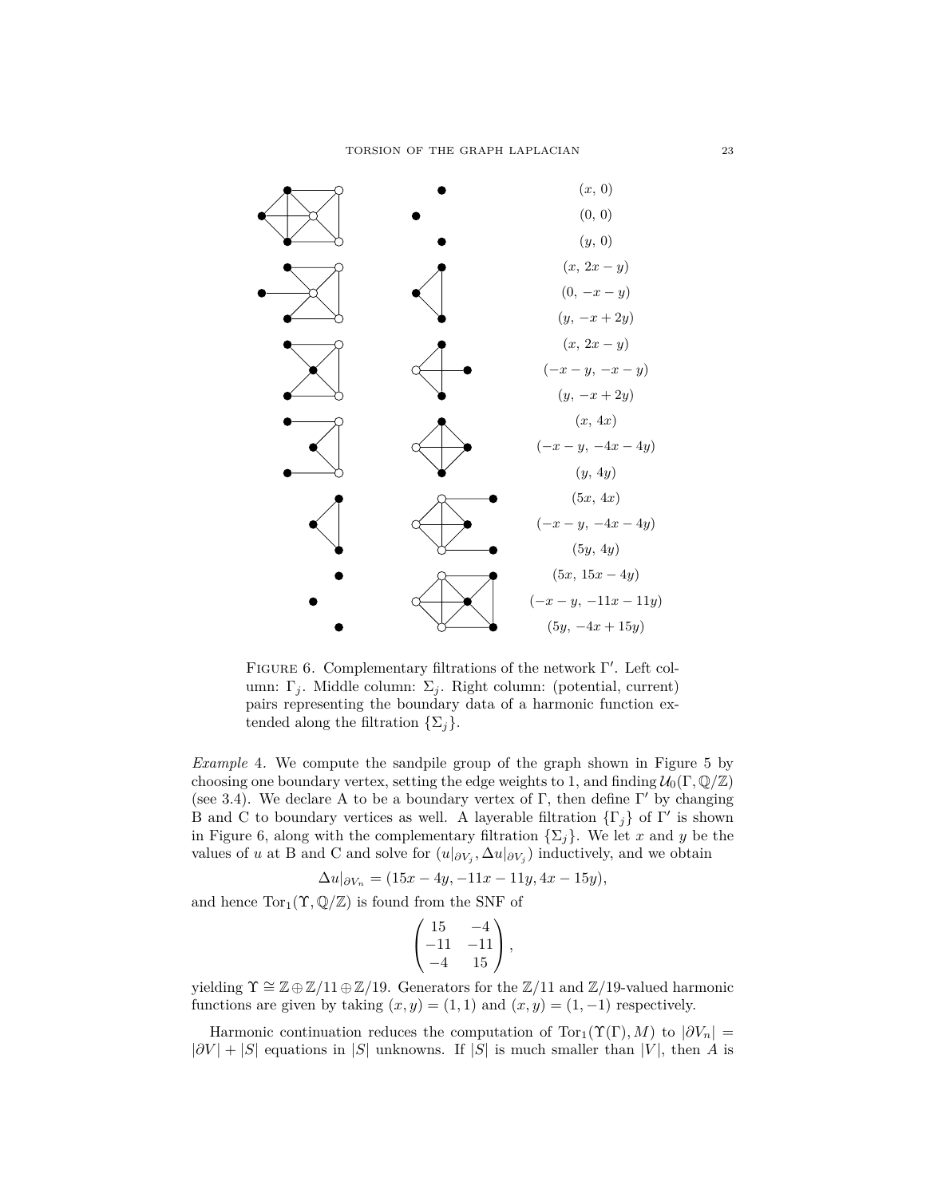| | | |
|---|---|---|
| | | $(x,\ 0)$ |
| | | $(0,\ 0)$ |
| | | $(y,\ 0)$ |
| | | $(x,\ 2x-y)$ |
| | | $(0,\ -x-y)$ |
| | | $(y,\ -x+2y)$ |
| | | $(x,\ 2x-y)$ |
| | | $(-x-y,\ -x-y)$ |
| | | $(y,\ -x+2y)$ |
| | | $(x,\ 4x)$ |
| | | $(-x-y,\ -4x-4y)$ |
| | | $(y,\ 4y)$ |
| | | $(5x,\ 4x)$ |
| | | $(-x-y,\ -4x-4y)$ |
| | | $(5y,\ 4y)$ |
| | | $(5x,\ 15x-4y)$ |
| | | $(-x-y,\ -11x-11y)$ |
| | | $(5y,\ -4x+15y)$ |

FIGURE 6. Complementary filtrations of the network $\Gamma'$. Left column: $\Gamma_j$. Middle column: $\Sigma_j$. Right column: (potential, current) pairs representing the boundary data of a harmonic function extended along the filtration $\{\Sigma_j\}$.

*Example* 4. We compute the sandpile group of the graph shown in Figure 5 by choosing one boundary vertex, setting the edge weights to 1, and finding $\mathcal{U}_0(\Gamma, \mathbb{Q}/\mathbb{Z})$ (see 3.4). We declare A to be a boundary vertex of $\Gamma$, then define $\Gamma'$ by changing B and C to boundary vertices as well. A layerable filtration $\{\Gamma_j\}$ of $\Gamma'$ is shown in Figure 6, along with the complementary filtration $\{\Sigma_j\}$. We let $x$ and $y$ be the values of $u$ at B and C and solve for $(u|_{\partial V_j}, \Delta u|_{\partial V_j})$ inductively, and we obtain

$$\Delta u|_{\partial V_n} = (15x - 4y, -11x - 11y, 4x - 15y),$$

and hence $\mathrm{Tor}_1(\Upsilon, \mathbb{Q}/\mathbb{Z})$ is found from the SNF of

$$\begin{pmatrix} 15 & -4 \\ -11 & -11 \\ -4 & 15 \end{pmatrix},$$

yielding $\Upsilon \cong \mathbb{Z} \oplus \mathbb{Z}/11 \oplus \mathbb{Z}/19$. Generators for the $\mathbb{Z}/11$ and $\mathbb{Z}/19$-valued harmonic functions are given by taking $(x, y) = (1, 1)$ and $(x, y) = (1, -1)$ respectively.

Harmonic continuation reduces the computation of $\mathrm{Tor}_1(\Upsilon(\Gamma), M)$ to $|\partial V_n| = |\partial V| + |S|$ equations in $|S|$ unknowns. If $|S|$ is much smaller than $|V|$, then $A$ is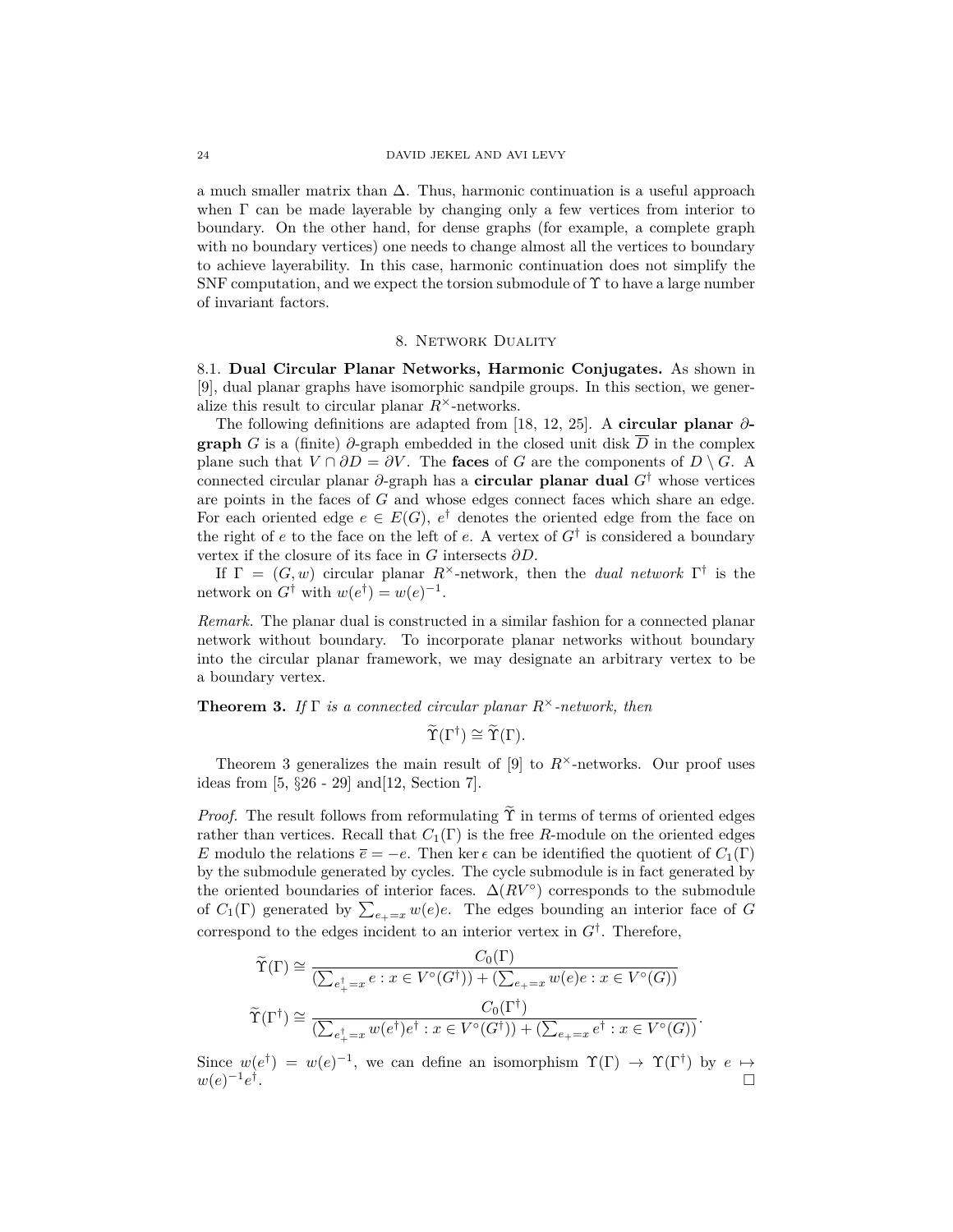a much smaller matrix than $\Delta$. Thus, harmonic continuation is a useful approach when $\Gamma$ can be made layerable by changing only a few vertices from interior to boundary. On the other hand, for dense graphs (for example, a complete graph with no boundary vertices) one needs to change almost all the vertices to boundary to achieve layerability. In this case, harmonic continuation does not simplify the SNF computation, and we expect the torsion submodule of $\Upsilon$ to have a large number of invariant factors.

## 8. Network Duality

**8.1. Dual Circular Planar Networks, Harmonic Conjugates.** As shown in [9], dual planar graphs have isomorphic sandpile groups. In this section, we generalize this result to circular planar $R^\times$-networks.

The following definitions are adapted from [18, 12, 25]. A **circular planar $\partial$-graph** $G$ is a (finite) $\partial$-graph embedded in the closed unit disk $\overline{D}$ in the complex plane such that $V \cap \partial D = \partial V$. The **faces** of $G$ are the components of $D \setminus G$. A connected circular planar $\partial$-graph has a **circular planar dual** $G^\dagger$ whose vertices are points in the faces of $G$ and whose edges connect faces which share an edge. For each oriented edge $e \in E(G)$, $e^\dagger$ denotes the oriented edge from the face on the right of $e$ to the face on the left of $e$. A vertex of $G^\dagger$ is considered a boundary vertex if the closure of its face in $G$ intersects $\partial D$.

If $\Gamma = (G, w)$ circular planar $R^\times$-network, then the *dual network* $\Gamma^\dagger$ is the network on $G^\dagger$ with $w(e^\dagger) = w(e)^{-1}$.

*Remark.* The planar dual is constructed in a similar fashion for a connected planar network without boundary. To incorporate planar networks without boundary into the circular planar framework, we may designate an arbitrary vertex to be a boundary vertex.

**Theorem 3.** *If $\Gamma$ is a connected circular planar $R^\times$-network, then*

$$\widetilde{\Upsilon}(\Gamma^\dagger) \cong \widetilde{\Upsilon}(\Gamma).$$

Theorem 3 generalizes the main result of [9] to $R^\times$-networks. Our proof uses ideas from [5, §26 - 29] and[12, Section 7].

*Proof.* The result follows from reformulating $\widetilde{\Upsilon}$ in terms of terms of oriented edges rather than vertices. Recall that $C_1(\Gamma)$ is the free $R$-module on the oriented edges $E$ modulo the relations $\overline{e} = -e$. Then $\ker \epsilon$ can be identified the quotient of $C_1(\Gamma)$ by the submodule generated by cycles. The cycle submodule is in fact generated by the oriented boundaries of interior faces. $\Delta(RV^\circ)$ corresponds to the submodule of $C_1(\Gamma)$ generated by $\sum_{e_+ = x} w(e)e$. The edges bounding an interior face of $G$ correspond to the edges incident to an interior vertex in $G^\dagger$. Therefore,

$$\widetilde{\Upsilon}(\Gamma) \cong \frac{C_0(\Gamma)}{(\sum_{e_+^\dagger = x} e : x \in V^\circ(G^\dagger)) + (\sum_{e_+ = x} w(e)e : x \in V^\circ(G))}$$

$$\widetilde{\Upsilon}(\Gamma^\dagger) \cong \frac{C_0(\Gamma^\dagger)}{(\sum_{e_+^\dagger = x} w(e^\dagger)e^\dagger : x \in V^\circ(G^\dagger)) + (\sum_{e_+ = x} e^\dagger : x \in V^\circ(G))}.$$

Since $w(e^\dagger) = w(e)^{-1}$, we can define an isomorphism $\Upsilon(\Gamma) \to \Upsilon(\Gamma^\dagger)$ by $e \mapsto w(e)^{-1}e^\dagger$. □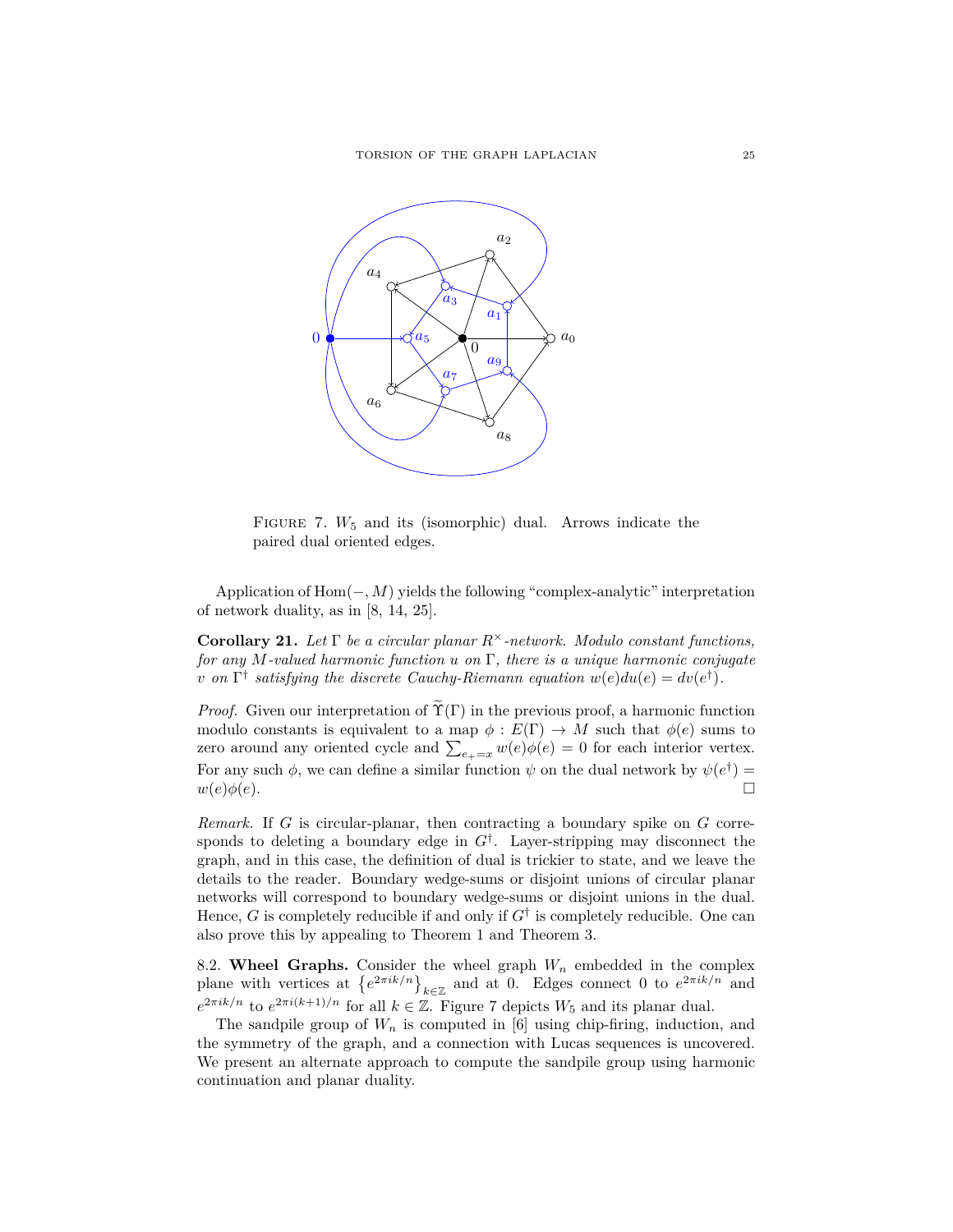FIGURE 7. $W_5$ and its (isomorphic) dual. Arrows indicate the paired dual oriented edges.

Application of $\mathrm{Hom}(-, M)$ yields the following "complex-analytic" interpretation of network duality, as in [8, 14, 25].

**Corollary 21.** *Let $\Gamma$ be a circular planar $R^\times$-network. Modulo constant functions, for any $M$-valued harmonic function $u$ on $\Gamma$, there is a unique harmonic conjugate $v$ on $\Gamma^\dagger$ satisfying the discrete Cauchy-Riemann equation $w(e)du(e) = dv(e^\dagger)$.*

*Proof.* Given our interpretation of $\widetilde{\Upsilon}(\Gamma)$ in the previous proof, a harmonic function modulo constants is equivalent to a map $\phi : E(\Gamma) \to M$ such that $\phi(e)$ sums to zero around any oriented cycle and $\sum_{e_+ = x} w(e)\phi(e) = 0$ for each interior vertex. For any such $\phi$, we can define a similar function $\psi$ on the dual network by $\psi(e^\dagger) = w(e)\phi(e)$. □

*Remark.* If $G$ is circular-planar, then contracting a boundary spike on $G$ corresponds to deleting a boundary edge in $G^\dagger$. Layer-stripping may disconnect the graph, and in this case, the definition of dual is trickier to state, and we leave the details to the reader. Boundary wedge-sums or disjoint unions of circular planar networks will correspond to boundary wedge-sums or disjoint unions in the dual. Hence, $G$ is completely reducible if and only if $G^\dagger$ is completely reducible. One can also prove this by appealing to Theorem 1 and Theorem 3.

8.2. **Wheel Graphs.** Consider the wheel graph $W_n$ embedded in the complex plane with vertices at $\left\{e^{2\pi i k/n}\right\}_{k \in \mathbb{Z}}$ and at 0. Edges connect 0 to $e^{2\pi i k/n}$ and $e^{2\pi i k/n}$ to $e^{2\pi i (k+1)/n}$ for all $k \in \mathbb{Z}$. Figure 7 depicts $W_5$ and its planar dual.

The sandpile group of $W_n$ is computed in [6] using chip-firing, induction, and the symmetry of the graph, and a connection with Lucas sequences is uncovered. We present an alternate approach to compute the sandpile group using harmonic continuation and planar duality.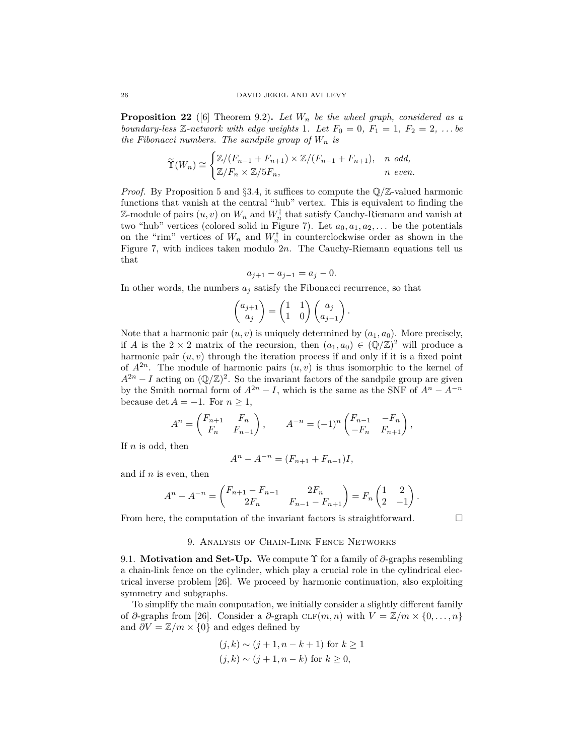**Proposition 22** ([6] Theorem 9.2)**.** *Let $W_n$ be the wheel graph, considered as a boundary-less $\mathbb{Z}$-network with edge weights 1. Let $F_0 = 0$, $F_1 = 1$, $F_2 = 2$, ... be the Fibonacci numbers. The sandpile group of $W_n$ is*

$$\widetilde{\Upsilon}(W_n) \cong \begin{cases} \mathbb{Z}/(F_{n-1} + F_{n+1}) \times \mathbb{Z}/(F_{n-1} + F_{n+1}), & n \text{ odd}, \\ \mathbb{Z}/F_n \times \mathbb{Z}/5F_n, & n \text{ even}. \end{cases}$$

*Proof.* By Proposition 5 and §3.4, it suffices to compute the $\mathbb{Q}/\mathbb{Z}$-valued harmonic functions that vanish at the central "hub" vertex. This is equivalent to finding the $\mathbb{Z}$-module of pairs $(u, v)$ on $W_n$ and $W_n^\dagger$ that satisfy Cauchy-Riemann and vanish at two "hub" vertices (colored solid in Figure 7). Let $a_0, a_1, a_2, \ldots$ be the potentials on the "rim" vertices of $W_n$ and $W_n^\dagger$ in counterclockwise order as shown in the Figure 7, with indices taken modulo $2n$. The Cauchy-Riemann equations tell us that

$$a_{j+1} - a_{j-1} = a_j - 0.$$

In other words, the numbers $a_j$ satisfy the Fibonacci recurrence, so that

$$\begin{pmatrix} a_{j+1} \\ a_j \end{pmatrix} = \begin{pmatrix} 1 & 1 \\ 1 & 0 \end{pmatrix} \begin{pmatrix} a_j \\ a_{j-1} \end{pmatrix}.$$

Note that a harmonic pair $(u, v)$ is uniquely determined by $(a_1, a_0)$. More precisely, if $A$ is the $2 \times 2$ matrix of the recursion, then $(a_1, a_0) \in (\mathbb{Q}/\mathbb{Z})^2$ will produce a harmonic pair $(u, v)$ through the iteration process if and only if it is a fixed point of $A^{2n}$. The module of harmonic pairs $(u, v)$ is thus isomorphic to the kernel of $A^{2n} - I$ acting on $(\mathbb{Q}/\mathbb{Z})^2$. So the invariant factors of the sandpile group are given by the Smith normal form of $A^{2n} - I$, which is the same as the SNF of $A^n - A^{-n}$ because $\det A = -1$. For $n \geq 1$,

$$A^n = \begin{pmatrix} F_{n+1} & F_n \\ F_n & F_{n-1} \end{pmatrix}, \qquad A^{-n} = (-1)^n \begin{pmatrix} F_{n-1} & -F_n \\ -F_n & F_{n+1} \end{pmatrix},$$

If $n$ is odd, then

$$A^n - A^{-n} = (F_{n+1} + F_{n-1}) I,$$

and if $n$ is even, then

$$A^n - A^{-n} = \begin{pmatrix} F_{n+1} - F_{n-1} & 2F_n \\ 2F_n & F_{n-1} - F_{n+1} \end{pmatrix} = F_n \begin{pmatrix} 1 & 2 \\ 2 & -1 \end{pmatrix}.$$

From here, the computation of the invariant factors is straightforward. $\square$

## 9. Analysis of Chain-Link Fence Networks

**9.1. Motivation and Set-Up.** We compute $\Upsilon$ for a family of $\partial$-graphs resembling a chain-link fence on the cylinder, which play a crucial role in the cylindrical electrical inverse problem [26]. We proceed by harmonic continuation, also exploiting symmetry and subgraphs.

To simplify the main computation, we initially consider a slightly different family of $\partial$-graphs from [26]. Consider a $\partial$-graph $\text{CLF}(m, n)$ with $V = \mathbb{Z}/m \times \{0, \ldots, n\}$ and $\partial V = \mathbb{Z}/m \times \{0\}$ and edges defined by

$$(j, k) \sim (j + 1, n - k + 1) \text{ for } k \geq 1$$
$$(j, k) \sim (j + 1, n - k) \text{ for } k \geq 0,$$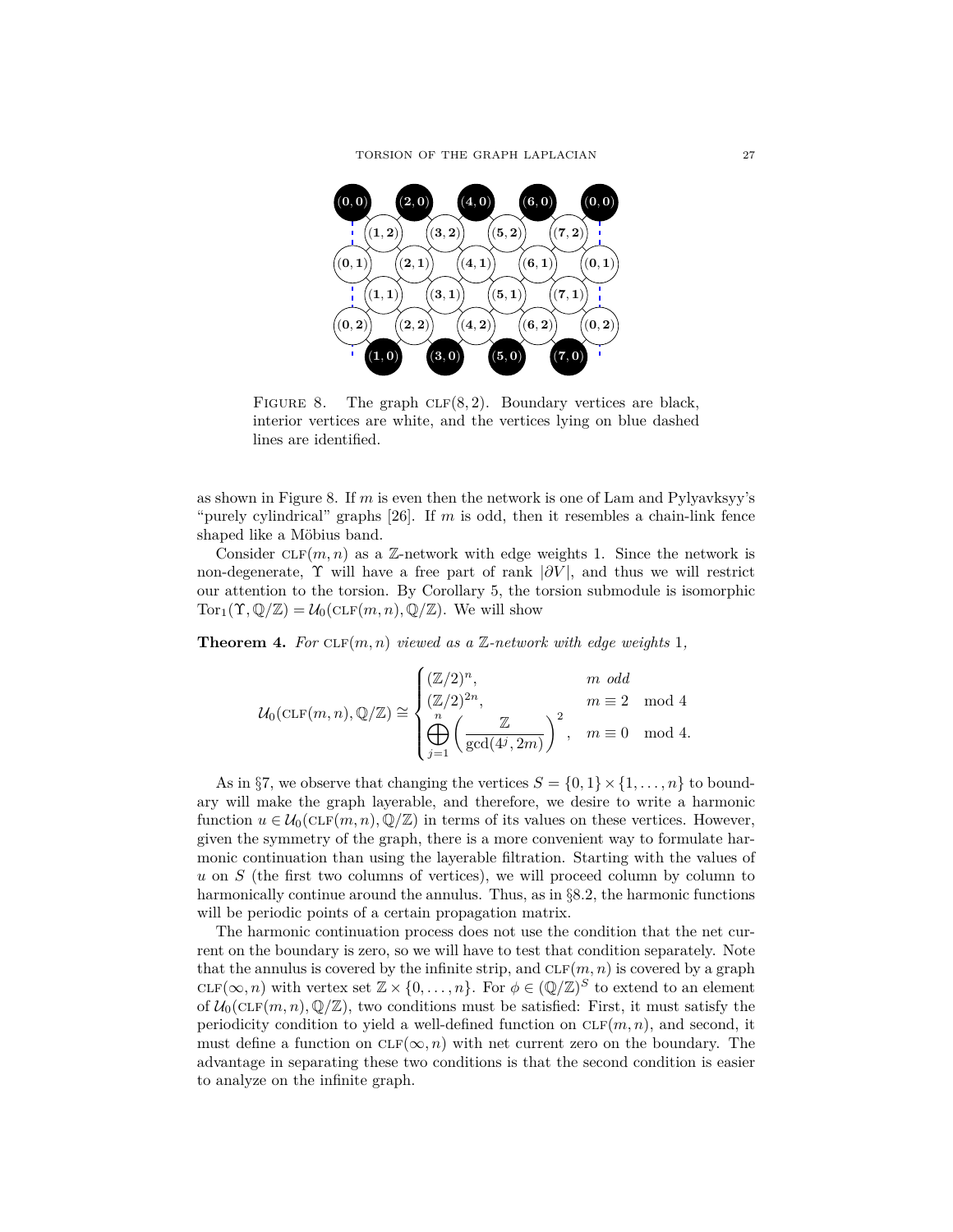FIGURE 8. The graph $\text{CLF}(8,2)$. Boundary vertices are black, interior vertices are white, and the vertices lying on blue dashed lines are identified.

as shown in Figure 8. If $m$ is even then the network is one of Lam and Pylyavksyy's "purely cylindrical" graphs [26]. If $m$ is odd, then it resembles a chain-link fence shaped like a Möbius band.

Consider $\text{CLF}(m,n)$ as a $\mathbb{Z}$-network with edge weights 1. Since the network is non-degenerate, $\Upsilon$ will have a free part of rank $|\partial V|$, and thus we will restrict our attention to the torsion. By Corollary 5, the torsion submodule is isomorphic $\text{Tor}_1(\Upsilon, \mathbb{Q}/\mathbb{Z}) = \mathcal{U}_0(\text{CLF}(m,n), \mathbb{Q}/\mathbb{Z})$. We will show

**Theorem 4.** *For $\text{CLF}(m,n)$ viewed as a $\mathbb{Z}$-network with edge weights 1,*

$$\mathcal{U}_0(\text{CLF}(m,n), \mathbb{Q}/\mathbb{Z}) \cong \begin{cases} (\mathbb{Z}/2)^n, & m \text{ odd} \\ (\mathbb{Z}/2)^{2n}, & m \equiv 2 \mod 4 \\ \displaystyle\bigoplus_{j=1}^{n} \left( \frac{\mathbb{Z}}{\gcd(4^j, 2m)} \right)^2, & m \equiv 0 \mod 4. \end{cases}$$

As in §7, we observe that changing the vertices $S = \{0,1\} \times \{1, \dots, n\}$ to boundary will make the graph layerable, and therefore, we desire to write a harmonic function $u \in \mathcal{U}_0(\text{CLF}(m,n), \mathbb{Q}/\mathbb{Z})$ in terms of its values on these vertices. However, given the symmetry of the graph, there is a more convenient way to formulate harmonic continuation than using the layerable filtration. Starting with the values of $u$ on $S$ (the first two columns of vertices), we will proceed column by column to harmonically continue around the annulus. Thus, as in §8.2, the harmonic functions will be periodic points of a certain propagation matrix.

The harmonic continuation process does not use the condition that the net current on the boundary is zero, so we will have to test that condition separately. Note that the annulus is covered by the infinite strip, and $\text{CLF}(m,n)$ is covered by a graph $\text{CLF}(\infty, n)$ with vertex set $\mathbb{Z} \times \{0, \dots, n\}$. For $\phi \in (\mathbb{Q}/\mathbb{Z})^S$ to extend to an element of $\mathcal{U}_0(\text{CLF}(m,n), \mathbb{Q}/\mathbb{Z})$, two conditions must be satisfied: First, it must satisfy the periodicity condition to yield a well-defined function on $\text{CLF}(m,n)$, and second, it must define a function on $\text{CLF}(\infty, n)$ with net current zero on the boundary. The advantage in separating these two conditions is that the second condition is easier to analyze on the infinite graph.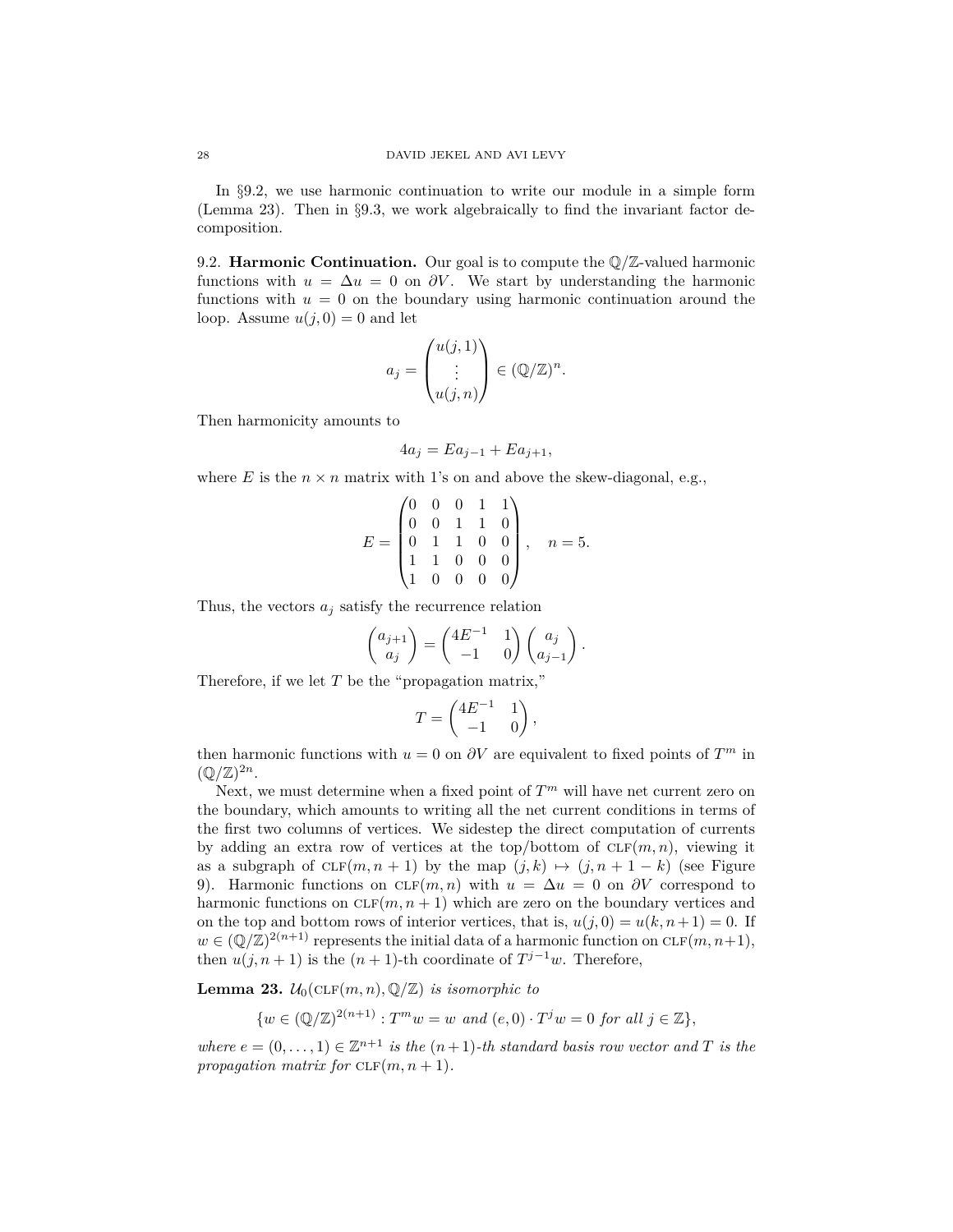In §9.2, we use harmonic continuation to write our module in a simple form (Lemma 23). Then in §9.3, we work algebraically to find the invariant factor decomposition.

9.2. **Harmonic Continuation.** Our goal is to compute the $\mathbb{Q}/\mathbb{Z}$-valued harmonic functions with $u = \Delta u = 0$ on $\partial V$. We start by understanding the harmonic functions with $u = 0$ on the boundary using harmonic continuation around the loop. Assume $u(j, 0) = 0$ and let

$$a_j = \begin{pmatrix} u(j,1) \\ \vdots \\ u(j,n) \end{pmatrix} \in (\mathbb{Q}/\mathbb{Z})^n.$$

Then harmonicity amounts to

$$4a_j = Ea_{j-1} + Ea_{j+1},$$

where $E$ is the $n \times n$ matrix with 1's on and above the skew-diagonal, e.g.,

$$E = \begin{pmatrix} 0 & 0 & 0 & 1 & 1 \\ 0 & 0 & 1 & 1 & 0 \\ 0 & 1 & 1 & 0 & 0 \\ 1 & 1 & 0 & 0 & 0 \\ 1 & 0 & 0 & 0 & 0 \end{pmatrix}, \quad n = 5.$$

Thus, the vectors $a_j$ satisfy the recurrence relation

$$\begin{pmatrix} a_{j+1} \\ a_j \end{pmatrix} = \begin{pmatrix} 4E^{-1} & 1 \\ -1 & 0 \end{pmatrix} \begin{pmatrix} a_j \\ a_{j-1} \end{pmatrix}.$$

Therefore, if we let $T$ be the "propagation matrix,"

$$T = \begin{pmatrix} 4E^{-1} & 1 \\ -1 & 0 \end{pmatrix},$$

then harmonic functions with $u = 0$ on $\partial V$ are equivalent to fixed points of $T^m$ in $(\mathbb{Q}/\mathbb{Z})^{2n}$.

Next, we must determine when a fixed point of $T^m$ will have net current zero on the boundary, which amounts to writing all the net current conditions in terms of the first two columns of vertices. We sidestep the direct computation of currents by adding an extra row of vertices at the top/bottom of $\textsc{clf}(m,n)$, viewing it as a subgraph of $\textsc{clf}(m,n+1)$ by the map $(j,k) \mapsto (j, n+1-k)$ (see Figure 9). Harmonic functions on $\textsc{clf}(m,n)$ with $u = \Delta u = 0$ on $\partial V$ correspond to harmonic functions on $\textsc{clf}(m,n+1)$ which are zero on the boundary vertices and on the top and bottom rows of interior vertices, that is, $u(j,0) = u(k,n+1) = 0$. If $w \in (\mathbb{Q}/\mathbb{Z})^{2(n+1)}$ represents the initial data of a harmonic function on $\textsc{clf}(m,n+1)$, then $u(j,n+1)$ is the $(n+1)$-th coordinate of $T^{j-1}w$. Therefore,

**Lemma 23.** *$\mathcal{U}_0(\textsc{clf}(m,n), \mathbb{Q}/\mathbb{Z})$ is isomorphic to*

$$\{w \in (\mathbb{Q}/\mathbb{Z})^{2(n+1)} : T^m w = w \text{ and } (e,0) \cdot T^j w = 0 \text{ for all } j \in \mathbb{Z}\},$$

*where $e = (0,\ldots,1) \in \mathbb{Z}^{n+1}$ is the $(n+1)$-th standard basis row vector and $T$ is the propagation matrix for $\textsc{clf}(m,n+1)$.*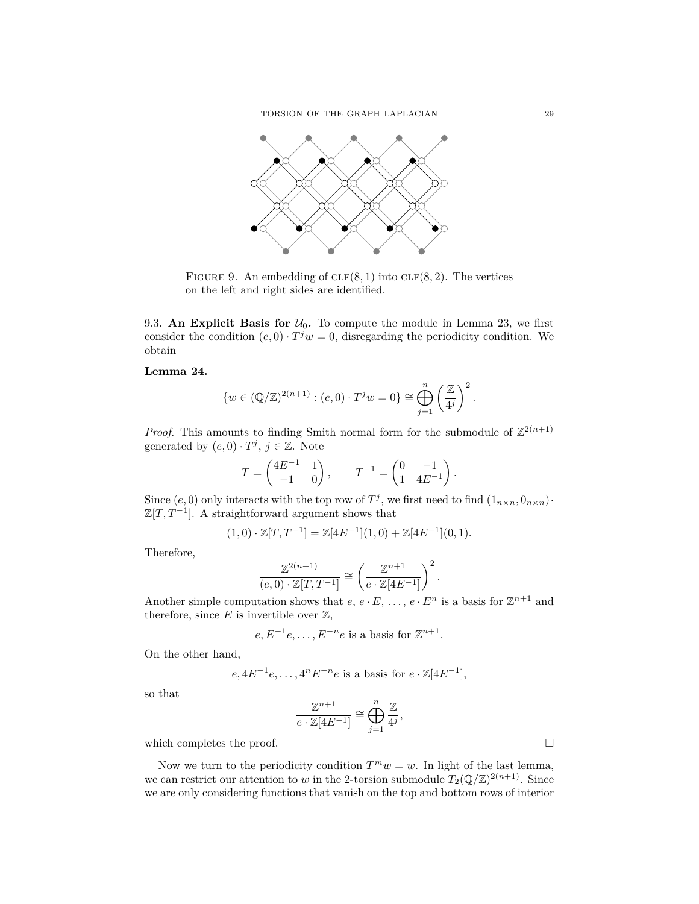FIGURE 9. An embedding of $\text{CLF}(8,1)$ into $\text{CLF}(8,2)$. The vertices on the left and right sides are identified.

9.3. **An Explicit Basis for $\mathcal{U}_0$.** To compute the module in Lemma 23, we first consider the condition $(e,0)\cdot T^j w = 0$, disregarding the periodicity condition. We obtain

**Lemma 24.**

$$\{w \in (\mathbb{Q}/\mathbb{Z})^{2(n+1)} : (e,0)\cdot T^j w = 0\} \cong \bigoplus_{j=1}^{n} \left(\frac{\mathbb{Z}}{4^j}\right)^2.$$

*Proof.* This amounts to finding Smith normal form for the submodule of $\mathbb{Z}^{2(n+1)}$ generated by $(e,0)\cdot T^j$, $j \in \mathbb{Z}$. Note

$$T = \begin{pmatrix} 4E^{-1} & 1 \\ -1 & 0 \end{pmatrix}, \qquad T^{-1} = \begin{pmatrix} 0 & -1 \\ 1 & 4E^{-1} \end{pmatrix}.$$

Since $(e,0)$ only interacts with the top row of $T^j$, we first need to find $(1_{n\times n}, 0_{n\times n})\cdot \mathbb{Z}[T,T^{-1}]$. A straightforward argument shows that

$$(1,0)\cdot \mathbb{Z}[T,T^{-1}] = \mathbb{Z}[4E^{-1}](1,0) + \mathbb{Z}[4E^{-1}](0,1).$$

Therefore,

$$\frac{\mathbb{Z}^{2(n+1)}}{(e,0)\cdot \mathbb{Z}[T,T^{-1}]} \cong \left(\frac{\mathbb{Z}^{n+1}}{e\cdot \mathbb{Z}[4E^{-1}]}\right)^2.$$

Another simple computation shows that $e$, $e\cdot E$, $\dots$, $e\cdot E^n$ is a basis for $\mathbb{Z}^{n+1}$ and therefore, since $E$ is invertible over $\mathbb{Z}$,

$$e, E^{-1}e, \dots, E^{-n}e \text{ is a basis for } \mathbb{Z}^{n+1}.$$

On the other hand,

$$e, 4E^{-1}e, \dots, 4^n E^{-n}e \text{ is a basis for } e\cdot \mathbb{Z}[4E^{-1}],$$

so that

$$\frac{\mathbb{Z}^{n+1}}{e\cdot \mathbb{Z}[4E^{-1}]} \cong \bigoplus_{j=1}^{n} \frac{\mathbb{Z}}{4^j},$$

which completes the proof. $\square$

Now we turn to the periodicity condition $T^m w = w$. In light of the last lemma, we can restrict our attention to $w$ in the 2-torsion submodule $T_2(\mathbb{Q}/\mathbb{Z})^{2(n+1)}$. Since we are only considering functions that vanish on the top and bottom rows of interior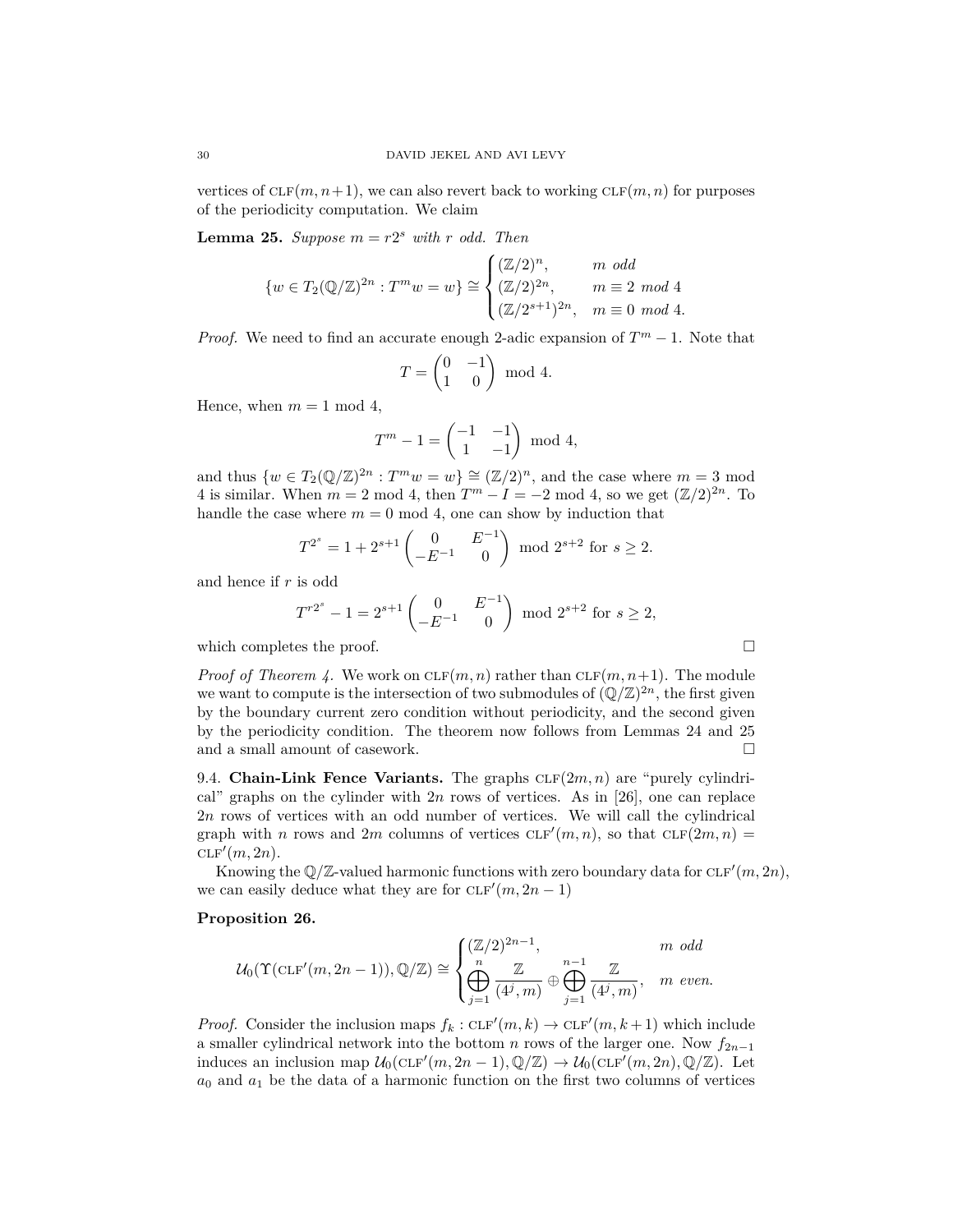vertices of $\textsc{clf}(m, n+1)$, we can also revert back to working $\textsc{clf}(m, n)$ for purposes of the periodicity computation. We claim

**Lemma 25.** *Suppose $m = r2^s$ with $r$ odd. Then*

$$\{w \in T_2(\mathbb{Q}/\mathbb{Z})^{2n} : T^m w = w\} \cong \begin{cases} (\mathbb{Z}/2)^n, & m \text{ odd} \\ (\mathbb{Z}/2)^{2n}, & m \equiv 2 \text{ mod } 4 \\ (\mathbb{Z}/2^{s+1})^{2n}, & m \equiv 0 \text{ mod } 4. \end{cases}$$

*Proof.* We need to find an accurate enough 2-adic expansion of $T^m - 1$. Note that

$$T = \begin{pmatrix} 0 & -1 \\ 1 & 0 \end{pmatrix} \text{ mod } 4.$$

Hence, when $m = 1$ mod 4,

$$T^m - 1 = \begin{pmatrix} -1 & -1 \\ 1 & -1 \end{pmatrix} \text{ mod } 4,$$

and thus $\{w \in T_2(\mathbb{Q}/\mathbb{Z})^{2n} : T^m w = w\} \cong (\mathbb{Z}/2)^n$, and the case where $m = 3$ mod 4 is similar. When $m = 2$ mod 4, then $T^m - I = -2$ mod 4, so we get $(\mathbb{Z}/2)^{2n}$. To handle the case where $m = 0$ mod 4, one can show by induction that

$$T^{2^s} = 1 + 2^{s+1} \begin{pmatrix} 0 & E^{-1} \\ -E^{-1} & 0 \end{pmatrix} \text{ mod } 2^{s+2} \text{ for } s \geq 2.$$

and hence if $r$ is odd

$$T^{r2^s} - 1 = 2^{s+1} \begin{pmatrix} 0 & E^{-1} \\ -E^{-1} & 0 \end{pmatrix} \text{ mod } 2^{s+2} \text{ for } s \geq 2,$$

which completes the proof. $\square$

*Proof of Theorem 4.* We work on $\textsc{clf}(m, n)$ rather than $\textsc{clf}(m, n+1)$. The module we want to compute is the intersection of two submodules of $(\mathbb{Q}/\mathbb{Z})^{2n}$, the first given by the boundary current zero condition without periodicity, and the second given by the periodicity condition. The theorem now follows from Lemmas 24 and 25 and a small amount of casework. $\square$

9.4. **Chain-Link Fence Variants.** The graphs $\textsc{clf}(2m, n)$ are "purely cylindrical" graphs on the cylinder with $2n$ rows of vertices. As in [26], one can replace $2n$ rows of vertices with an odd number of vertices. We will call the cylindrical graph with $n$ rows and $2m$ columns of vertices $\textsc{clf}'(m, n)$, so that $\textsc{clf}(2m, n) = \textsc{clf}'(m, 2n)$.

Knowing the $\mathbb{Q}/\mathbb{Z}$-valued harmonic functions with zero boundary data for $\textsc{clf}'(m, 2n)$, we can easily deduce what they are for $\textsc{clf}'(m, 2n-1)$

**Proposition 26.**

$$\mathcal{U}_0(\Upsilon(\textsc{clf}'(m, 2n-1)), \mathbb{Q}/\mathbb{Z}) \cong \begin{cases} (\mathbb{Z}/2)^{2n-1}, & m \text{ odd} \\ \displaystyle\bigoplus_{j=1}^{n} \frac{\mathbb{Z}}{(4^j, m)} \oplus \bigoplus_{j=1}^{n-1} \frac{\mathbb{Z}}{(4^j, m)}, & m \text{ even.} \end{cases}$$

*Proof.* Consider the inclusion maps $f_k : \textsc{clf}'(m, k) \to \textsc{clf}'(m, k+1)$ which include a smaller cylindrical network into the bottom $n$ rows of the larger one. Now $f_{2n-1}$ induces an inclusion map $\mathcal{U}_0(\textsc{clf}'(m, 2n-1), \mathbb{Q}/\mathbb{Z}) \to \mathcal{U}_0(\textsc{clf}'(m, 2n), \mathbb{Q}/\mathbb{Z})$. Let $a_0$ and $a_1$ be the data of a harmonic function on the first two columns of vertices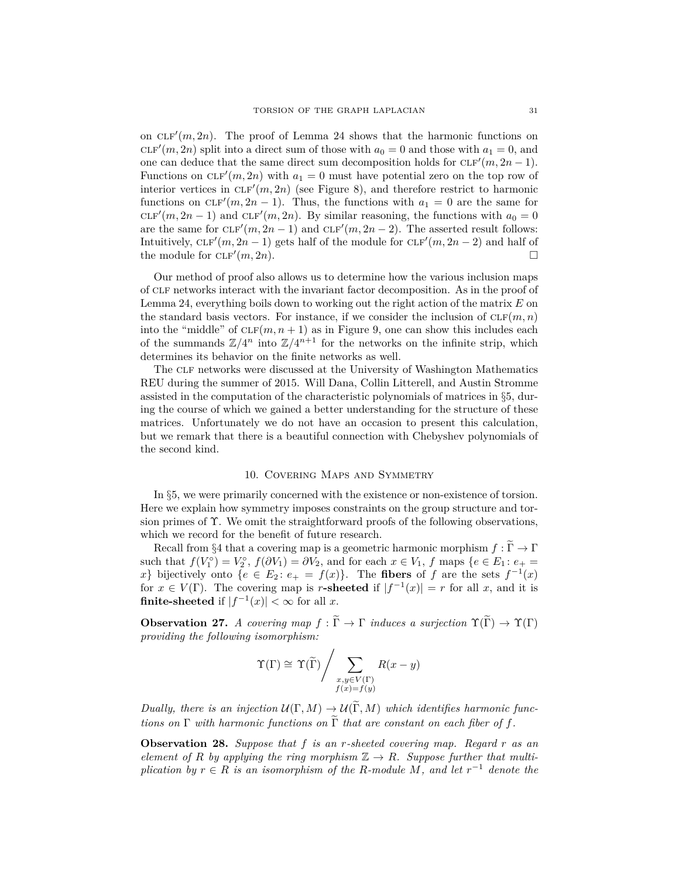on $\text{CLF}'(m, 2n)$. The proof of Lemma 24 shows that the harmonic functions on $\text{CLF}'(m, 2n)$ split into a direct sum of those with $a_0 = 0$ and those with $a_1 = 0$, and one can deduce that the same direct sum decomposition holds for $\text{CLF}'(m, 2n-1)$. Functions on $\text{CLF}'(m, 2n)$ with $a_1 = 0$ must have potential zero on the top row of interior vertices in $\text{CLF}'(m, 2n)$ (see Figure 8), and therefore restrict to harmonic functions on $\text{CLF}'(m, 2n-1)$. Thus, the functions with $a_1 = 0$ are the same for $\text{CLF}'(m, 2n-1)$ and $\text{CLF}'(m, 2n)$. By similar reasoning, the functions with $a_0 = 0$ are the same for $\text{CLF}'(m, 2n-1)$ and $\text{CLF}'(m, 2n-2)$. The asserted result follows: Intuitively, $\text{CLF}'(m, 2n-1)$ gets half of the module for $\text{CLF}'(m, 2n-2)$ and half of the module for $\text{CLF}'(m, 2n)$. □

Our method of proof also allows us to determine how the various inclusion maps of CLF networks interact with the invariant factor decomposition. As in the proof of Lemma 24, everything boils down to working out the right action of the matrix $E$ on the standard basis vectors. For instance, if we consider the inclusion of $\text{CLF}(m, n)$ into the "middle" of $\text{CLF}(m, n+1)$ as in Figure 9, one can show this includes each of the summands $\mathbb{Z}/4^n$ into $\mathbb{Z}/4^{n+1}$ for the networks on the infinite strip, which determines its behavior on the finite networks as well.

The CLF networks were discussed at the University of Washington Mathematics REU during the summer of 2015. Will Dana, Collin Litterell, and Austin Stromme assisted in the computation of the characteristic polynomials of matrices in §5, during the course of which we gained a better understanding for the structure of these matrices. Unfortunately we do not have an occasion to present this calculation, but we remark that there is a beautiful connection with Chebyshev polynomials of the second kind.

## 10. Covering Maps and Symmetry

In §5, we were primarily concerned with the existence or non-existence of torsion. Here we explain how symmetry imposes constraints on the group structure and torsion primes of $\Upsilon$. We omit the straightforward proofs of the following observations, which we record for the benefit of future research.

Recall from §4 that a covering map is a geometric harmonic morphism $f : \widetilde{\Gamma} \to \Gamma$ such that $f(V_1^\circ) = V_2^\circ$, $f(\partial V_1) = \partial V_2$, and for each $x \in V_1$, $f$ maps $\{e \in E_1 : e_+ = x\}$ bijectively onto $\{e \in E_2 : e_+ = f(x)\}$. The **fibers** of $f$ are the sets $f^{-1}(x)$ for $x \in V(\Gamma)$. The covering map is $r$**-sheeted** if $|f^{-1}(x)| = r$ for all $x$, and it is **finite-sheeted** if $|f^{-1}(x)| < \infty$ for all $x$.

**Observation 27.** *A covering map $f : \widetilde{\Gamma} \to \Gamma$ induces a surjection $\Upsilon(\widetilde{\Gamma}) \to \Upsilon(\Gamma)$ providing the following isomorphism:*

$$\Upsilon(\Gamma) \cong \Upsilon(\widetilde{\Gamma}) \Big/ \sum_{\substack{x,y \in V(\Gamma) \\ f(x)=f(y)}} R(x-y)$$

*Dually, there is an injection $\mathcal{U}(\Gamma, M) \to \mathcal{U}(\widetilde{\Gamma}, M)$ which identifies harmonic functions on $\Gamma$ with harmonic functions on $\widetilde{\Gamma}$ that are constant on each fiber of $f$.*

**Observation 28.** *Suppose that $f$ is an $r$-sheeted covering map. Regard $r$ as an element of $R$ by applying the ring morphism $\mathbb{Z} \to R$. Suppose further that multiplication by $r \in R$ is an isomorphism of the $R$-module $M$, and let $r^{-1}$ denote the*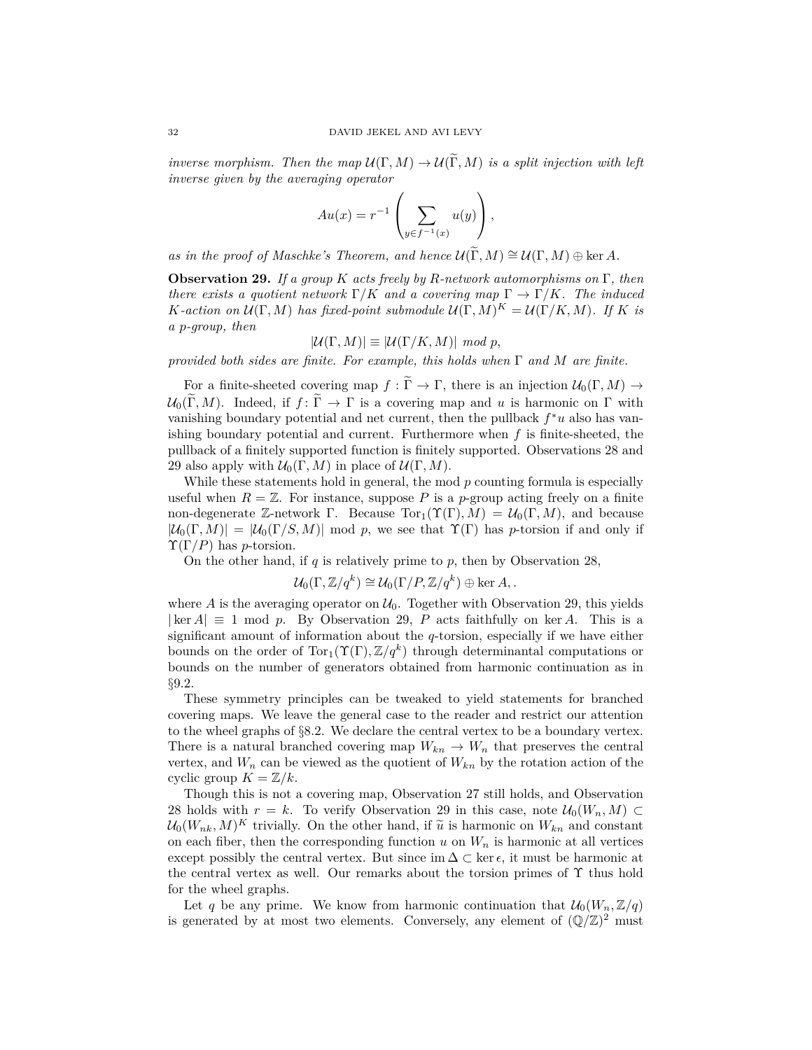*inverse morphism. Then the map $\mathcal{U}(\Gamma, M) \to \mathcal{U}(\widetilde{\Gamma}, M)$ is a split injection with left inverse given by the averaging operator*

$$Au(x) = r^{-1}\left(\sum_{y \in f^{-1}(x)} u(y)\right),$$

*as in the proof of Maschke's Theorem, and hence $\mathcal{U}(\widetilde{\Gamma}, M) \cong \mathcal{U}(\Gamma, M) \oplus \ker A$.*

**Observation 29.** *If a group $K$ acts freely by $R$-network automorphisms on $\Gamma$, then there exists a quotient network $\Gamma/K$ and a covering map $\Gamma \to \Gamma/K$. The induced $K$-action on $\mathcal{U}(\Gamma, M)$ has fixed-point submodule $\mathcal{U}(\Gamma, M)^K = \mathcal{U}(\Gamma/K, M)$. If $K$ is a $p$-group, then*

$$|\mathcal{U}(\Gamma, M)| \equiv |\mathcal{U}(\Gamma/K, M)| \text{ mod } p,$$

*provided both sides are finite. For example, this holds when $\Gamma$ and $M$ are finite.*

For a finite-sheeted covering map $f : \widetilde{\Gamma} \to \Gamma$, there is an injection $\mathcal{U}_0(\Gamma, M) \to \mathcal{U}_0(\widetilde{\Gamma}, M)$. Indeed, if $f : \widetilde{\Gamma} \to \Gamma$ is a covering map and $u$ is harmonic on $\Gamma$ with vanishing boundary potential and net current, then the pullback $f^*u$ also has vanishing boundary potential and current. Furthermore when $f$ is finite-sheeted, the pullback of a finitely supported function is finitely supported. Observations 28 and 29 also apply with $\mathcal{U}_0(\Gamma, M)$ in place of $\mathcal{U}(\Gamma, M)$.

While these statements hold in general, the mod $p$ counting formula is especially useful when $R = \mathbb{Z}$. For instance, suppose $P$ is a $p$-group acting freely on a finite non-degenerate $\mathbb{Z}$-network $\Gamma$. Because $\operatorname{Tor}_1(\Upsilon(\Gamma), M) = \mathcal{U}_0(\Gamma, M)$, and because $|\mathcal{U}_0(\Gamma, M)| = |\mathcal{U}_0(\Gamma/S, M)|$ mod $p$, we see that $\Upsilon(\Gamma)$ has $p$-torsion if and only if $\Upsilon(\Gamma/P)$ has $p$-torsion.

On the other hand, if $q$ is relatively prime to $p$, then by Observation 28,

$$\mathcal{U}_0(\Gamma, \mathbb{Z}/q^k) \cong \mathcal{U}_0(\Gamma/P, \mathbb{Z}/q^k) \oplus \ker A, .$$

where $A$ is the averaging operator on $\mathcal{U}_0$. Together with Observation 29, this yields $|\ker A| \equiv 1$ mod $p$. By Observation 29, $P$ acts faithfully on $\ker A$. This is a significant amount of information about the $q$-torsion, especially if we have either bounds on the order of $\operatorname{Tor}_1(\Upsilon(\Gamma), \mathbb{Z}/q^k)$ through determinantal computations or bounds on the number of generators obtained from harmonic continuation as in §9.2.

These symmetry principles can be tweaked to yield statements for branched covering maps. We leave the general case to the reader and restrict our attention to the wheel graphs of §8.2. We declare the central vertex to be a boundary vertex. There is a natural branched covering map $W_{kn} \to W_n$ that preserves the central vertex, and $W_n$ can be viewed as the quotient of $W_{kn}$ by the rotation action of the cyclic group $K = \mathbb{Z}/k$.

Though this is not a covering map, Observation 27 still holds, and Observation 28 holds with $r = k$. To verify Observation 29 in this case, note $\mathcal{U}_0(W_n, M) \subset \mathcal{U}_0(W_{nk}, M)^K$ trivially. On the other hand, if $\widetilde{u}$ is harmonic on $W_{kn}$ and constant on each fiber, then the corresponding function $u$ on $W_n$ is harmonic at all vertices except possibly the central vertex. But since $\operatorname{im} \Delta \subset \ker \epsilon$, it must be harmonic at the central vertex as well. Our remarks about the torsion primes of $\Upsilon$ thus hold for the wheel graphs.

Let $q$ be any prime. We know from harmonic continuation that $\mathcal{U}_0(W_n, \mathbb{Z}/q)$ is generated by at most two elements. Conversely, any element of $(\mathbb{Q}/\mathbb{Z})^2$ must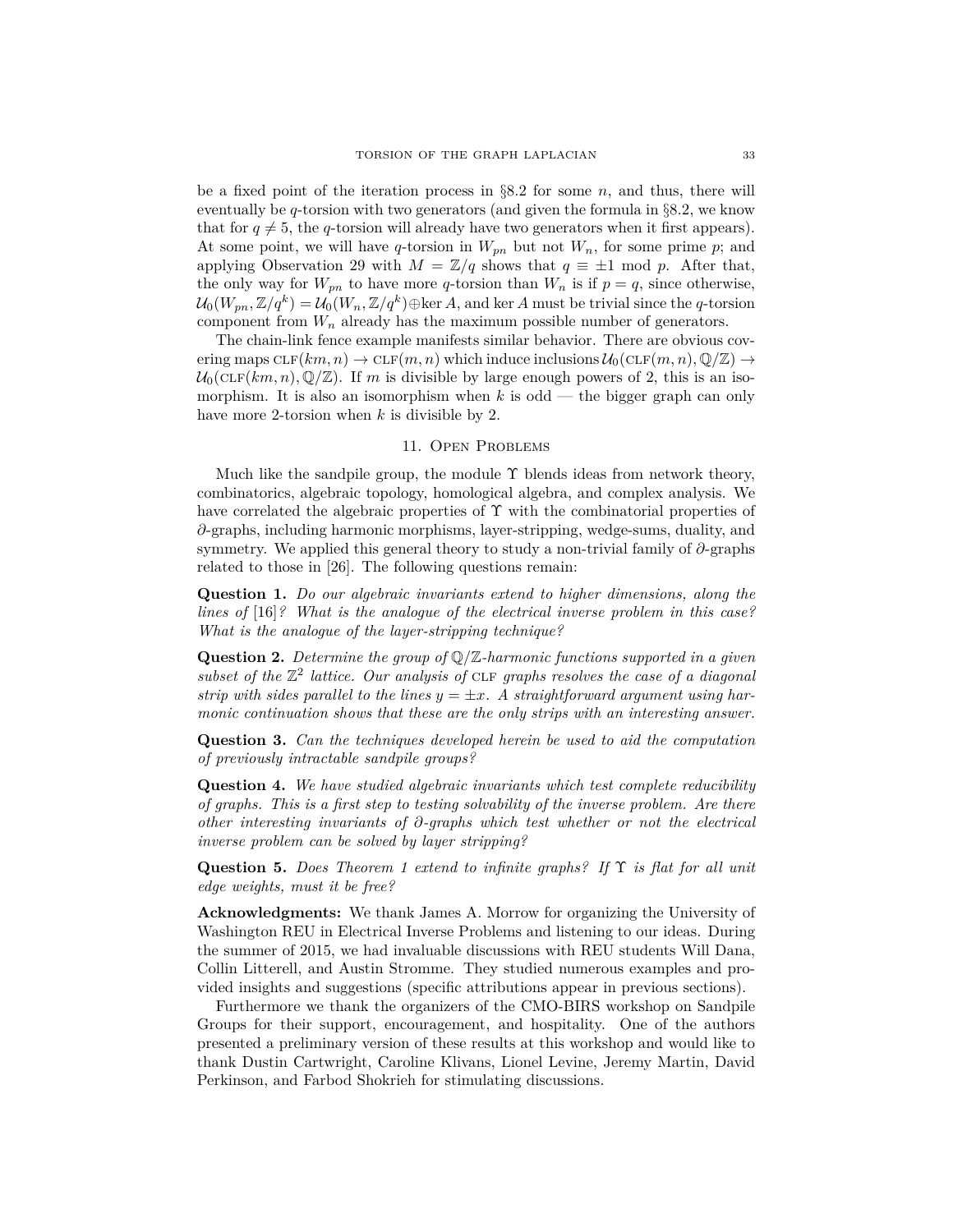be a fixed point of the iteration process in §8.2 for some $n$, and thus, there will eventually be $q$-torsion with two generators (and given the formula in §8.2, we know that for $q \neq 5$, the $q$-torsion will already have two generators when it first appears). At some point, we will have $q$-torsion in $W_{pn}$ but not $W_n$, for some prime $p$; and applying Observation 29 with $M = \mathbb{Z}/q$ shows that $q \equiv \pm 1 \bmod p$. After that, the only way for $W_{pn}$ to have more $q$-torsion than $W_n$ is if $p = q$, since otherwise, $\mathcal{U}_0(W_{pn}, \mathbb{Z}/q^k) = \mathcal{U}_0(W_n, \mathbb{Z}/q^k) \oplus \ker A$, and $\ker A$ must be trivial since the $q$-torsion component from $W_n$ already has the maximum possible number of generators.

The chain-link fence example manifests similar behavior. There are obvious covering maps $\text{CLF}(km, n) \to \text{CLF}(m, n)$ which induce inclusions $\mathcal{U}_0(\text{CLF}(m,n), \mathbb{Q}/\mathbb{Z}) \to \mathcal{U}_0(\text{CLF}(km,n), \mathbb{Q}/\mathbb{Z})$. If $m$ is divisible by large enough powers of 2, this is an isomorphism. It is also an isomorphism when $k$ is odd — the bigger graph can only have more 2-torsion when $k$ is divisible by 2.

## 11. Open Problems

Much like the sandpile group, the module $\Upsilon$ blends ideas from network theory, combinatorics, algebraic topology, homological algebra, and complex analysis. We have correlated the algebraic properties of $\Upsilon$ with the combinatorial properties of $\partial$-graphs, including harmonic morphisms, layer-stripping, wedge-sums, duality, and symmetry. We applied this general theory to study a non-trivial family of $\partial$-graphs related to those in [26]. The following questions remain:

**Question 1.** *Do our algebraic invariants extend to higher dimensions, along the lines of* [16]*? What is the analogue of the electrical inverse problem in this case? What is the analogue of the layer-stripping technique?*

**Question 2.** *Determine the group of $\mathbb{Q}/\mathbb{Z}$-harmonic functions supported in a given subset of the $\mathbb{Z}^2$ lattice. Our analysis of* CLF *graphs resolves the case of a diagonal strip with sides parallel to the lines $y = \pm x$. A straightforward argument using harmonic continuation shows that these are the only strips with an interesting answer.*

**Question 3.** *Can the techniques developed herein be used to aid the computation of previously intractable sandpile groups?*

**Question 4.** *We have studied algebraic invariants which test complete reducibility of graphs. This is a first step to testing solvability of the inverse problem. Are there other interesting invariants of $\partial$-graphs which test whether or not the electrical inverse problem can be solved by layer stripping?*

**Question 5.** *Does Theorem 1 extend to infinite graphs? If $\Upsilon$ is flat for all unit edge weights, must it be free?*

**Acknowledgments:** We thank James A. Morrow for organizing the University of Washington REU in Electrical Inverse Problems and listening to our ideas. During the summer of 2015, we had invaluable discussions with REU students Will Dana, Collin Litterell, and Austin Stromme. They studied numerous examples and provided insights and suggestions (specific attributions appear in previous sections).

Furthermore we thank the organizers of the CMO-BIRS workshop on Sandpile Groups for their support, encouragement, and hospitality. One of the authors presented a preliminary version of these results at this workshop and would like to thank Dustin Cartwright, Caroline Klivans, Lionel Levine, Jeremy Martin, David Perkinson, and Farbod Shokrieh for stimulating discussions.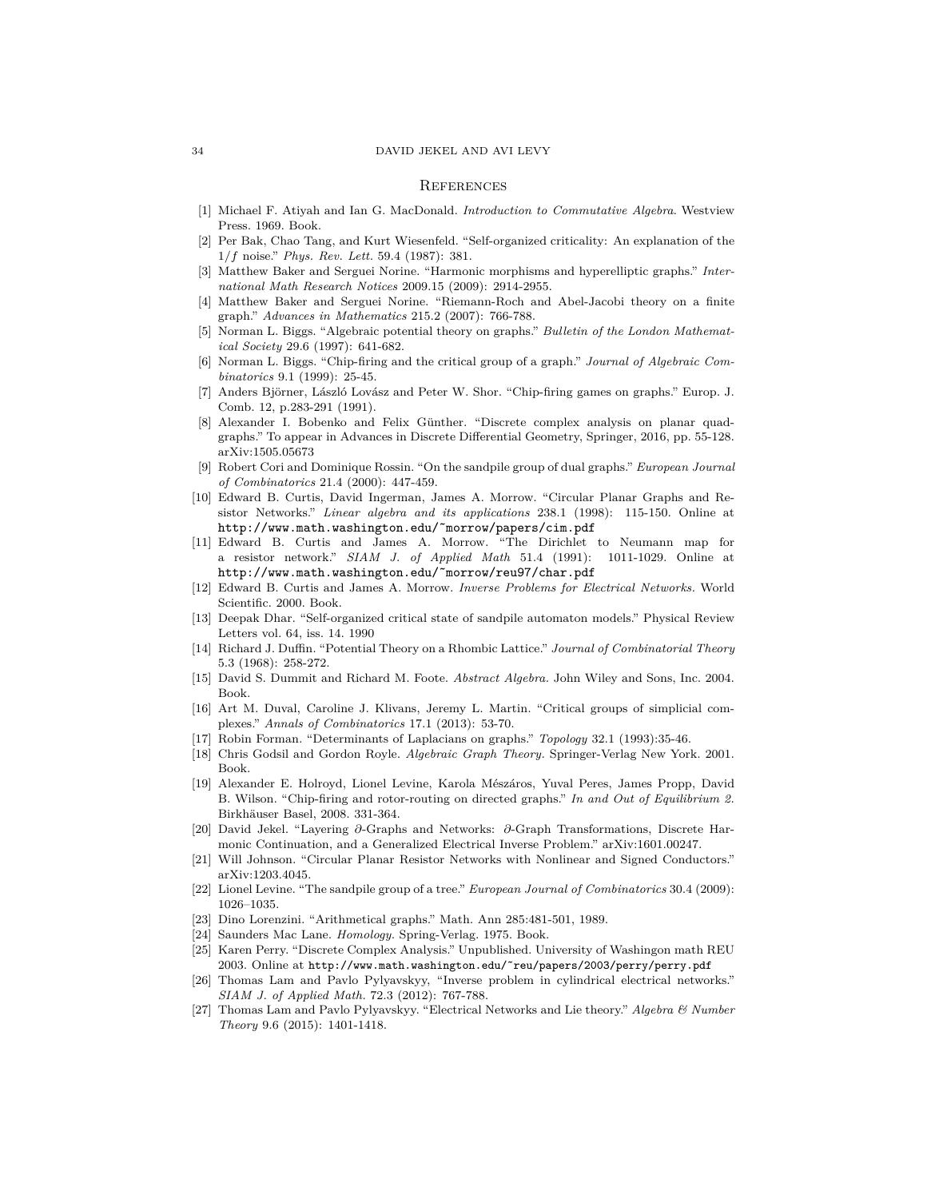## References

[1] Michael F. Atiyah and Ian G. MacDonald. *Introduction to Commutative Algebra*. Westview Press. 1969. Book.

[2] Per Bak, Chao Tang, and Kurt Wiesenfeld. "Self-organized criticality: An explanation of the $1/f$ noise." *Phys. Rev. Lett.* 59.4 (1987): 381.

[3] Matthew Baker and Serguei Norine. "Harmonic morphisms and hyperelliptic graphs." *International Math Research Notices* 2009.15 (2009): 2914-2955.

[4] Matthew Baker and Serguei Norine. "Riemann-Roch and Abel-Jacobi theory on a finite graph." *Advances in Mathematics* 215.2 (2007): 766-788.

[5] Norman L. Biggs. "Algebraic potential theory on graphs." *Bulletin of the London Mathematical Society* 29.6 (1997): 641-682.

[6] Norman L. Biggs. "Chip-firing and the critical group of a graph." *Journal of Algebraic Combinatorics* 9.1 (1999): 25-45.

[7] Anders Björner, László Lovász and Peter W. Shor. "Chip-firing games on graphs." Europ. J. Comb. 12, p.283-291 (1991).

[8] Alexander I. Bobenko and Felix Günther. "Discrete complex analysis on planar quad-graphs." To appear in Advances in Discrete Differential Geometry, Springer, 2016, pp. 55-128. arXiv:1505.05673

[9] Robert Cori and Dominique Rossin. "On the sandpile group of dual graphs." *European Journal of Combinatorics* 21.4 (2000): 447-459.

[10] Edward B. Curtis, David Ingerman, James A. Morrow. "Circular Planar Graphs and Resistor Networks." *Linear algebra and its applications* 238.1 (1998): 115-150. Online at `http://www.math.washington.edu/~morrow/papers/cim.pdf`

[11] Edward B. Curtis and James A. Morrow. "The Dirichlet to Neumann map for a resistor network." *SIAM J. of Applied Math* 51.4 (1991): 1011-1029. Online at `http://www.math.washington.edu/~morrow/reu97/char.pdf`

[12] Edward B. Curtis and James A. Morrow. *Inverse Problems for Electrical Networks*. World Scientific. 2000. Book.

[13] Deepak Dhar. "Self-organized critical state of sandpile automaton models." Physical Review Letters vol. 64, iss. 14. 1990

[14] Richard J. Duffin. "Potential Theory on a Rhombic Lattice." *Journal of Combinatorial Theory* 5.3 (1968): 258-272.

[15] David S. Dummit and Richard M. Foote. *Abstract Algebra*. John Wiley and Sons, Inc. 2004. Book.

[16] Art M. Duval, Caroline J. Klivans, Jeremy L. Martin. "Critical groups of simplicial complexes." *Annals of Combinatorics* 17.1 (2013): 53-70.

[17] Robin Forman. "Determinants of Laplacians on graphs." *Topology* 32.1 (1993):35-46.

[18] Chris Godsil and Gordon Royle. *Algebraic Graph Theory*. Springer-Verlag New York. 2001. Book.

[19] Alexander E. Holroyd, Lionel Levine, Karola Mészáros, Yuval Peres, James Propp, David B. Wilson. "Chip-firing and rotor-routing on directed graphs." *In and Out of Equilibrium 2*. Birkhäuser Basel, 2008. 331-364.

[20] David Jekel. "Layering $\partial$-Graphs and Networks: $\partial$-Graph Transformations, Discrete Harmonic Continuation, and a Generalized Electrical Inverse Problem." arXiv:1601.00247.

[21] Will Johnson. "Circular Planar Resistor Networks with Nonlinear and Signed Conductors." arXiv:1203.4045.

[22] Lionel Levine. "The sandpile group of a tree." *European Journal of Combinatorics* 30.4 (2009): 1026–1035.

[23] Dino Lorenzini. "Arithmetical graphs." Math. Ann 285:481-501, 1989.

[24] Saunders Mac Lane. *Homology*. Spring-Verlag. 1975. Book.

[25] Karen Perry. "Discrete Complex Analysis." Unpublished. University of Washingon math REU 2003. Online at `http://www.math.washington.edu/~reu/papers/2003/perry/perry.pdf`

[26] Thomas Lam and Pavlo Pylyavskyy, "Inverse problem in cylindrical electrical networks." *SIAM J. of Applied Math.* 72.3 (2012): 767-788.

[27] Thomas Lam and Pavlo Pylyavskyy. "Electrical Networks and Lie theory." *Algebra & Number Theory* 9.6 (2015): 1401-1418.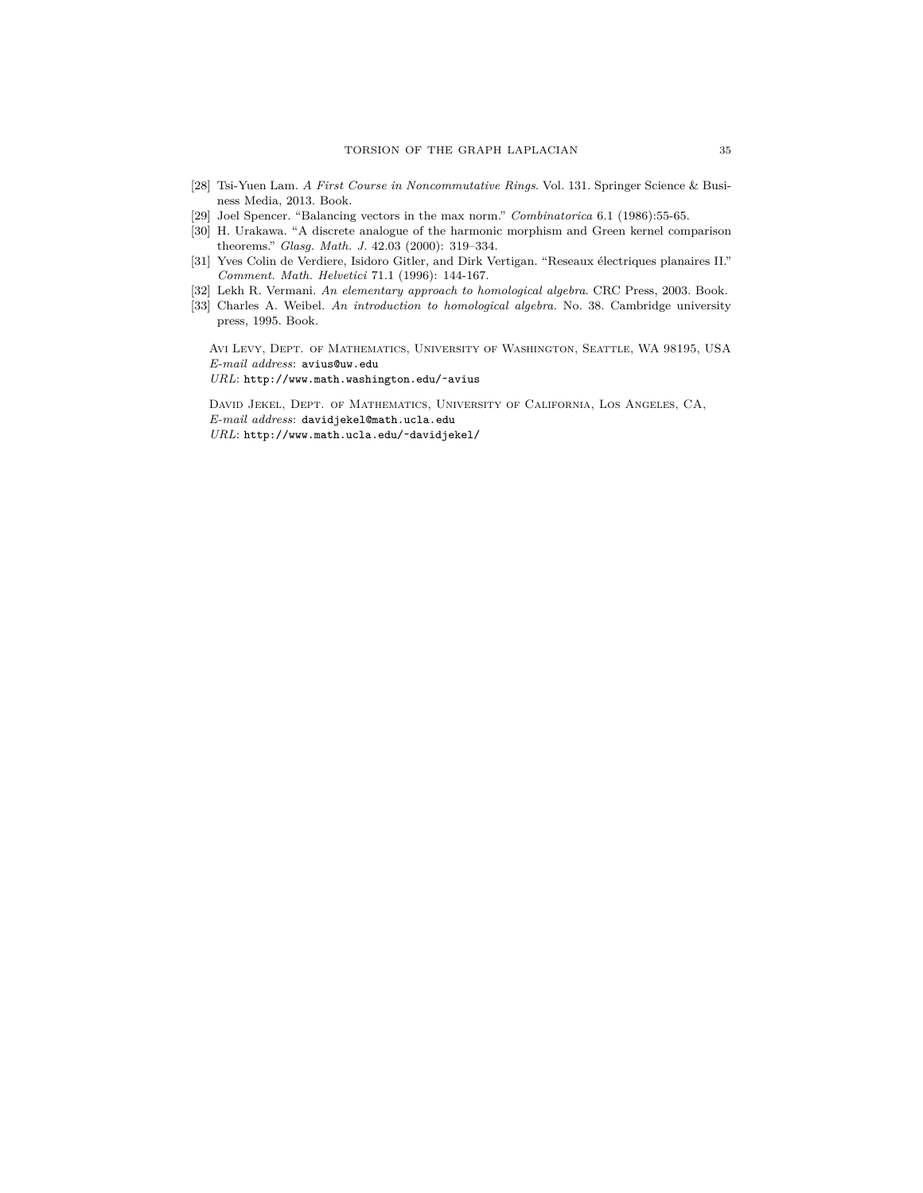[28] Tsi-Yuen Lam. *A First Course in Noncommutative Rings*. Vol. 131. Springer Science & Business Media, 2013. Book.

[29] Joel Spencer. "Balancing vectors in the max norm." *Combinatorica* 6.1 (1986):55-65.

[30] H. Urakawa. "A discrete analogue of the harmonic morphism and Green kernel comparison theorems." *Glasg. Math. J.* 42.03 (2000): 319–334.

[31] Yves Colin de Verdiere, Isidoro Gitler, and Dirk Vertigan. "Reseaux électriques planaires II." *Comment. Math. Helvetici* 71.1 (1996): 144-167.

[32] Lekh R. Vermani. *An elementary approach to homological algebra*. CRC Press, 2003. Book.

[33] Charles A. Weibel. *An introduction to homological algebra*. No. 38. Cambridge university press, 1995. Book.

Avi Levy, Dept. of Mathematics, University of Washington, Seattle, WA 98195, USA
*E-mail address*: avius@uw.edu
*URL*: http://www.math.washington.edu/~avius

David Jekel, Dept. of Mathematics, University of California, Los Angeles, CA,
*E-mail address*: davidjekel@math.ucla.edu
*URL*: http://www.math.ucla.edu/~davidjekel/